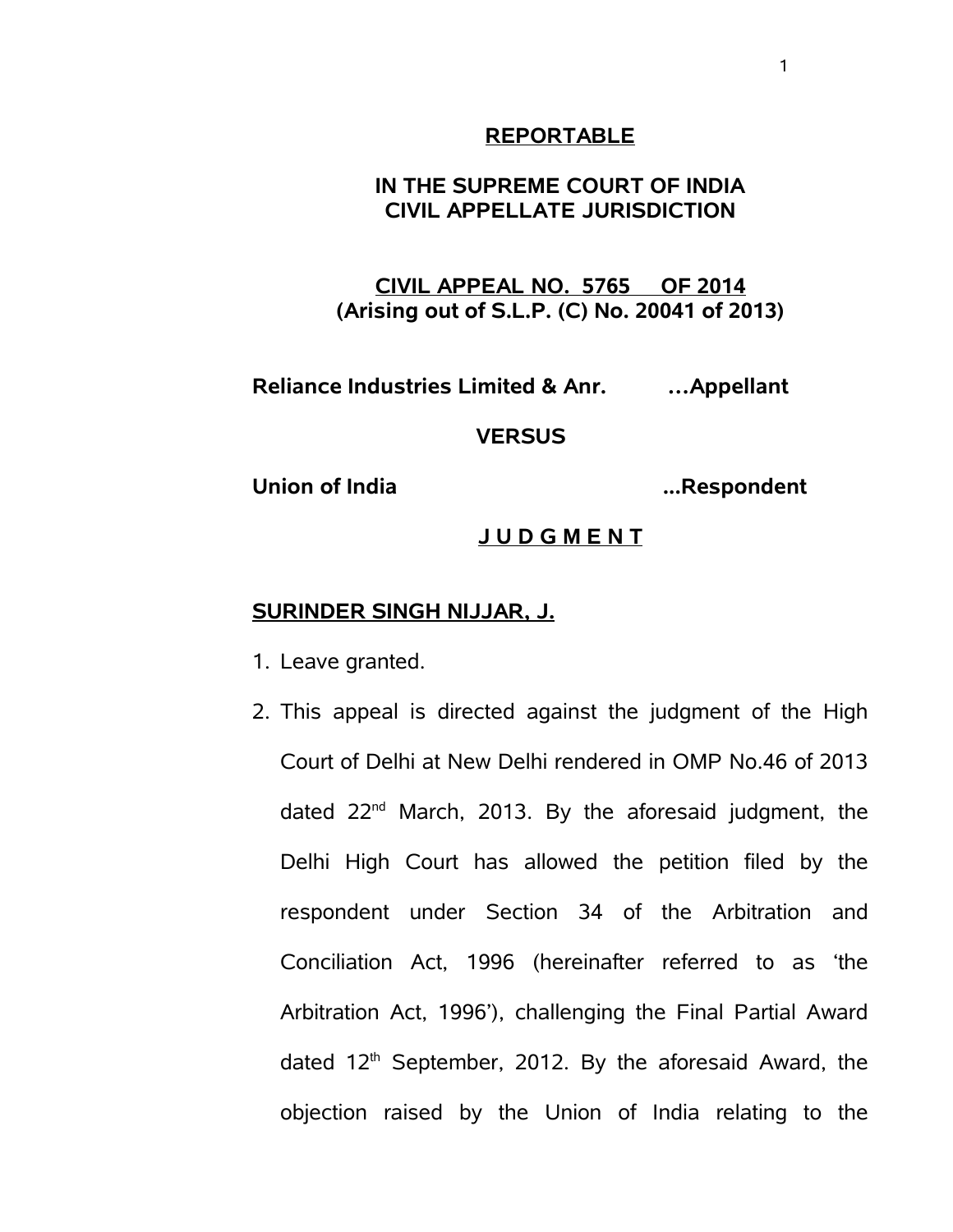**REPORTABLE**

**IN THE SUPREME COURT OF INDIA**
**CIVIL APPELLATE JURISDICTION**

**CIVIL APPEAL NO. 5765 OF 2014**
**(Arising out of S.L.P. (C) No. 20041 of 2013)**

**Reliance Industries Limited & Anr. …Appellant**

**VERSUS**

**Union of India ...Respondent**

**J U D G M E N T**

**SURINDER SINGH NIJJAR, J.**

1. Leave granted.
2. This appeal is directed against the judgment of the High Court of Delhi at New Delhi rendered in OMP No.46 of 2013 dated 22nd March, 2013. By the aforesaid judgment, the Delhi High Court has allowed the petition filed by the respondent under Section 34 of the Arbitration and Conciliation Act, 1996 (hereinafter referred to as 'the Arbitration Act, 1996'), challenging the Final Partial Award dated 12th September, 2012. By the aforesaid Award, the objection raised by the Union of India relating to the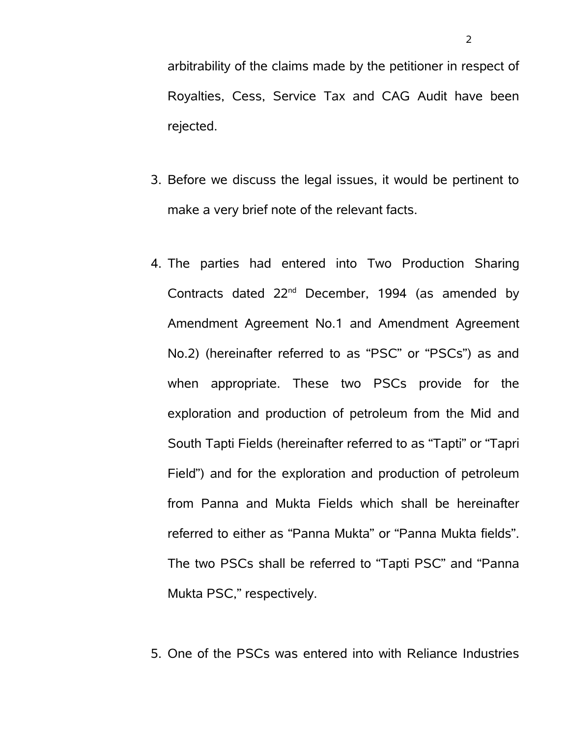arbitrability of the claims made by the petitioner in respect of Royalties, Cess, Service Tax and CAG Audit have been rejected.

3. Before we discuss the legal issues, it would be pertinent to make a very brief note of the relevant facts.

4. The parties had entered into Two Production Sharing Contracts dated 22nd December, 1994 (as amended by Amendment Agreement No.1 and Amendment Agreement No.2) (hereinafter referred to as "PSC" or "PSCs") as and when appropriate. These two PSCs provide for the exploration and production of petroleum from the Mid and South Tapti Fields (hereinafter referred to as "Tapti" or "Tapri Field") and for the exploration and production of petroleum from Panna and Mukta Fields which shall be hereinafter referred to either as "Panna Mukta" or "Panna Mukta fields". The two PSCs shall be referred to "Tapti PSC" and "Panna Mukta PSC," respectively.

5. One of the PSCs was entered into with Reliance Industries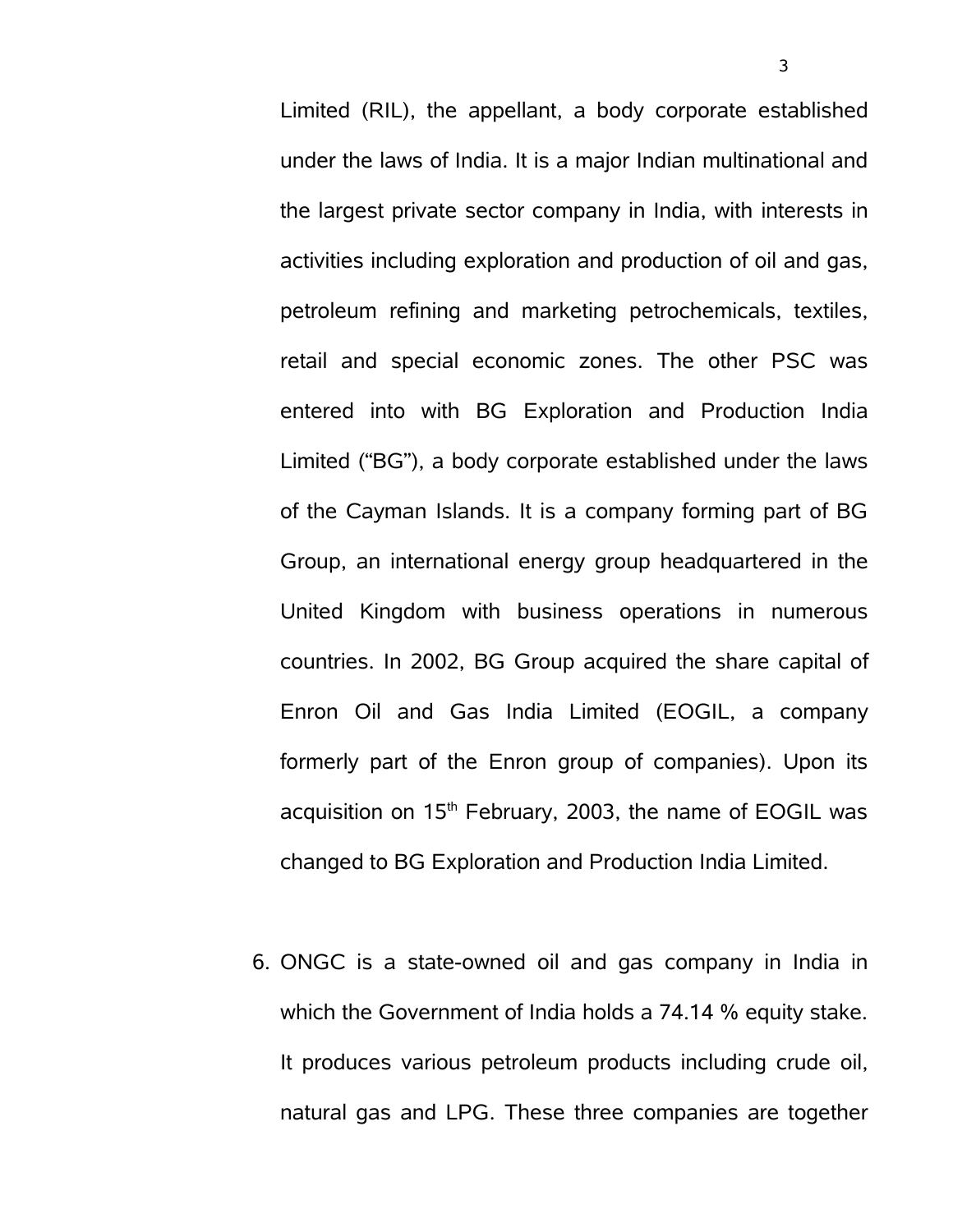Limited (RIL), the appellant, a body corporate established under the laws of India. It is a major Indian multinational and the largest private sector company in India, with interests in activities including exploration and production of oil and gas, petroleum refining and marketing petrochemicals, textiles, retail and special economic zones. The other PSC was entered into with BG Exploration and Production India Limited ("BG"), a body corporate established under the laws of the Cayman Islands. It is a company forming part of BG Group, an international energy group headquartered in the United Kingdom with business operations in numerous countries. In 2002, BG Group acquired the share capital of Enron Oil and Gas India Limited (EOGIL, a company formerly part of the Enron group of companies). Upon its acquisition on 15th February, 2003, the name of EOGIL was changed to BG Exploration and Production India Limited.

6. ONGC is a state-owned oil and gas company in India in which the Government of India holds a 74.14 % equity stake. It produces various petroleum products including crude oil, natural gas and LPG. These three companies are together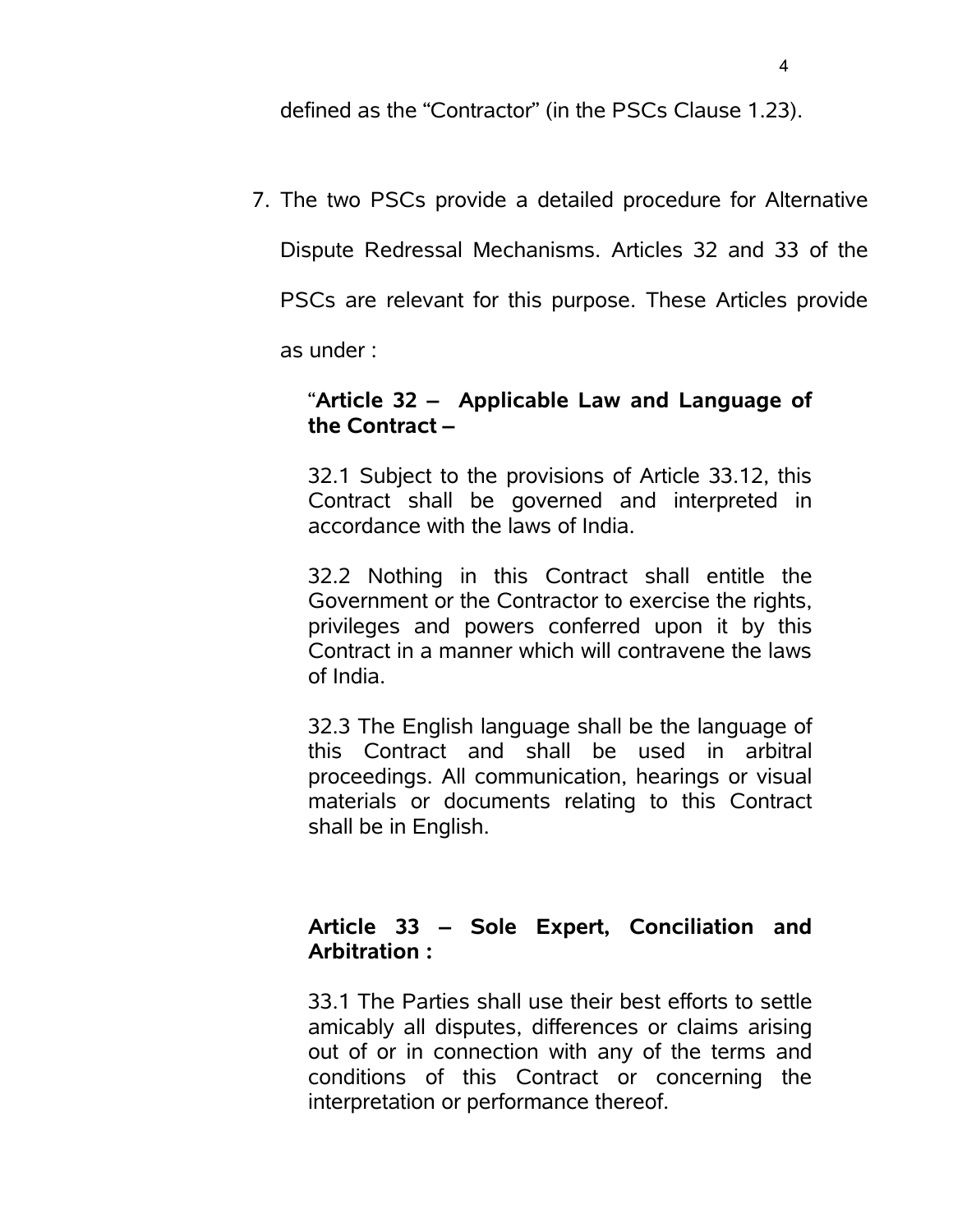defined as the "Contractor" (in the PSCs Clause 1.23).

7. The two PSCs provide a detailed procedure for Alternative Dispute Redressal Mechanisms. Articles 32 and 33 of the PSCs are relevant for this purpose. These Articles provide as under :

> "**Article 32 – Applicable Law and Language of the Contract –**
>
> 32.1 Subject to the provisions of Article 33.12, this Contract shall be governed and interpreted in accordance with the laws of India.
>
> 32.2 Nothing in this Contract shall entitle the Government or the Contractor to exercise the rights, privileges and powers conferred upon it by this Contract in a manner which will contravene the laws of India.
>
> 32.3 The English language shall be the language of this Contract and shall be used in arbitral proceedings. All communication, hearings or visual materials or documents relating to this Contract shall be in English.
>
> **Article 33 – Sole Expert, Conciliation and Arbitration :**
>
> 33.1 The Parties shall use their best efforts to settle amicably all disputes, differences or claims arising out of or in connection with any of the terms and conditions of this Contract or concerning the interpretation or performance thereof.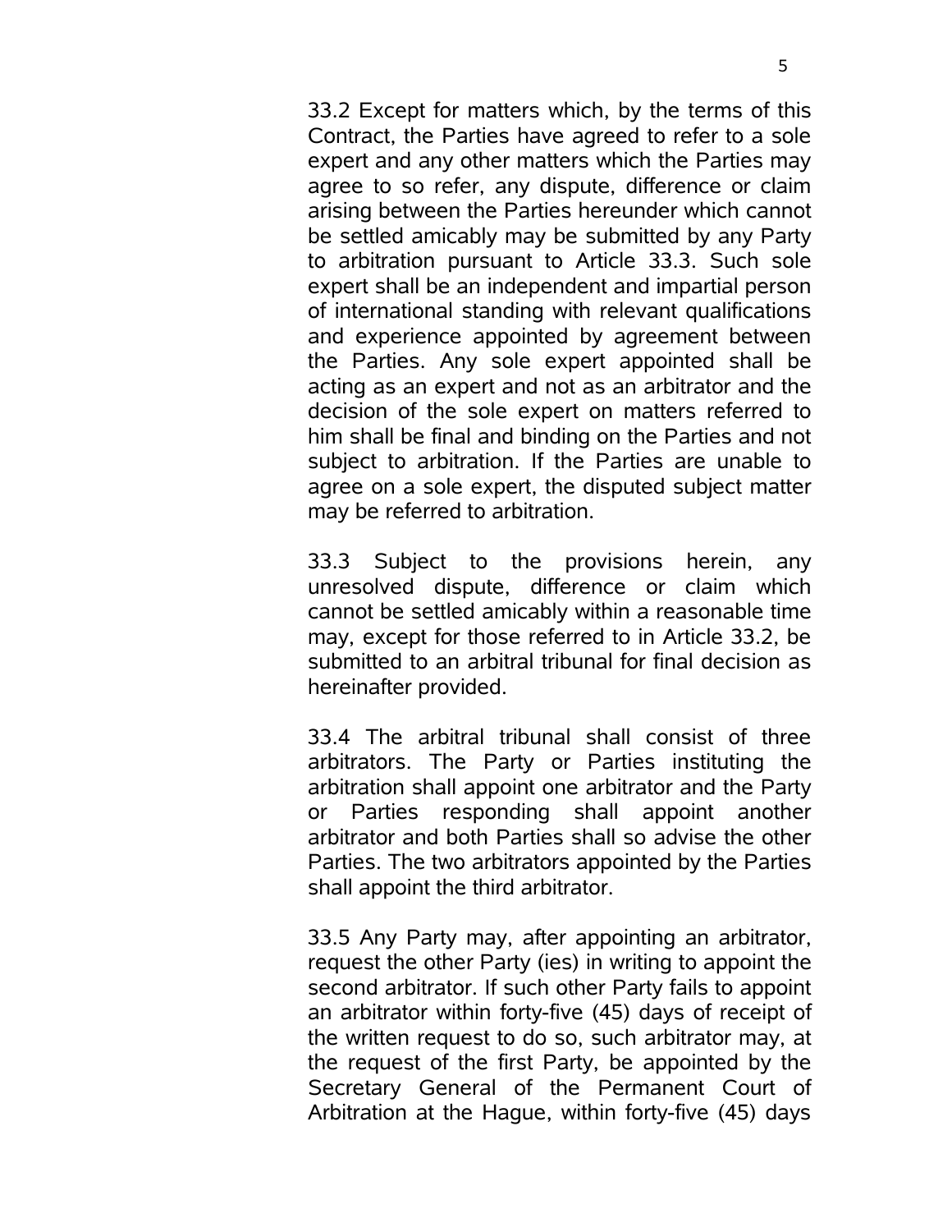33.2 Except for matters which, by the terms of this Contract, the Parties have agreed to refer to a sole expert and any other matters which the Parties may agree to so refer, any dispute, difference or claim arising between the Parties hereunder which cannot be settled amicably may be submitted by any Party to arbitration pursuant to Article 33.3. Such sole expert shall be an independent and impartial person of international standing with relevant qualifications and experience appointed by agreement between the Parties. Any sole expert appointed shall be acting as an expert and not as an arbitrator and the decision of the sole expert on matters referred to him shall be final and binding on the Parties and not subject to arbitration. If the Parties are unable to agree on a sole expert, the disputed subject matter may be referred to arbitration.

33.3 Subject to the provisions herein, any unresolved dispute, difference or claim which cannot be settled amicably within a reasonable time may, except for those referred to in Article 33.2, be submitted to an arbitral tribunal for final decision as hereinafter provided.

33.4 The arbitral tribunal shall consist of three arbitrators. The Party or Parties instituting the arbitration shall appoint one arbitrator and the Party or Parties responding shall appoint another arbitrator and both Parties shall so advise the other Parties. The two arbitrators appointed by the Parties shall appoint the third arbitrator.

33.5 Any Party may, after appointing an arbitrator, request the other Party (ies) in writing to appoint the second arbitrator. If such other Party fails to appoint an arbitrator within forty-five (45) days of receipt of the written request to do so, such arbitrator may, at the request of the first Party, be appointed by the Secretary General of the Permanent Court of Arbitration at the Hague, within forty-five (45) days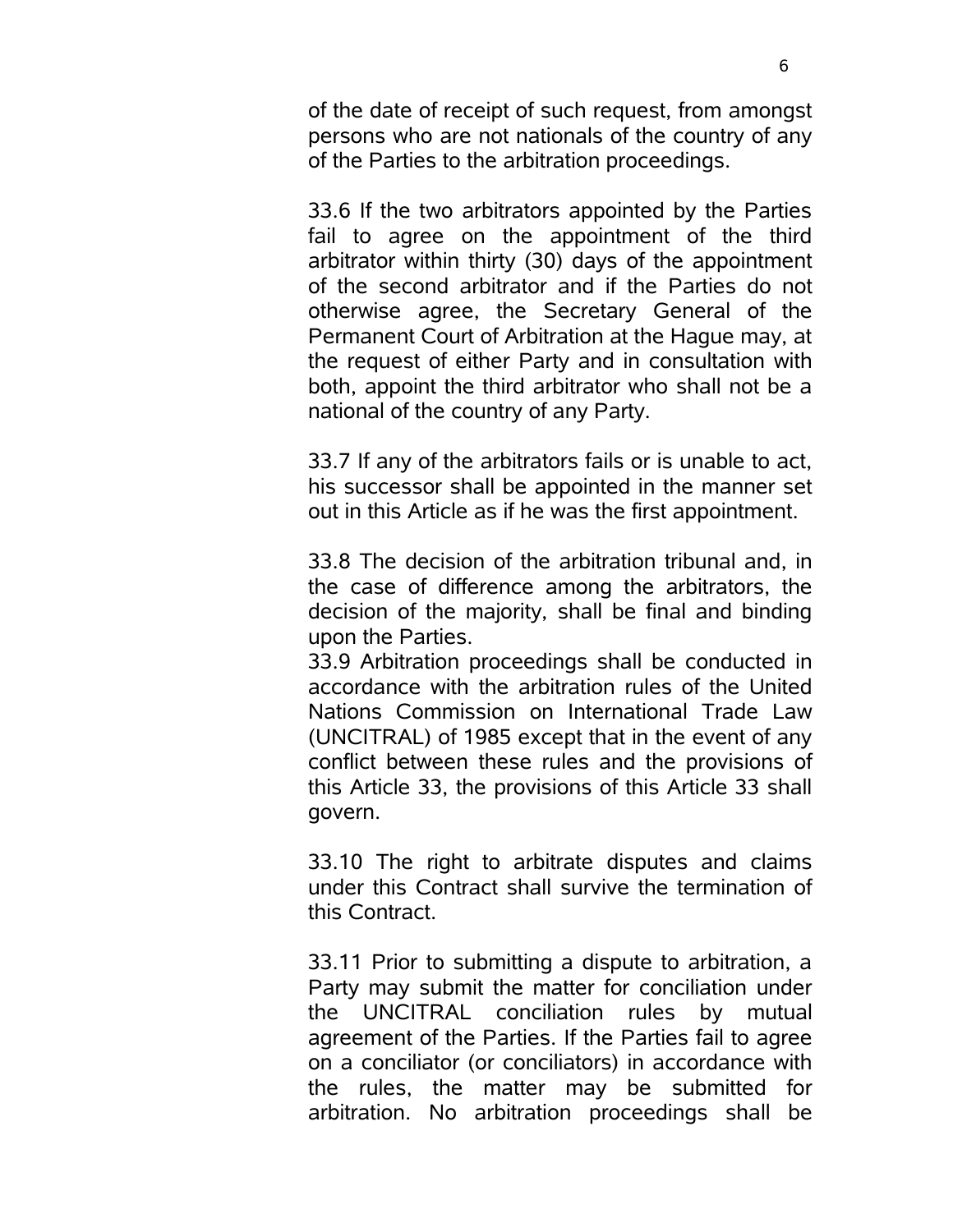of the date of receipt of such request, from amongst persons who are not nationals of the country of any of the Parties to the arbitration proceedings.

33.6 If the two arbitrators appointed by the Parties fail to agree on the appointment of the third arbitrator within thirty (30) days of the appointment of the second arbitrator and if the Parties do not otherwise agree, the Secretary General of the Permanent Court of Arbitration at the Hague may, at the request of either Party and in consultation with both, appoint the third arbitrator who shall not be a national of the country of any Party.

33.7 If any of the arbitrators fails or is unable to act, his successor shall be appointed in the manner set out in this Article as if he was the first appointment.

33.8 The decision of the arbitration tribunal and, in the case of difference among the arbitrators, the decision of the majority, shall be final and binding upon the Parties.

33.9 Arbitration proceedings shall be conducted in accordance with the arbitration rules of the United Nations Commission on International Trade Law (UNCITRAL) of 1985 except that in the event of any conflict between these rules and the provisions of this Article 33, the provisions of this Article 33 shall govern.

33.10 The right to arbitrate disputes and claims under this Contract shall survive the termination of this Contract.

33.11 Prior to submitting a dispute to arbitration, a Party may submit the matter for conciliation under the UNCITRAL conciliation rules by mutual agreement of the Parties. If the Parties fail to agree on a conciliator (or conciliators) in accordance with the rules, the matter may be submitted for arbitration. No arbitration proceedings shall be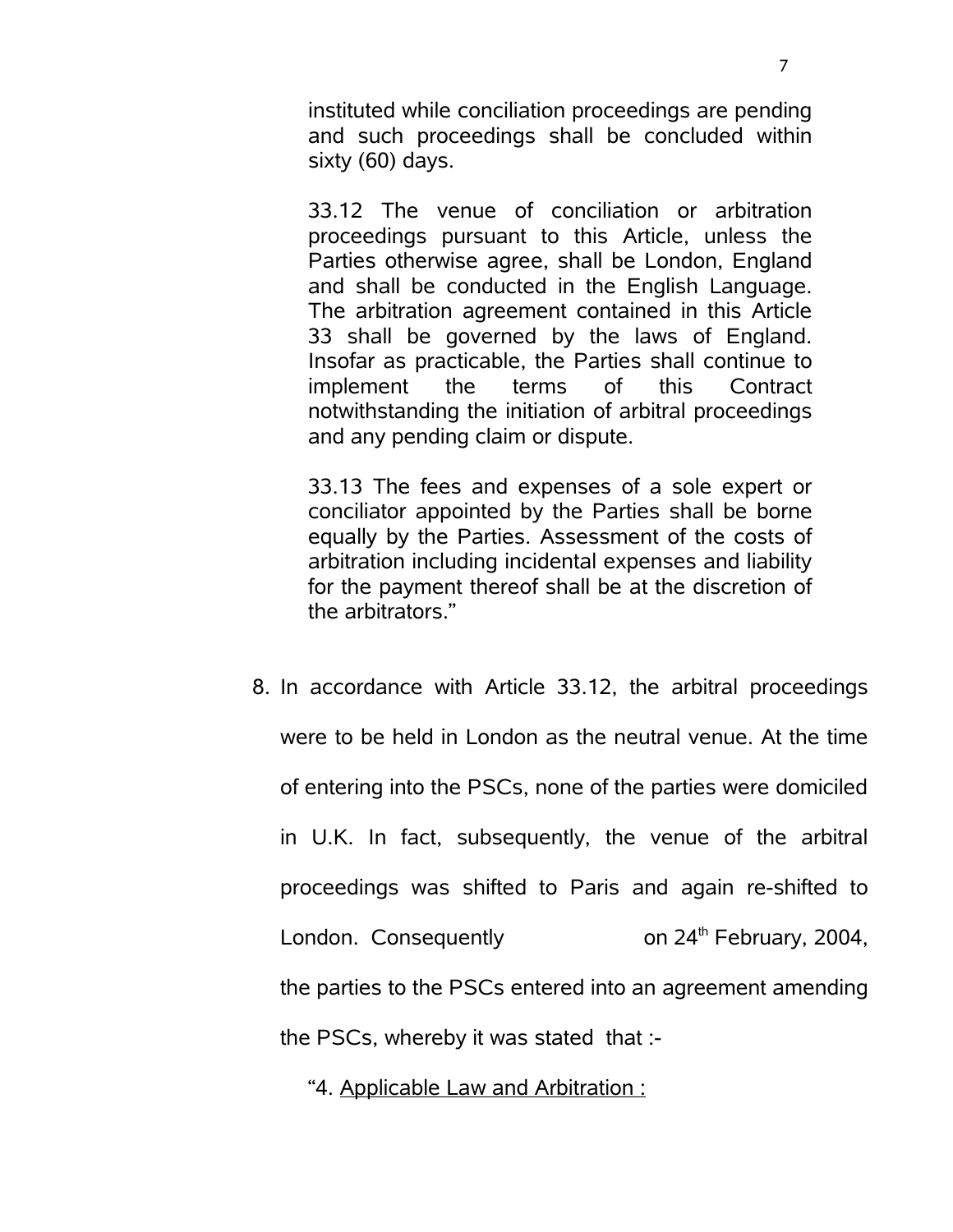instituted while conciliation proceedings are pending and such proceedings shall be concluded within sixty (60) days.

> 33.12 The venue of conciliation or arbitration proceedings pursuant to this Article, unless the Parties otherwise agree, shall be London, England and shall be conducted in the English Language. The arbitration agreement contained in this Article 33 shall be governed by the laws of England. Insofar as practicable, the Parties shall continue to implement the terms of this Contract notwithstanding the initiation of arbitral proceedings and any pending claim or dispute.
>
> 33.13 The fees and expenses of a sole expert or conciliator appointed by the Parties shall be borne equally by the Parties. Assessment of the costs of arbitration including incidental expenses and liability for the payment thereof shall be at the discretion of the arbitrators."

8. In accordance with Article 33.12, the arbitral proceedings were to be held in London as the neutral venue. At the time of entering into the PSCs, none of the parties were domiciled in U.K. In fact, subsequently, the venue of the arbitral proceedings was shifted to Paris and again re-shifted to London. Consequently on 24th February, 2004, the parties to the PSCs entered into an agreement amending the PSCs, whereby it was stated that :-

   "4. <u>Applicable Law and Arbitration :</u>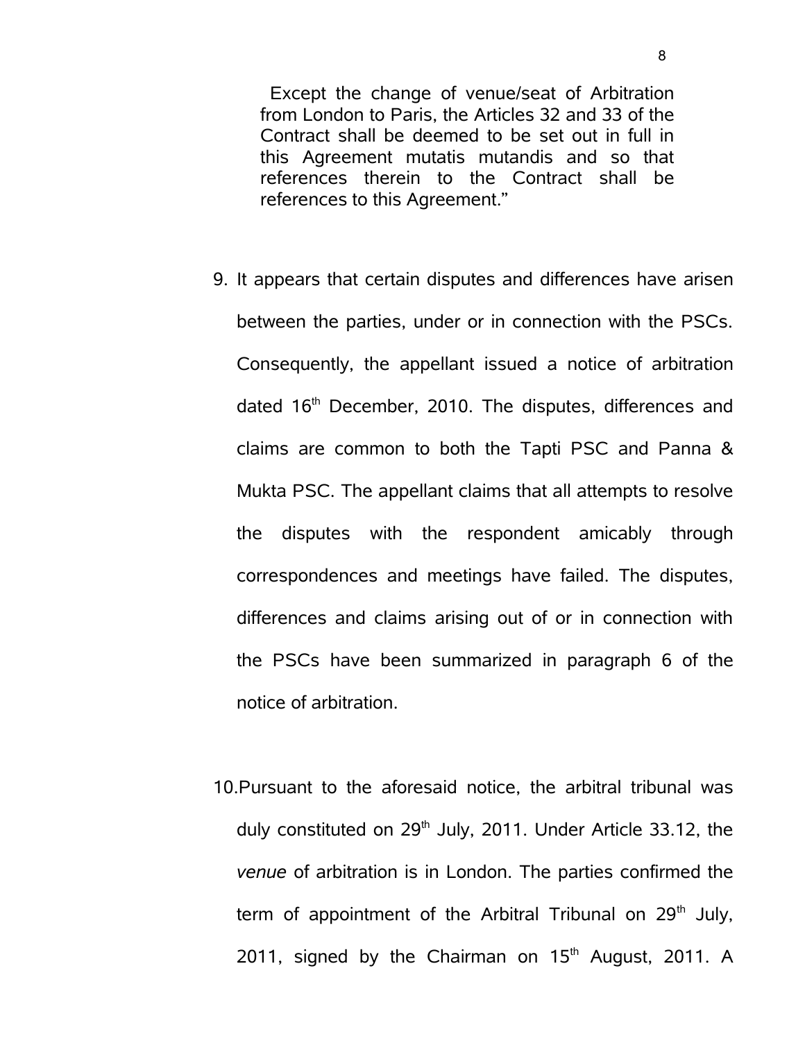> Except the change of venue/seat of Arbitration from London to Paris, the Articles 32 and 33 of the Contract shall be deemed to be set out in full in this Agreement mutatis mutandis and so that references therein to the Contract shall be references to this Agreement."

9. It appears that certain disputes and differences have arisen between the parties, under or in connection with the PSCs. Consequently, the appellant issued a notice of arbitration dated 16th December, 2010. The disputes, differences and claims are common to both the Tapti PSC and Panna & Mukta PSC. The appellant claims that all attempts to resolve the disputes with the respondent amicably through correspondences and meetings have failed. The disputes, differences and claims arising out of or in connection with the PSCs have been summarized in paragraph 6 of the notice of arbitration.

10. Pursuant to the aforesaid notice, the arbitral tribunal was duly constituted on 29th July, 2011. Under Article 33.12, the *venue* of arbitration is in London. The parties confirmed the term of appointment of the Arbitral Tribunal on 29th July, 2011, signed by the Chairman on 15th August, 2011. A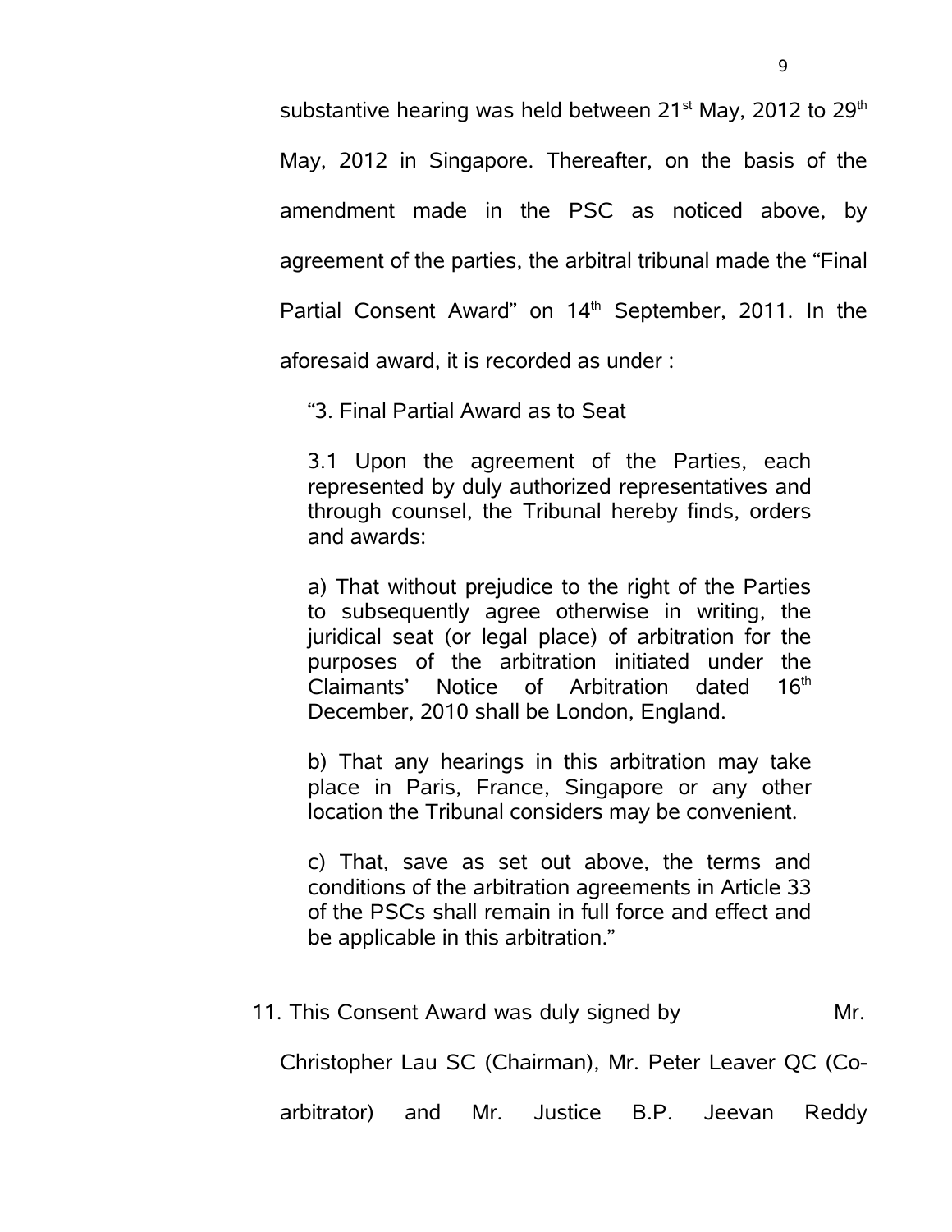substantive hearing was held between 21st May, 2012 to 29th May, 2012 in Singapore. Thereafter, on the basis of the amendment made in the PSC as noticed above, by agreement of the parties, the arbitral tribunal made the "Final Partial Consent Award" on 14th September, 2011. In the aforesaid award, it is recorded as under :

> "3. Final Partial Award as to Seat
>
> 3.1 Upon the agreement of the Parties, each represented by duly authorized representatives and through counsel, the Tribunal hereby finds, orders and awards:
>
> a) That without prejudice to the right of the Parties to subsequently agree otherwise in writing, the juridical seat (or legal place) of arbitration for the purposes of the arbitration initiated under the Claimants' Notice of Arbitration dated 16th December, 2010 shall be London, England.
>
> b) That any hearings in this arbitration may take place in Paris, France, Singapore or any other location the Tribunal considers may be convenient.
>
> c) That, save as set out above, the terms and conditions of the arbitration agreements in Article 33 of the PSCs shall remain in full force and effect and be applicable in this arbitration."

11. This Consent Award was duly signed by Mr. Christopher Lau SC (Chairman), Mr. Peter Leaver QC (Co-arbitrator) and Mr. Justice B.P. Jeevan Reddy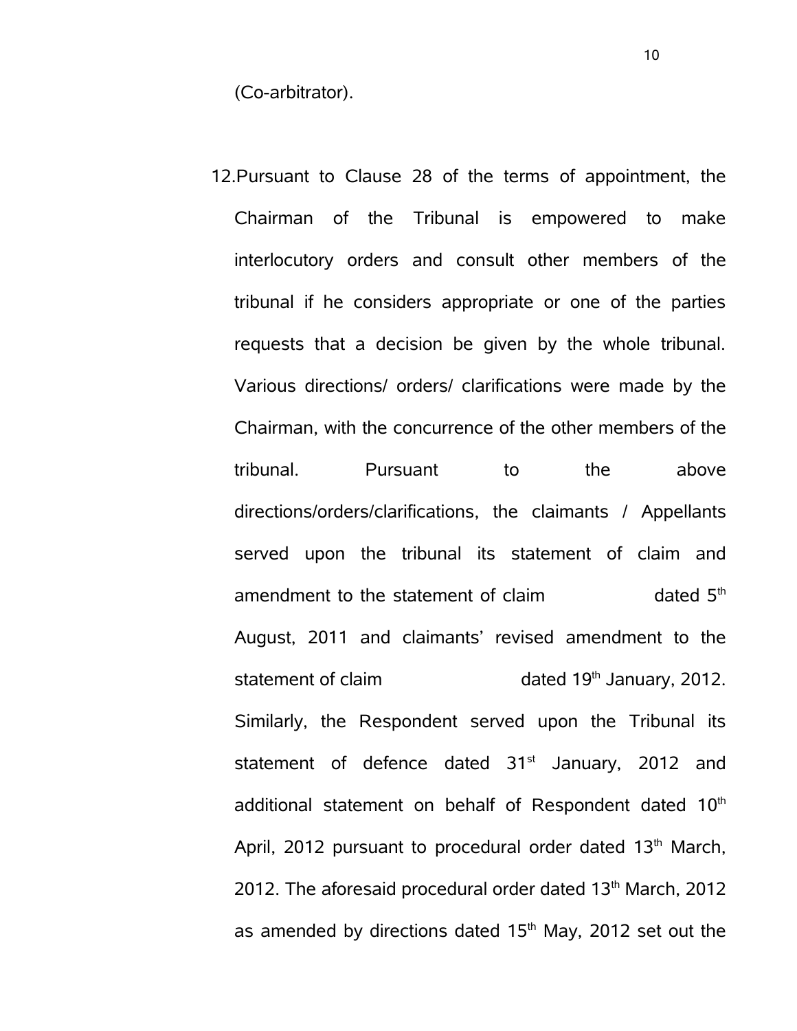(Co-arbitrator).

12. Pursuant to Clause 28 of the terms of appointment, the Chairman of the Tribunal is empowered to make interlocutory orders and consult other members of the tribunal if he considers appropriate or one of the parties requests that a decision be given by the whole tribunal. Various directions/ orders/ clarifications were made by the Chairman, with the concurrence of the other members of the tribunal. Pursuant to the above directions/orders/clarifications, the claimants / Appellants served upon the tribunal its statement of claim and amendment to the statement of claim dated 5th August, 2011 and claimants' revised amendment to the statement of claim dated 19th January, 2012. Similarly, the Respondent served upon the Tribunal its statement of defence dated 31st January, 2012 and additional statement on behalf of Respondent dated 10th April, 2012 pursuant to procedural order dated 13th March, 2012. The aforesaid procedural order dated 13th March, 2012 as amended by directions dated 15th May, 2012 set out the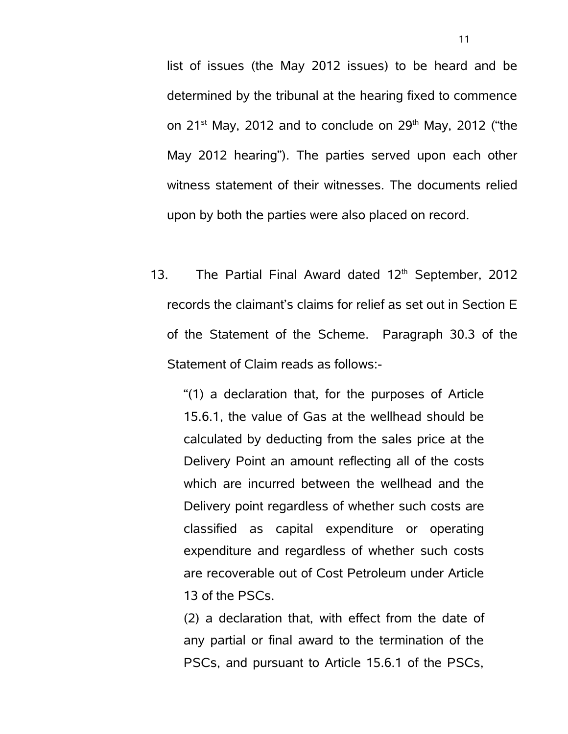list of issues (the May 2012 issues) to be heard and be determined by the tribunal at the hearing fixed to commence on 21st May, 2012 and to conclude on 29th May, 2012 ("the May 2012 hearing"). The parties served upon each other witness statement of their witnesses. The documents relied upon by both the parties were also placed on record.

13. The Partial Final Award dated 12th September, 2012 records the claimant's claims for relief as set out in Section E of the Statement of the Scheme. Paragraph 30.3 of the Statement of Claim reads as follows:-

> "(1) a declaration that, for the purposes of Article 15.6.1, the value of Gas at the wellhead should be calculated by deducting from the sales price at the Delivery Point an amount reflecting all of the costs which are incurred between the wellhead and the Delivery point regardless of whether such costs are classified as capital expenditure or operating expenditure and regardless of whether such costs are recoverable out of Cost Petroleum under Article 13 of the PSCs.
>
> (2) a declaration that, with effect from the date of any partial or final award to the termination of the PSCs, and pursuant to Article 15.6.1 of the PSCs,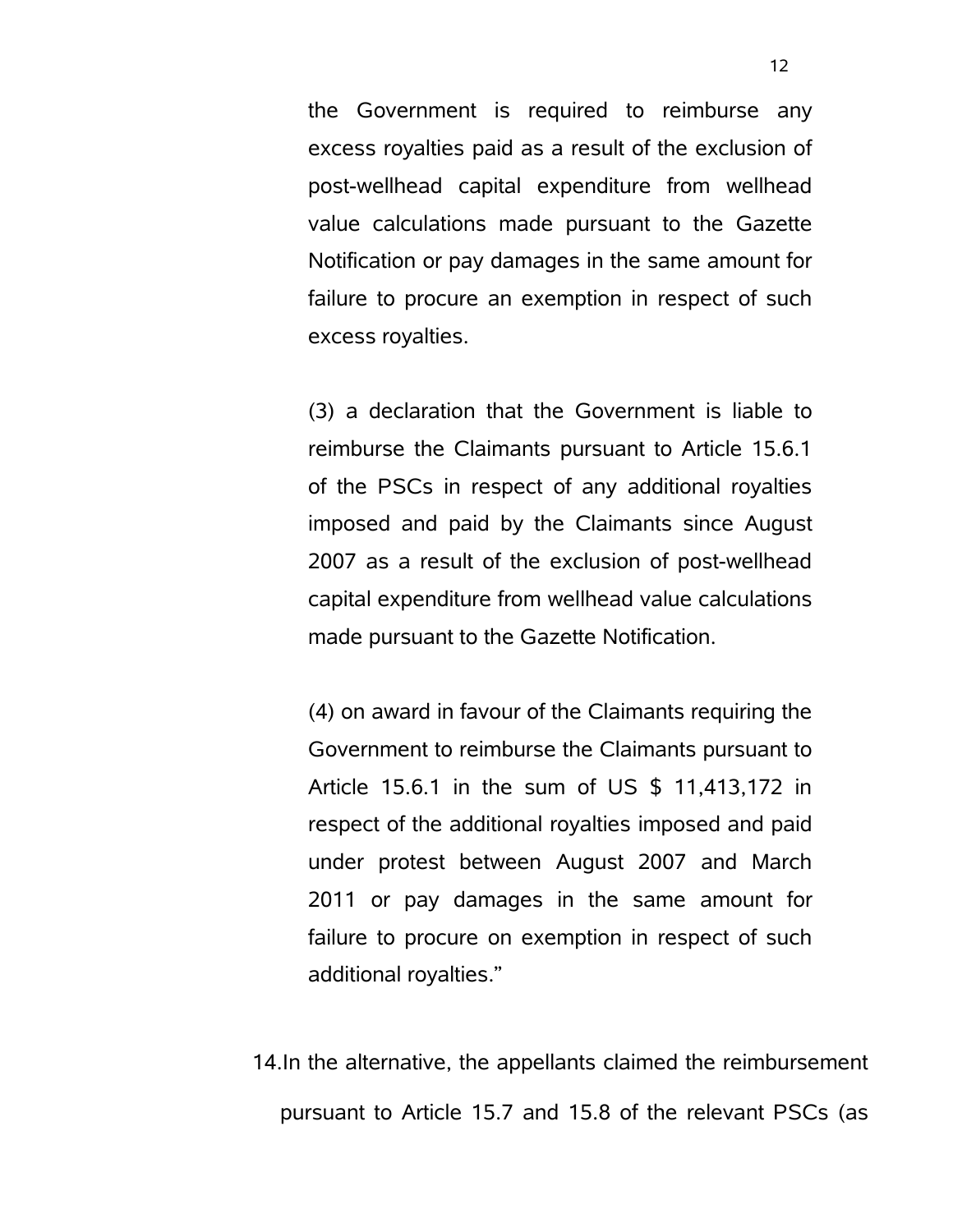the Government is required to reimburse any excess royalties paid as a result of the exclusion of post-wellhead capital expenditure from wellhead value calculations made pursuant to the Gazette Notification or pay damages in the same amount for failure to procure an exemption in respect of such excess royalties.

(3) a declaration that the Government is liable to reimburse the Claimants pursuant to Article 15.6.1 of the PSCs in respect of any additional royalties imposed and paid by the Claimants since August 2007 as a result of the exclusion of post-wellhead capital expenditure from wellhead value calculations made pursuant to the Gazette Notification.

(4) on award in favour of the Claimants requiring the Government to reimburse the Claimants pursuant to Article 15.6.1 in the sum of US $ 11,413,172 in respect of the additional royalties imposed and paid under protest between August 2007 and March 2011 or pay damages in the same amount for failure to procure on exemption in respect of such additional royalties."

14. In the alternative, the appellants claimed the reimbursement pursuant to Article 15.7 and 15.8 of the relevant PSCs (as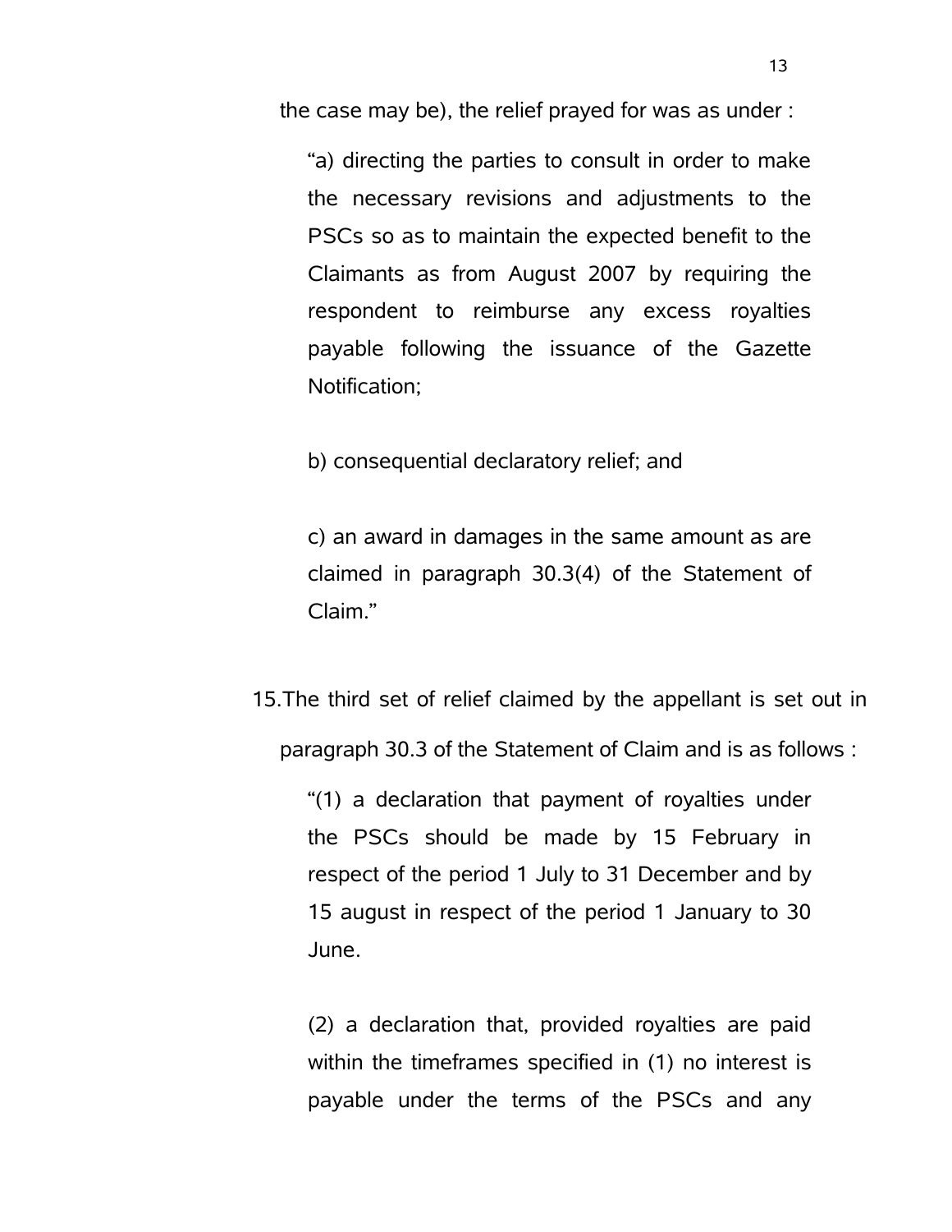the case may be), the relief prayed for was as under :

> "a) directing the parties to consult in order to make the necessary revisions and adjustments to the PSCs so as to maintain the expected benefit to the Claimants as from August 2007 by requiring the respondent to reimburse any excess royalties payable following the issuance of the Gazette Notification;
>
> b) consequential declaratory relief; and
>
> c) an award in damages in the same amount as are claimed in paragraph 30.3(4) of the Statement of Claim."

15. The third set of relief claimed by the appellant is set out in paragraph 30.3 of the Statement of Claim and is as follows :

> "(1) a declaration that payment of royalties under the PSCs should be made by 15 February in respect of the period 1 July to 31 December and by 15 august in respect of the period 1 January to 30 June.
>
> (2) a declaration that, provided royalties are paid within the timeframes specified in (1) no interest is payable under the terms of the PSCs and any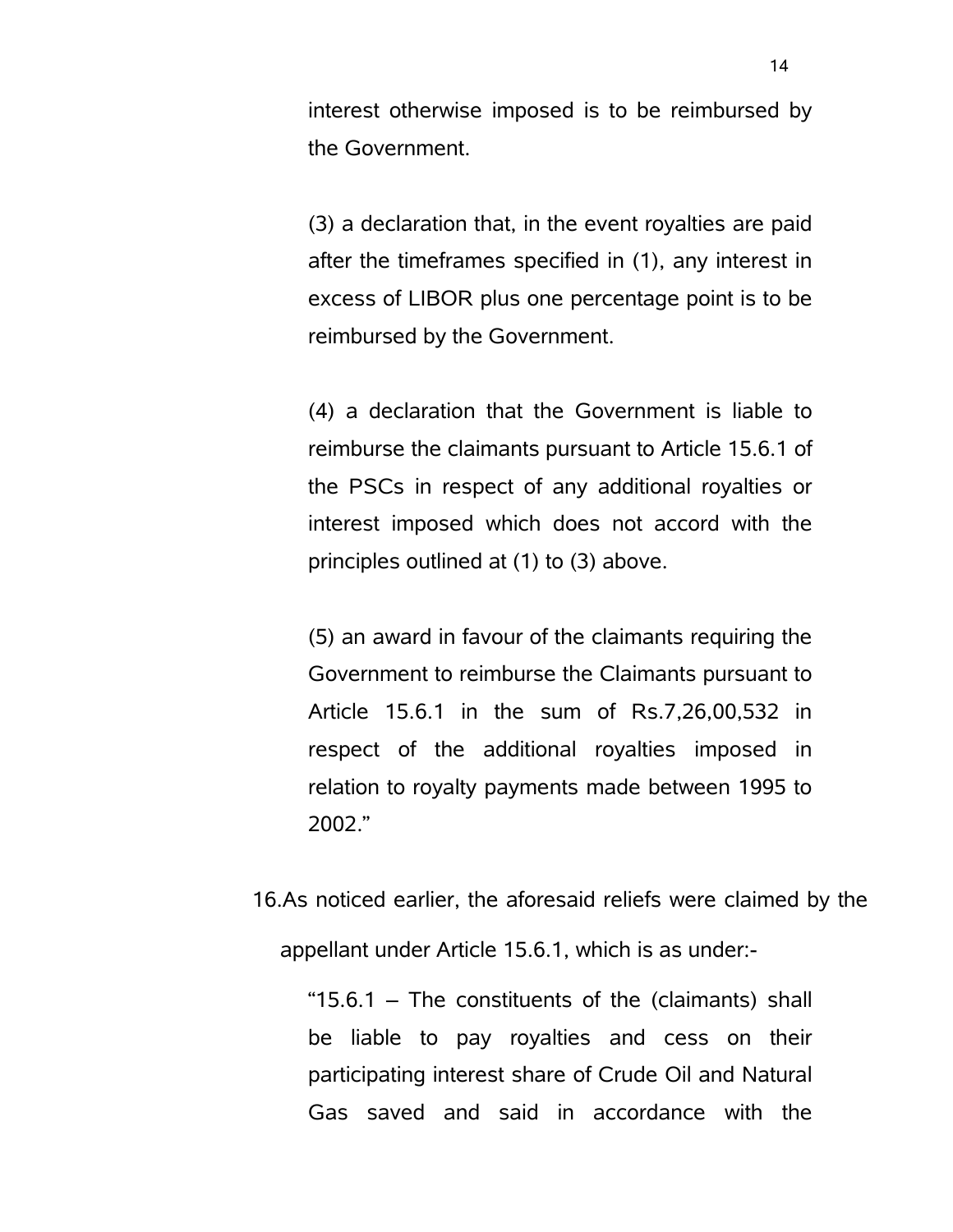interest otherwise imposed is to be reimbursed by the Government.

(3) a declaration that, in the event royalties are paid after the timeframes specified in (1), any interest in excess of LIBOR plus one percentage point is to be reimbursed by the Government.

(4) a declaration that the Government is liable to reimburse the claimants pursuant to Article 15.6.1 of the PSCs in respect of any additional royalties or interest imposed which does not accord with the principles outlined at (1) to (3) above.

(5) an award in favour of the claimants requiring the Government to reimburse the Claimants pursuant to Article 15.6.1 in the sum of Rs.7,26,00,532 in respect of the additional royalties imposed in relation to royalty payments made between 1995 to 2002."

16. As noticed earlier, the aforesaid reliefs were claimed by the appellant under Article 15.6.1, which is as under:-

"15.6.1 – The constituents of the (claimants) shall be liable to pay royalties and cess on their participating interest share of Crude Oil and Natural Gas saved and said in accordance with the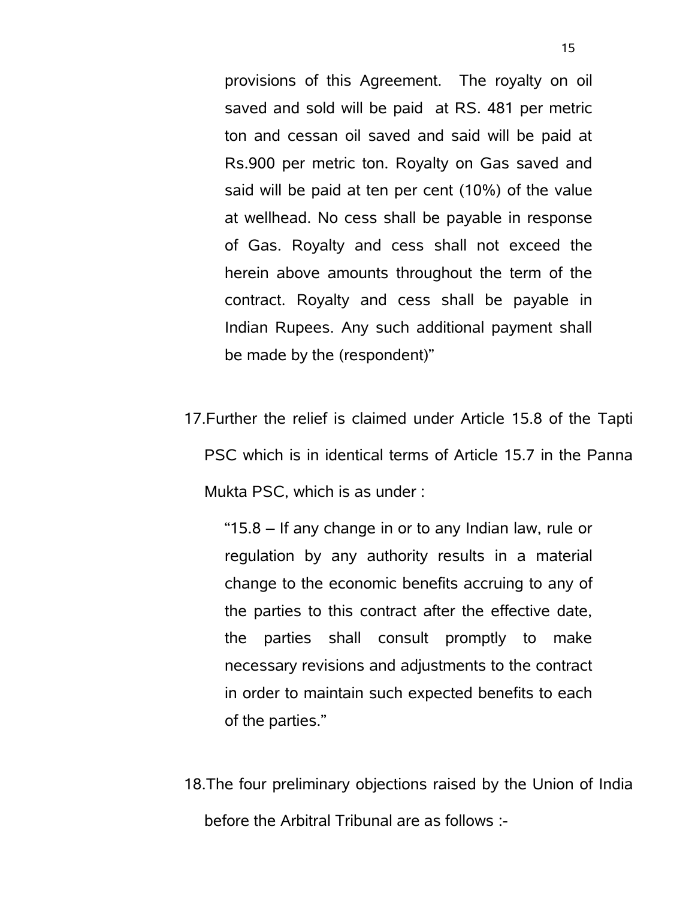provisions of this Agreement. The royalty on oil saved and sold will be paid at RS. 481 per metric ton and cessan oil saved and said will be paid at Rs.900 per metric ton. Royalty on Gas saved and said will be paid at ten per cent (10%) of the value at wellhead. No cess shall be payable in response of Gas. Royalty and cess shall not exceed the herein above amounts throughout the term of the contract. Royalty and cess shall be payable in Indian Rupees. Any such additional payment shall be made by the (respondent)"

17. Further the relief is claimed under Article 15.8 of the Tapti PSC which is in identical terms of Article 15.7 in the Panna Mukta PSC, which is as under :

> "15.8 – If any change in or to any Indian law, rule or regulation by any authority results in a material change to the economic benefits accruing to any of the parties to this contract after the effective date, the parties shall consult promptly to make necessary revisions and adjustments to the contract in order to maintain such expected benefits to each of the parties."

18. The four preliminary objections raised by the Union of India before the Arbitral Tribunal are as follows :-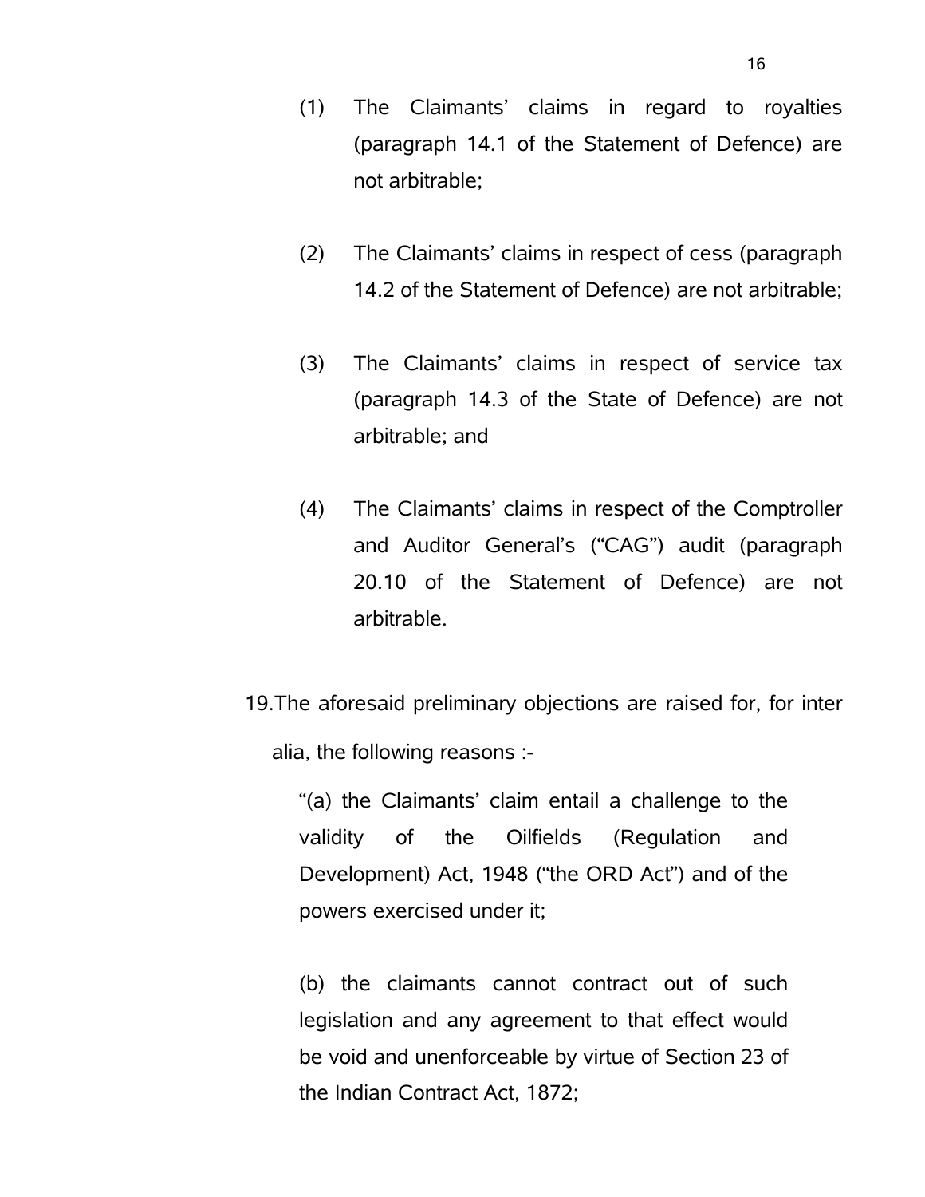(1) The Claimants' claims in regard to royalties (paragraph 14.1 of the Statement of Defence) are not arbitrable;

(2) The Claimants' claims in respect of cess (paragraph 14.2 of the Statement of Defence) are not arbitrable;

(3) The Claimants' claims in respect of service tax (paragraph 14.3 of the State of Defence) are not arbitrable; and

(4) The Claimants' claims in respect of the Comptroller and Auditor General's ("CAG") audit (paragraph 20.10 of the Statement of Defence) are not arbitrable.

19. The aforesaid preliminary objections are raised for, for inter alia, the following reasons :-

> "(a) the Claimants' claim entail a challenge to the validity of the Oilfields (Regulation and Development) Act, 1948 ("the ORD Act") and of the powers exercised under it;
>
> (b) the claimants cannot contract out of such legislation and any agreement to that effect would be void and unenforceable by virtue of Section 23 of the Indian Contract Act, 1872;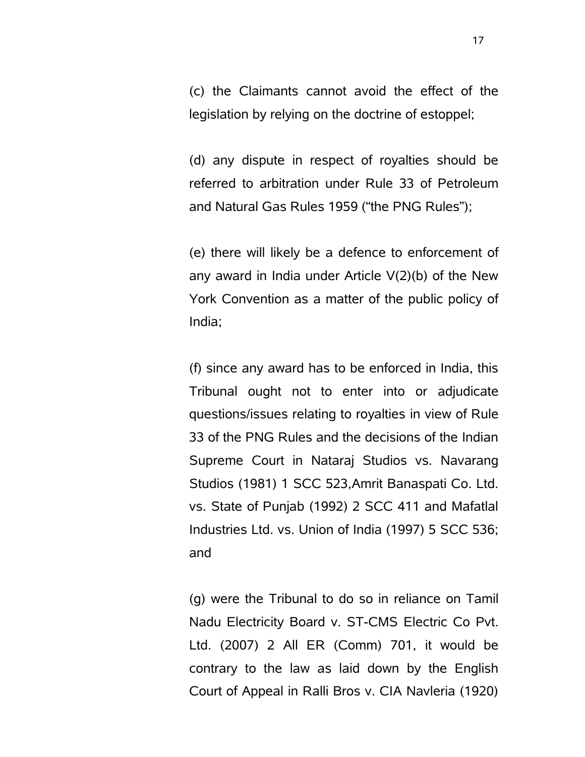(c) the Claimants cannot avoid the effect of the legislation by relying on the doctrine of estoppel;

(d) any dispute in respect of royalties should be referred to arbitration under Rule 33 of Petroleum and Natural Gas Rules 1959 ("the PNG Rules");

(e) there will likely be a defence to enforcement of any award in India under Article V(2)(b) of the New York Convention as a matter of the public policy of India;

(f) since any award has to be enforced in India, this Tribunal ought not to enter into or adjudicate questions/issues relating to royalties in view of Rule 33 of the PNG Rules and the decisions of the Indian Supreme Court in Nataraj Studios vs. Navarang Studios (1981) 1 SCC 523,Amrit Banaspati Co. Ltd. vs. State of Punjab (1992) 2 SCC 411 and Mafatlal Industries Ltd. vs. Union of India (1997) 5 SCC 536; and

(g) were the Tribunal to do so in reliance on Tamil Nadu Electricity Board v. ST-CMS Electric Co Pvt. Ltd. (2007) 2 All ER (Comm) 701, it would be contrary to the law as laid down by the English Court of Appeal in Ralli Bros v. CIA Navleria (1920)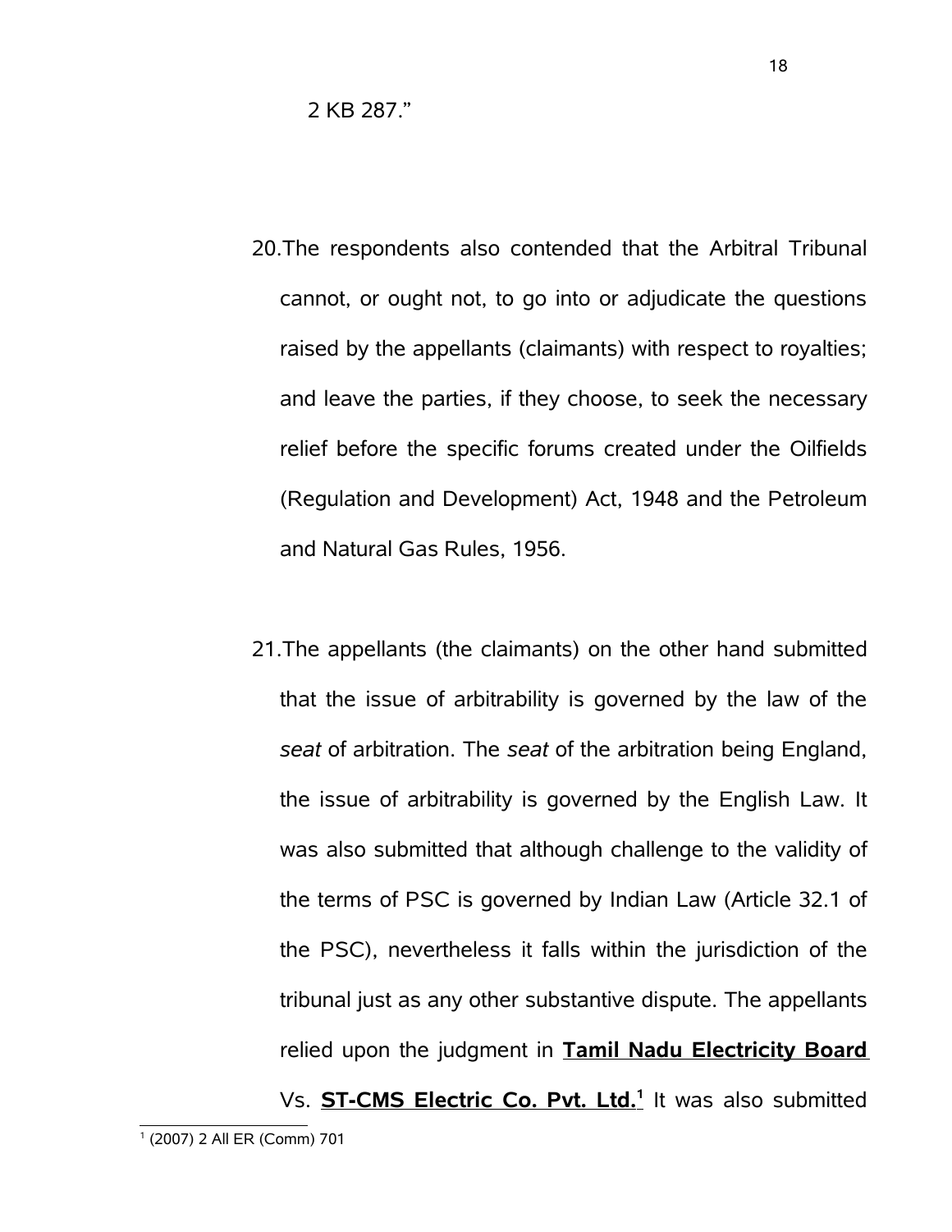2 KB 287."

20. The respondents also contended that the Arbitral Tribunal cannot, or ought not, to go into or adjudicate the questions raised by the appellants (claimants) with respect to royalties; and leave the parties, if they choose, to seek the necessary relief before the specific forums created under the Oilfields (Regulation and Development) Act, 1948 and the Petroleum and Natural Gas Rules, 1956.

21. The appellants (the claimants) on the other hand submitted that the issue of arbitrability is governed by the law of the *seat* of arbitration. The *seat* of the arbitration being England, the issue of arbitrability is governed by the English Law. It was also submitted that although challenge to the validity of the terms of PSC is governed by Indian Law (Article 32.1 of the PSC), nevertheless it falls within the jurisdiction of the tribunal just as any other substantive dispute. The appellants relied upon the judgment in **Tamil Nadu Electricity Board** Vs. **ST-CMS Electric Co. Pvt. Ltd.**[1] It was also submitted

[1] (2007) 2 All ER (Comm) 701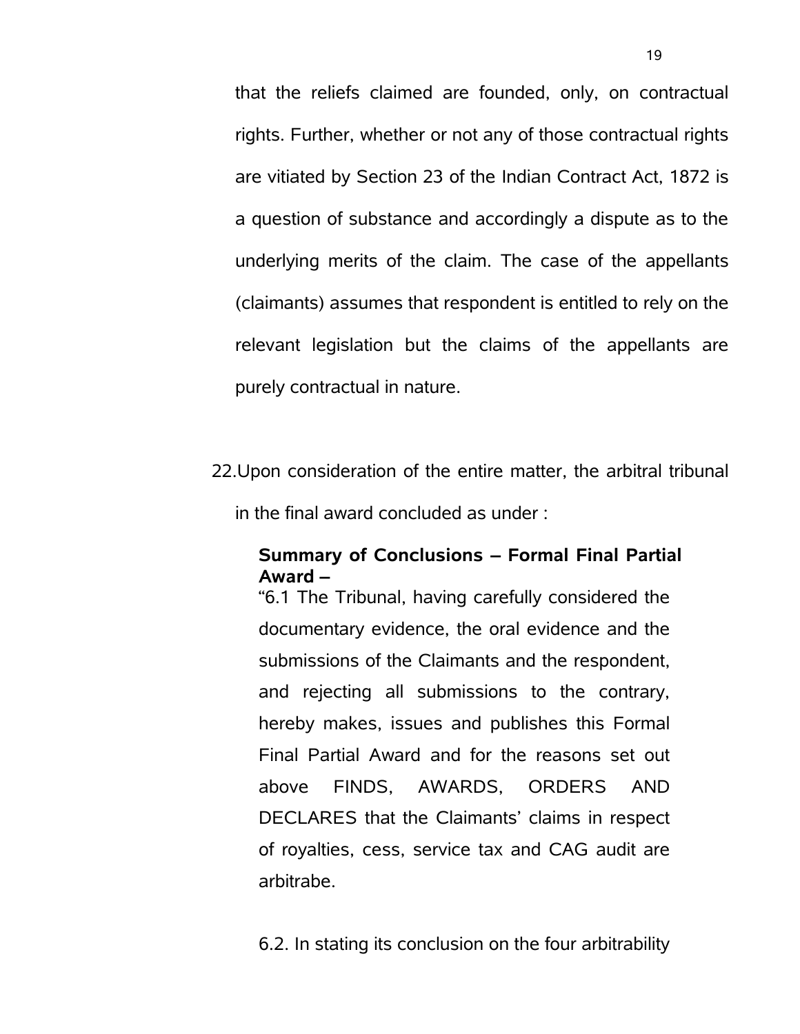that the reliefs claimed are founded, only, on contractual rights. Further, whether or not any of those contractual rights are vitiated by Section 23 of the Indian Contract Act, 1872 is a question of substance and accordingly a dispute as to the underlying merits of the claim. The case of the appellants (claimants) assumes that respondent is entitled to rely on the relevant legislation but the claims of the appellants are purely contractual in nature.

22. Upon consideration of the entire matter, the arbitral tribunal in the final award concluded as under :

> **Summary of Conclusions – Formal Final Partial Award –**
>
> "6.1 The Tribunal, having carefully considered the documentary evidence, the oral evidence and the submissions of the Claimants and the respondent, and rejecting all submissions to the contrary, hereby makes, issues and publishes this Formal Final Partial Award and for the reasons set out above FINDS, AWARDS, ORDERS AND DECLARES that the Claimants' claims in respect of royalties, cess, service tax and CAG audit are arbitrabe.
>
> 6.2. In stating its conclusion on the four arbitrability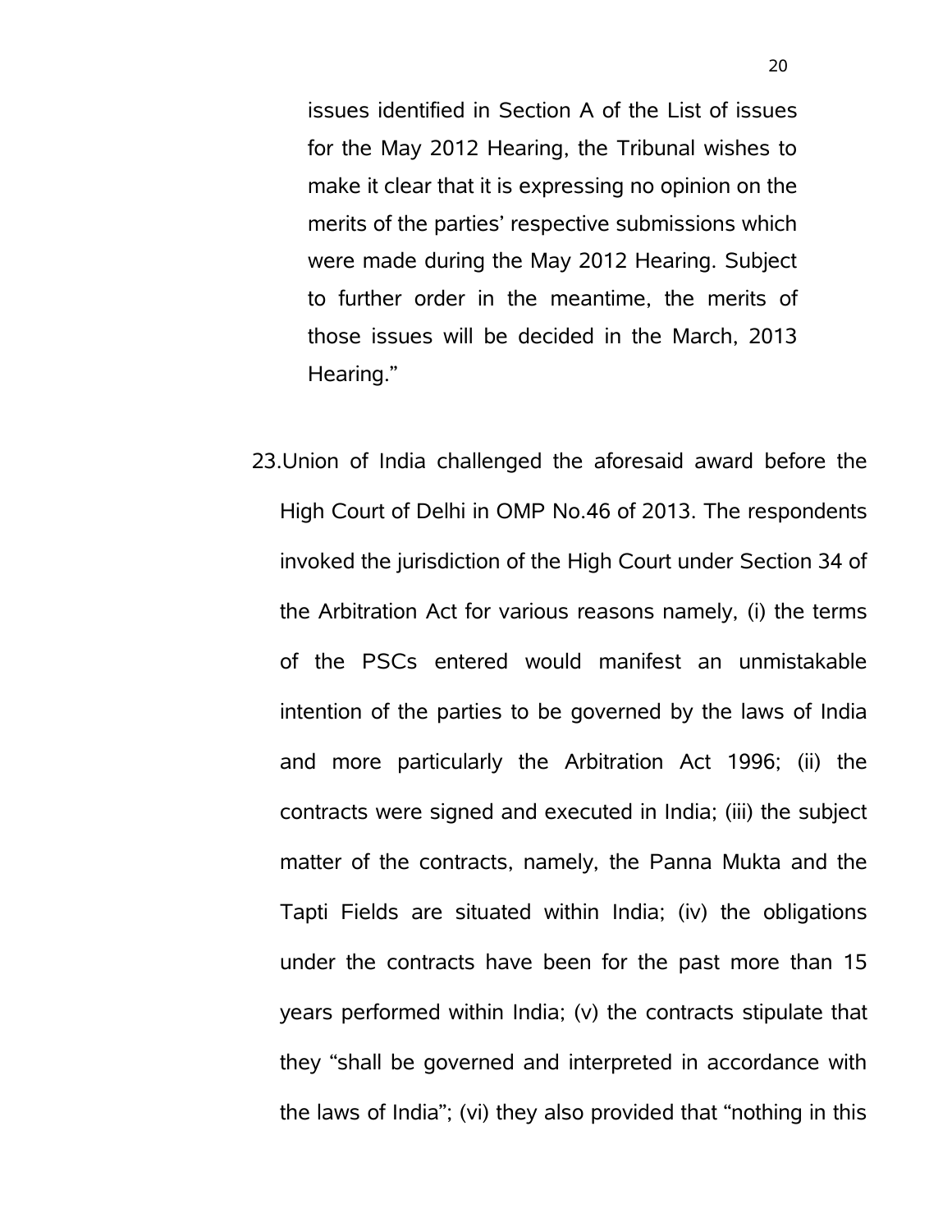> issues identified in Section A of the List of issues for the May 2012 Hearing, the Tribunal wishes to make it clear that it is expressing no opinion on the merits of the parties' respective submissions which were made during the May 2012 Hearing. Subject to further order in the meantime, the merits of those issues will be decided in the March, 2013 Hearing."

23. Union of India challenged the aforesaid award before the High Court of Delhi in OMP No.46 of 2013. The respondents invoked the jurisdiction of the High Court under Section 34 of the Arbitration Act for various reasons namely, (i) the terms of the PSCs entered would manifest an unmistakable intention of the parties to be governed by the laws of India and more particularly the Arbitration Act 1996; (ii) the contracts were signed and executed in India; (iii) the subject matter of the contracts, namely, the Panna Mukta and the Tapti Fields are situated within India; (iv) the obligations under the contracts have been for the past more than 15 years performed within India; (v) the contracts stipulate that they "shall be governed and interpreted in accordance with the laws of India"; (vi) they also provided that "nothing in this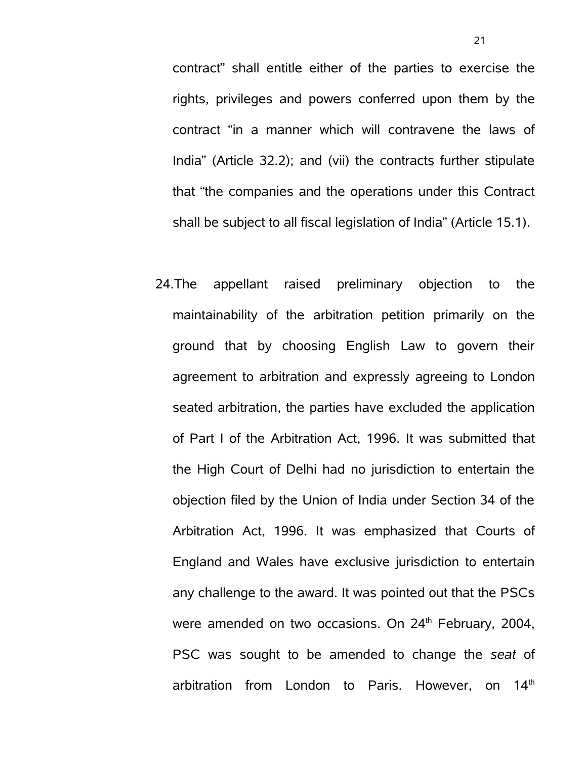contract" shall entitle either of the parties to exercise the rights, privileges and powers conferred upon them by the contract "in a manner which will contravene the laws of India" (Article 32.2); and (vii) the contracts further stipulate that "the companies and the operations under this Contract shall be subject to all fiscal legislation of India" (Article 15.1).

24. The appellant raised preliminary objection to the maintainability of the arbitration petition primarily on the ground that by choosing English Law to govern their agreement to arbitration and expressly agreeing to London seated arbitration, the parties have excluded the application of Part I of the Arbitration Act, 1996. It was submitted that the High Court of Delhi had no jurisdiction to entertain the objection filed by the Union of India under Section 34 of the Arbitration Act, 1996. It was emphasized that Courts of England and Wales have exclusive jurisdiction to entertain any challenge to the award. It was pointed out that the PSCs were amended on two occasions. On 24th February, 2004, PSC was sought to be amended to change the *seat* of arbitration from London to Paris. However, on 14th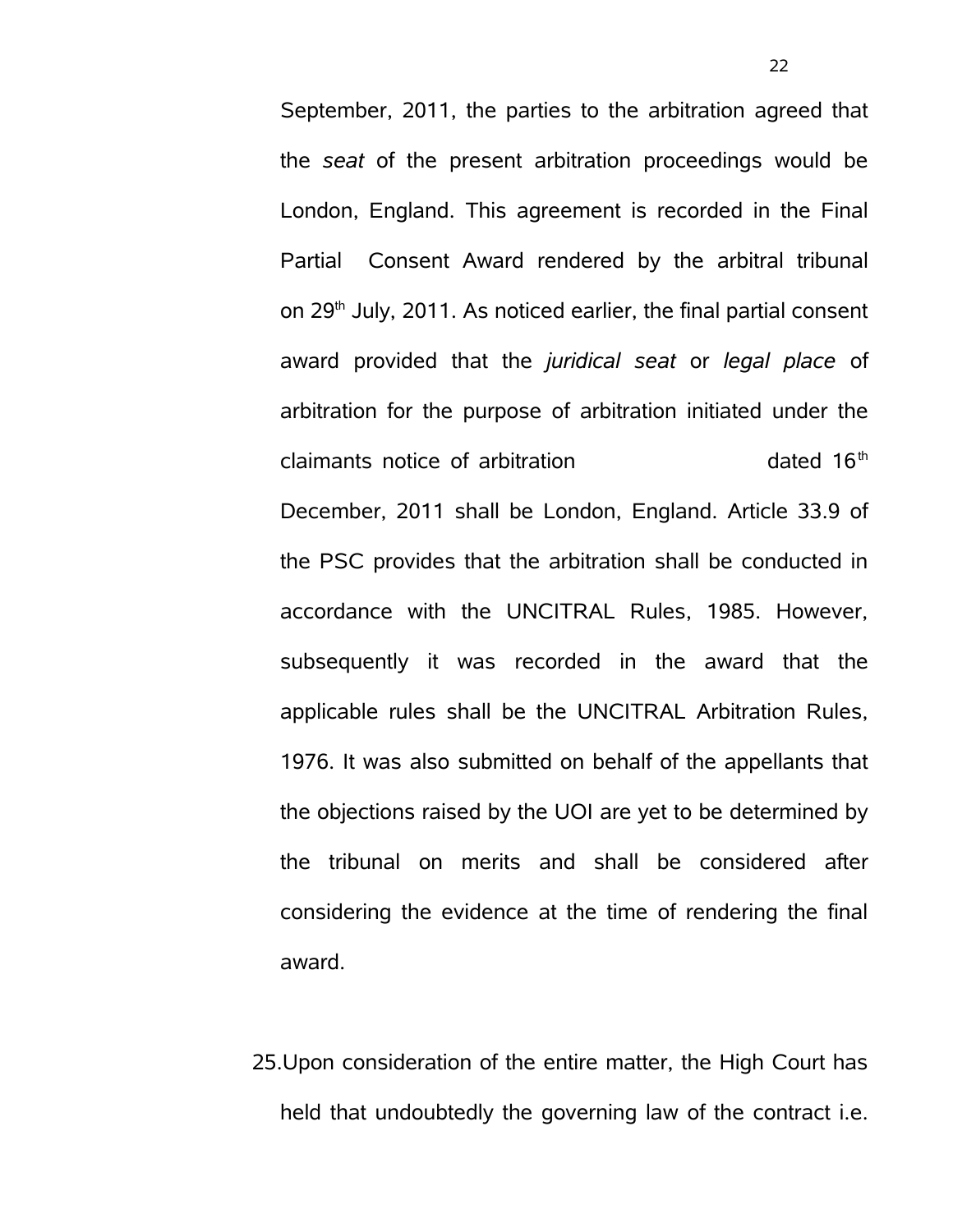September, 2011, the parties to the arbitration agreed that the *seat* of the present arbitration proceedings would be London, England. This agreement is recorded in the Final Partial Consent Award rendered by the arbitral tribunal on 29th July, 2011. As noticed earlier, the final partial consent award provided that the *juridical seat* or *legal place* of arbitration for the purpose of arbitration initiated under the claimants notice of arbitration dated 16th December, 2011 shall be London, England. Article 33.9 of the PSC provides that the arbitration shall be conducted in accordance with the UNCITRAL Rules, 1985. However, subsequently it was recorded in the award that the applicable rules shall be the UNCITRAL Arbitration Rules, 1976. It was also submitted on behalf of the appellants that the objections raised by the UOI are yet to be determined by the tribunal on merits and shall be considered after considering the evidence at the time of rendering the final award.

25. Upon consideration of the entire matter, the High Court has held that undoubtedly the governing law of the contract i.e.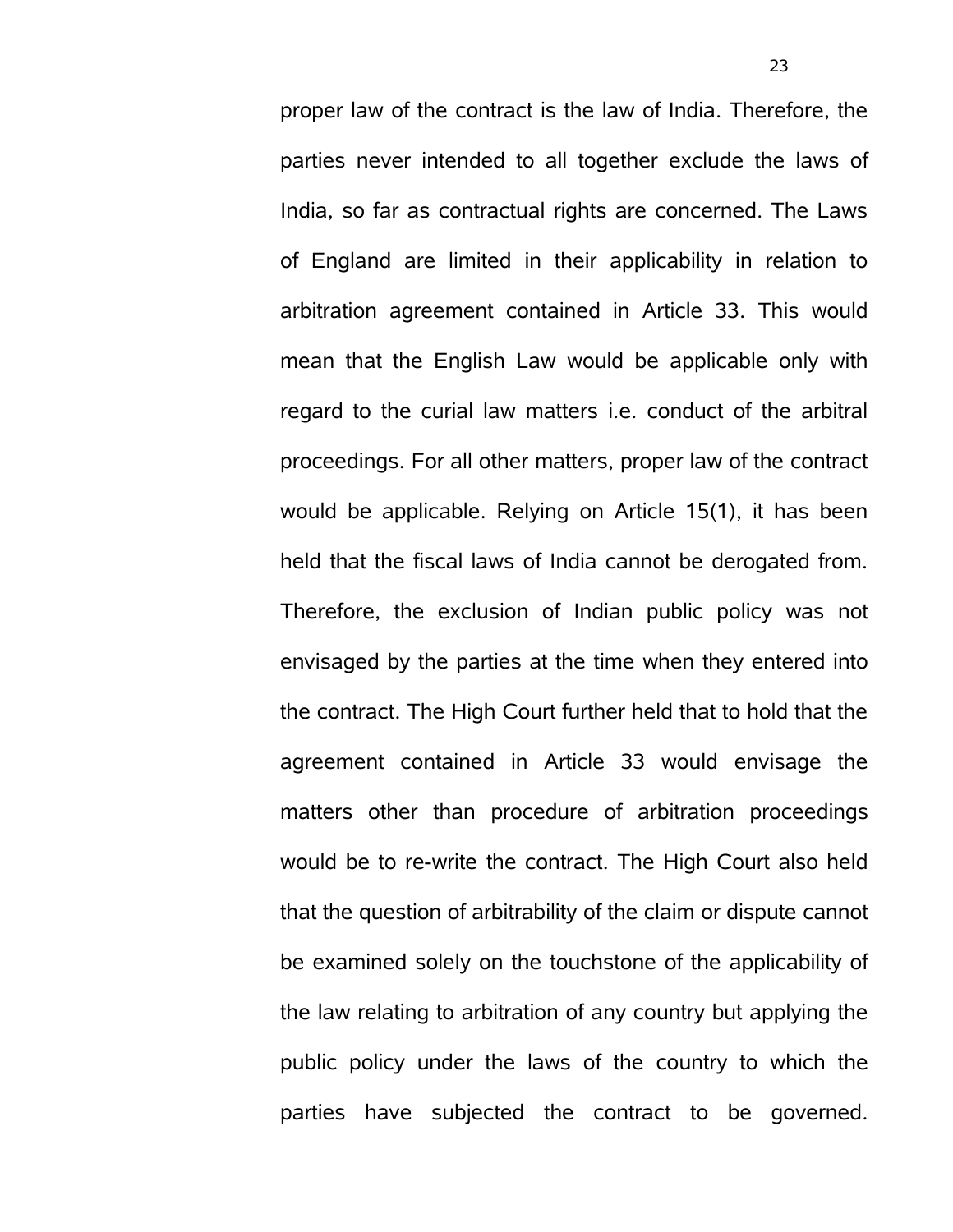proper law of the contract is the law of India. Therefore, the parties never intended to all together exclude the laws of India, so far as contractual rights are concerned. The Laws of England are limited in their applicability in relation to arbitration agreement contained in Article 33. This would mean that the English Law would be applicable only with regard to the curial law matters i.e. conduct of the arbitral proceedings. For all other matters, proper law of the contract would be applicable. Relying on Article 15(1), it has been held that the fiscal laws of India cannot be derogated from. Therefore, the exclusion of Indian public policy was not envisaged by the parties at the time when they entered into the contract. The High Court further held that to hold that the agreement contained in Article 33 would envisage the matters other than procedure of arbitration proceedings would be to re-write the contract. The High Court also held that the question of arbitrability of the claim or dispute cannot be examined solely on the touchstone of the applicability of the law relating to arbitration of any country but applying the public policy under the laws of the country to which the parties have subjected the contract to be governed.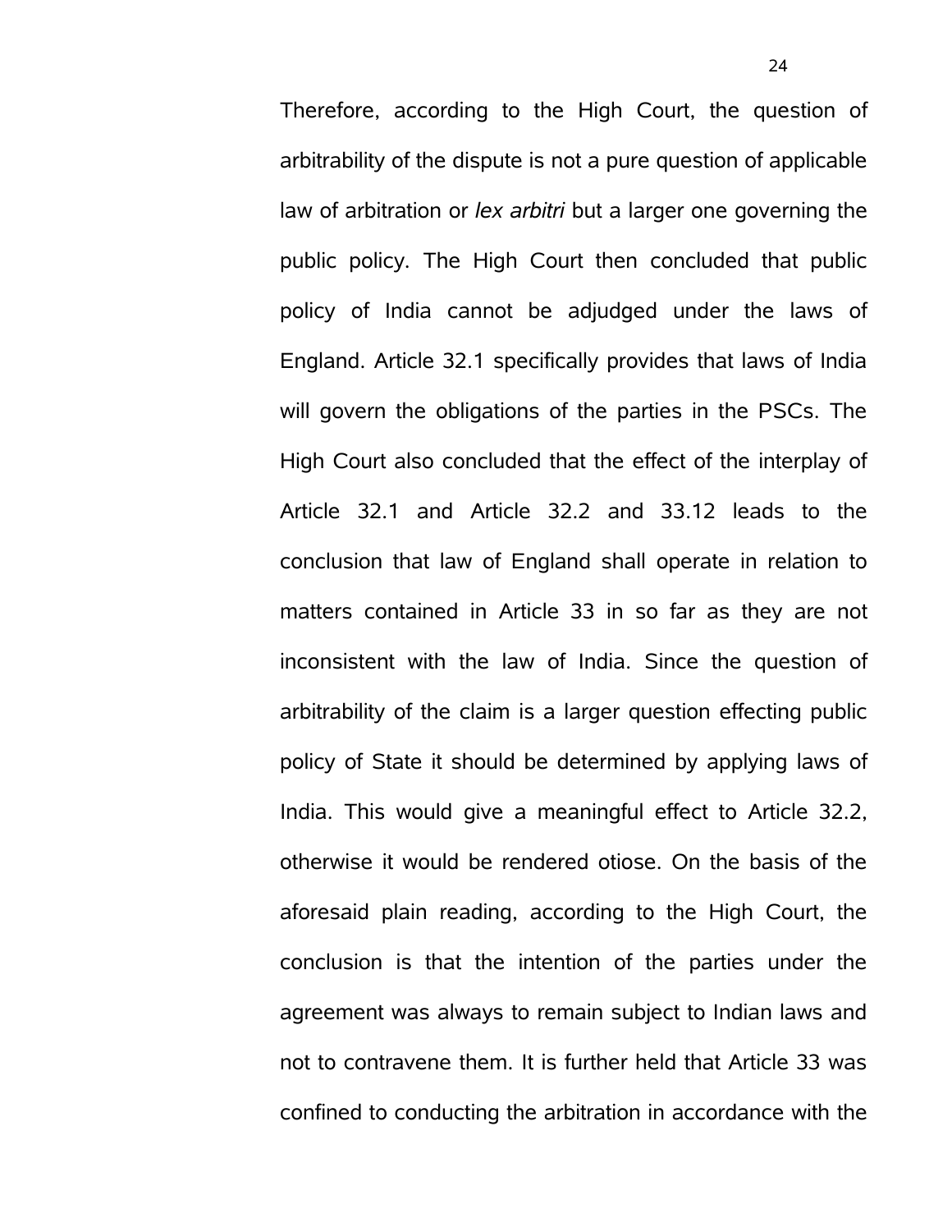Therefore, according to the High Court, the question of arbitrability of the dispute is not a pure question of applicable law of arbitration or *lex arbitri* but a larger one governing the public policy. The High Court then concluded that public policy of India cannot be adjudged under the laws of England. Article 32.1 specifically provides that laws of India will govern the obligations of the parties in the PSCs. The High Court also concluded that the effect of the interplay of Article 32.1 and Article 32.2 and 33.12 leads to the conclusion that law of England shall operate in relation to matters contained in Article 33 in so far as they are not inconsistent with the law of India. Since the question of arbitrability of the claim is a larger question effecting public policy of State it should be determined by applying laws of India. This would give a meaningful effect to Article 32.2, otherwise it would be rendered otiose. On the basis of the aforesaid plain reading, according to the High Court, the conclusion is that the intention of the parties under the agreement was always to remain subject to Indian laws and not to contravene them. It is further held that Article 33 was confined to conducting the arbitration in accordance with the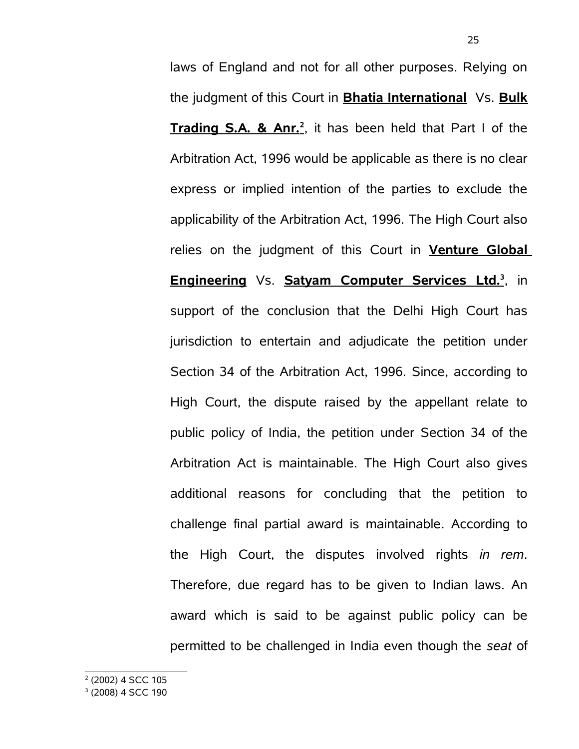laws of England and not for all other purposes. Relying on the judgment of this Court in **Bhatia International** Vs. **Bulk Trading S.A. & Anr.**[2], it has been held that Part I of the Arbitration Act, 1996 would be applicable as there is no clear express or implied intention of the parties to exclude the applicability of the Arbitration Act, 1996. The High Court also relies on the judgment of this Court in **Venture Global Engineering** Vs. **Satyam Computer Services Ltd.**[3], in support of the conclusion that the Delhi High Court has jurisdiction to entertain and adjudicate the petition under Section 34 of the Arbitration Act, 1996. Since, according to High Court, the dispute raised by the appellant relate to public policy of India, the petition under Section 34 of the Arbitration Act is maintainable. The High Court also gives additional reasons for concluding that the petition to challenge final partial award is maintainable. According to the High Court, the disputes involved rights *in rem*. Therefore, due regard has to be given to Indian laws. An award which is said to be against public policy can be permitted to be challenged in India even though the *seat* of

---

[2] (2002) 4 SCC 105

[3] (2008) 4 SCC 190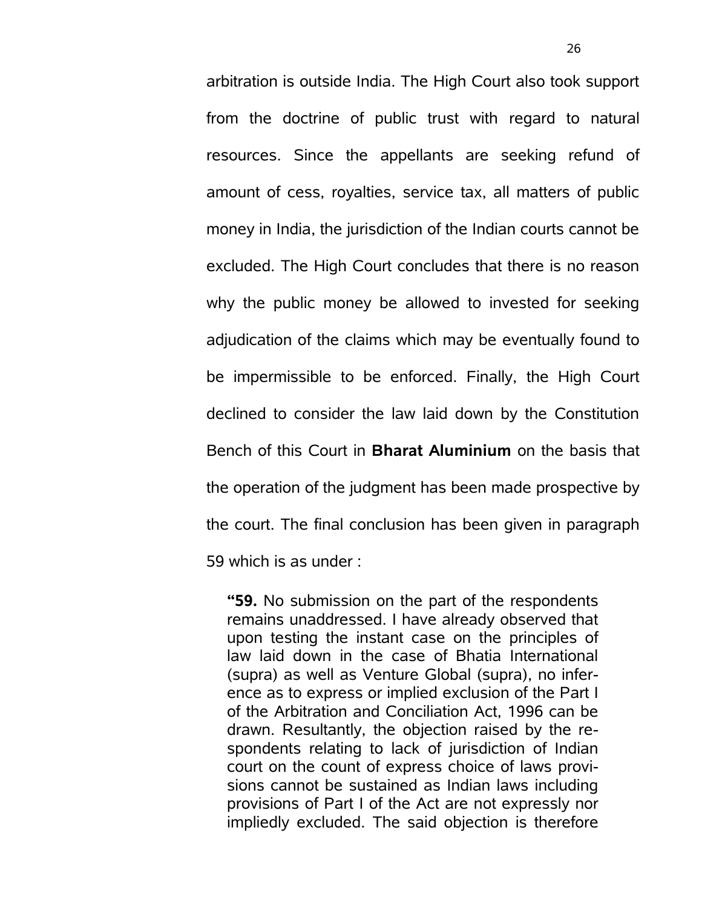arbitration is outside India. The High Court also took support from the doctrine of public trust with regard to natural resources. Since the appellants are seeking refund of amount of cess, royalties, service tax, all matters of public money in India, the jurisdiction of the Indian courts cannot be excluded. The High Court concludes that there is no reason why the public money be allowed to invested for seeking adjudication of the claims which may be eventually found to be impermissible to be enforced. Finally, the High Court declined to consider the law laid down by the Constitution Bench of this Court in **Bharat Aluminium** on the basis that the operation of the judgment has been made prospective by the court. The final conclusion has been given in paragraph 59 which is as under :

> **"59.** No submission on the part of the respondents remains unaddressed. I have already observed that upon testing the instant case on the principles of law laid down in the case of Bhatia International (supra) as well as Venture Global (supra), no inference as to express or implied exclusion of the Part I of the Arbitration and Conciliation Act, 1996 can be drawn. Resultantly, the objection raised by the respondents relating to lack of jurisdiction of Indian court on the count of express choice of laws provisions cannot be sustained as Indian laws including provisions of Part I of the Act are not expressly nor impliedly excluded. The said objection is therefore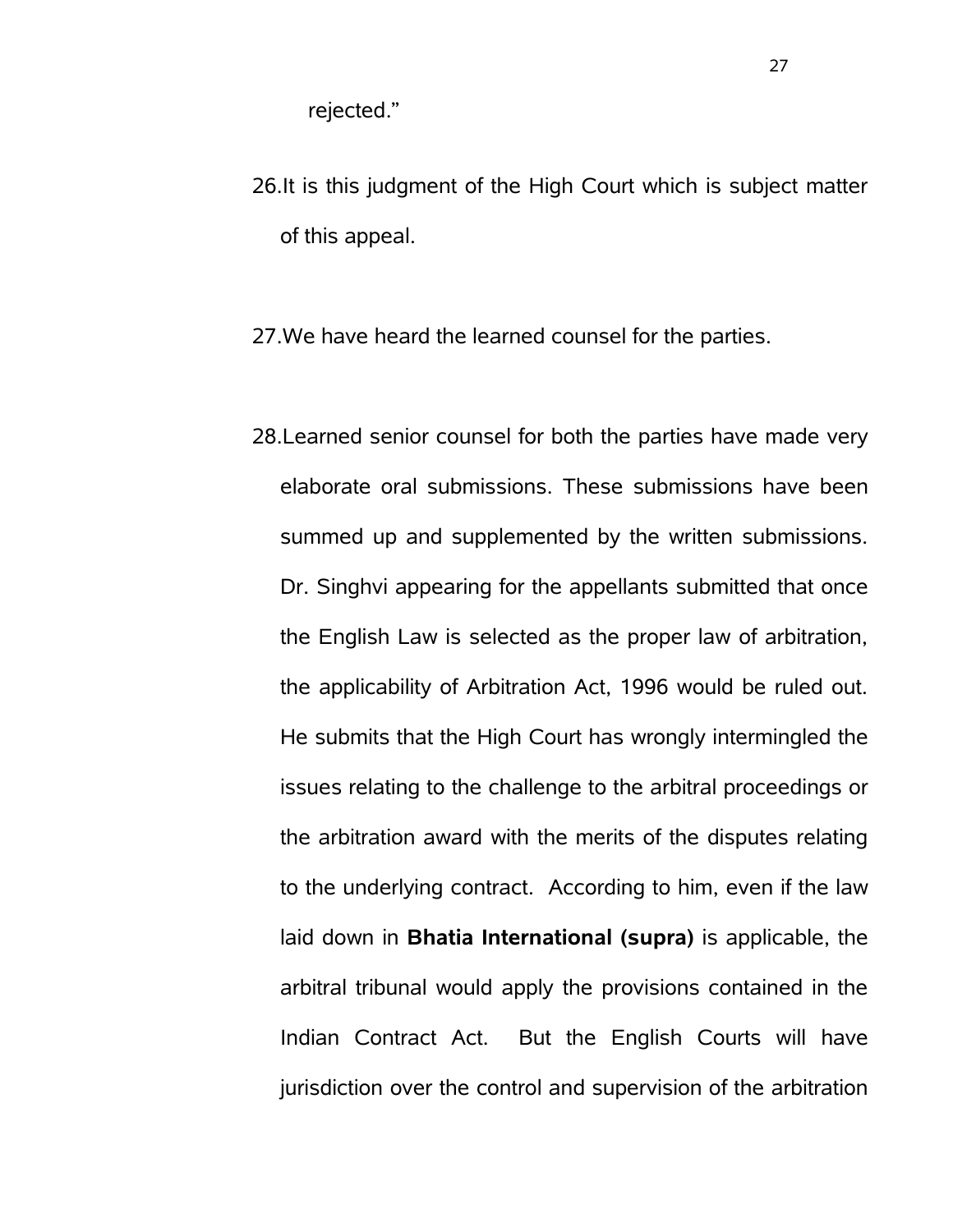rejected."

26. It is this judgment of the High Court which is subject matter of this appeal.

27. We have heard the learned counsel for the parties.

28. Learned senior counsel for both the parties have made very elaborate oral submissions. These submissions have been summed up and supplemented by the written submissions. Dr. Singhvi appearing for the appellants submitted that once the English Law is selected as the proper law of arbitration, the applicability of Arbitration Act, 1996 would be ruled out. He submits that the High Court has wrongly intermingled the issues relating to the challenge to the arbitral proceedings or the arbitration award with the merits of the disputes relating to the underlying contract. According to him, even if the law laid down in **Bhatia International (supra)** is applicable, the arbitral tribunal would apply the provisions contained in the Indian Contract Act. But the English Courts will have jurisdiction over the control and supervision of the arbitration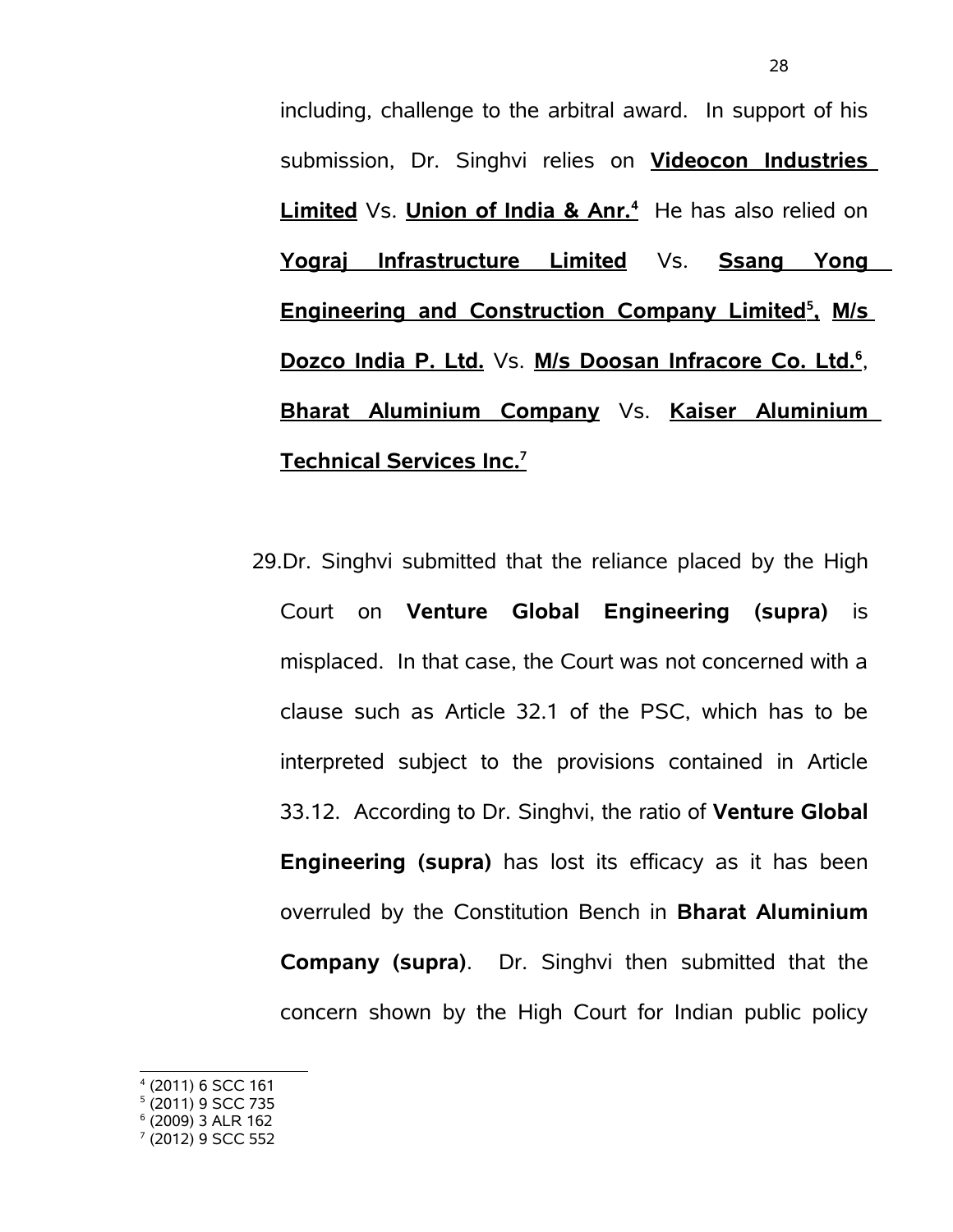including, challenge to the arbitral award. In support of his submission, Dr. Singhvi relies on **Videocon Industries Limited** Vs. **Union of India & Anr.**[4] He has also relied on **Yograj Infrastructure Limited** Vs. **Ssang Yong Engineering and Construction Company Limited**[5], **M/s Dozco India P. Ltd.** Vs. **M/s Doosan Infracore Co. Ltd.**[6], **Bharat Aluminium Company** Vs. **Kaiser Aluminium Technical Services Inc.**[7]

29. Dr. Singhvi submitted that the reliance placed by the High Court on **Venture Global Engineering (supra)** is misplaced. In that case, the Court was not concerned with a clause such as Article 32.1 of the PSC, which has to be interpreted subject to the provisions contained in Article 33.12. According to Dr. Singhvi, the ratio of **Venture Global Engineering (supra)** has lost its efficacy as it has been overruled by the Constitution Bench in **Bharat Aluminium Company (supra)**. Dr. Singhvi then submitted that the concern shown by the High Court for Indian public policy

---

[4] (2011) 6 SCC 161

[5] (2011) 9 SCC 735

[6] (2009) 3 ALR 162

[7] (2012) 9 SCC 552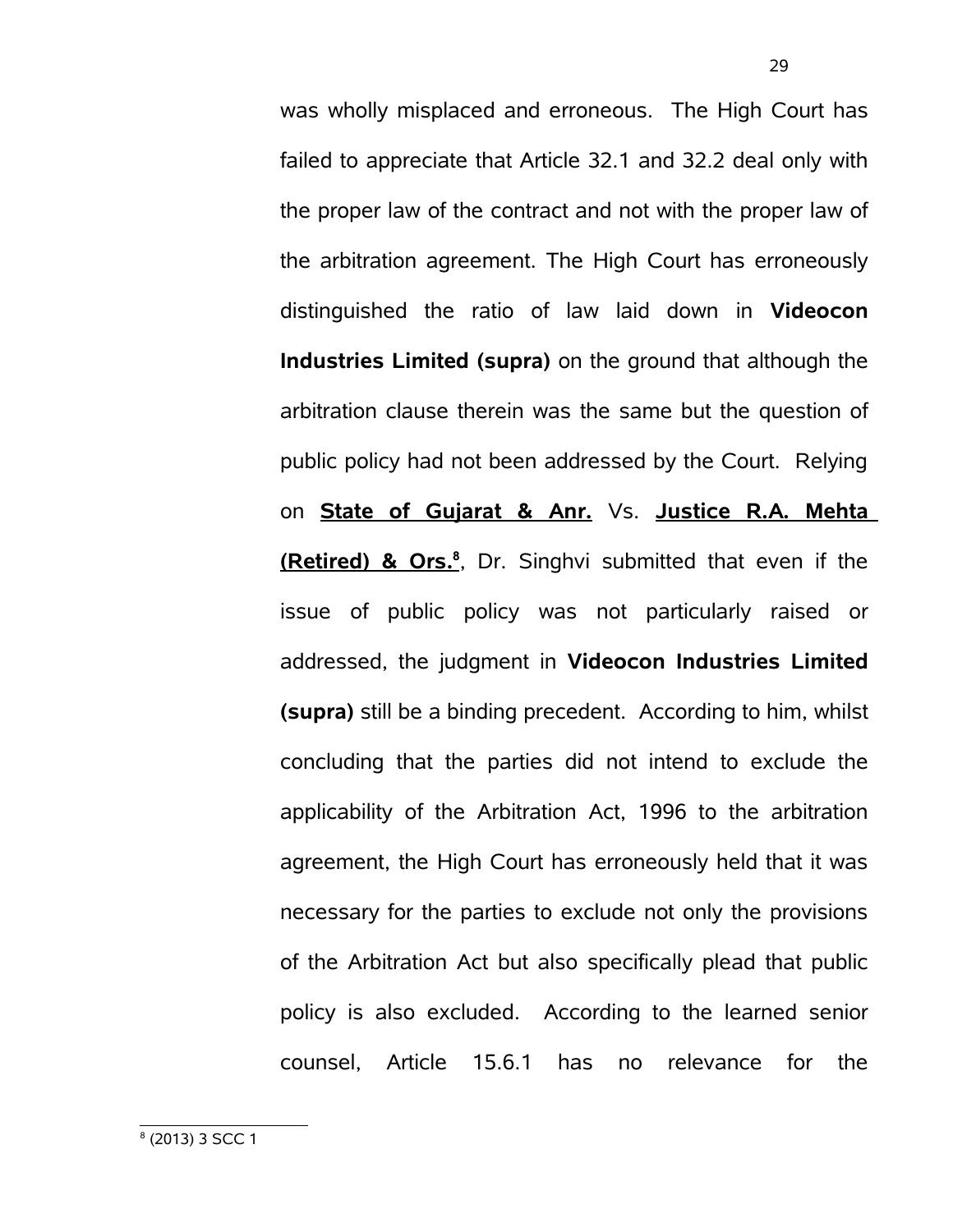was wholly misplaced and erroneous. The High Court has failed to appreciate that Article 32.1 and 32.2 deal only with the proper law of the contract and not with the proper law of the arbitration agreement. The High Court has erroneously distinguished the ratio of law laid down in **Videocon Industries Limited (supra)** on the ground that although the arbitration clause therein was the same but the question of public policy had not been addressed by the Court. Relying on **State of Gujarat & Anr.** Vs. **Justice R.A. Mehta (Retired) & Ors.**[8], Dr. Singhvi submitted that even if the issue of public policy was not particularly raised or addressed, the judgment in **Videocon Industries Limited (supra)** still be a binding precedent. According to him, whilst concluding that the parties did not intend to exclude the applicability of the Arbitration Act, 1996 to the arbitration agreement, the High Court has erroneously held that it was necessary for the parties to exclude not only the provisions of the Arbitration Act but also specifically plead that public policy is also excluded. According to the learned senior counsel, Article 15.6.1 has no relevance for the

---

[8] (2013) 3 SCC 1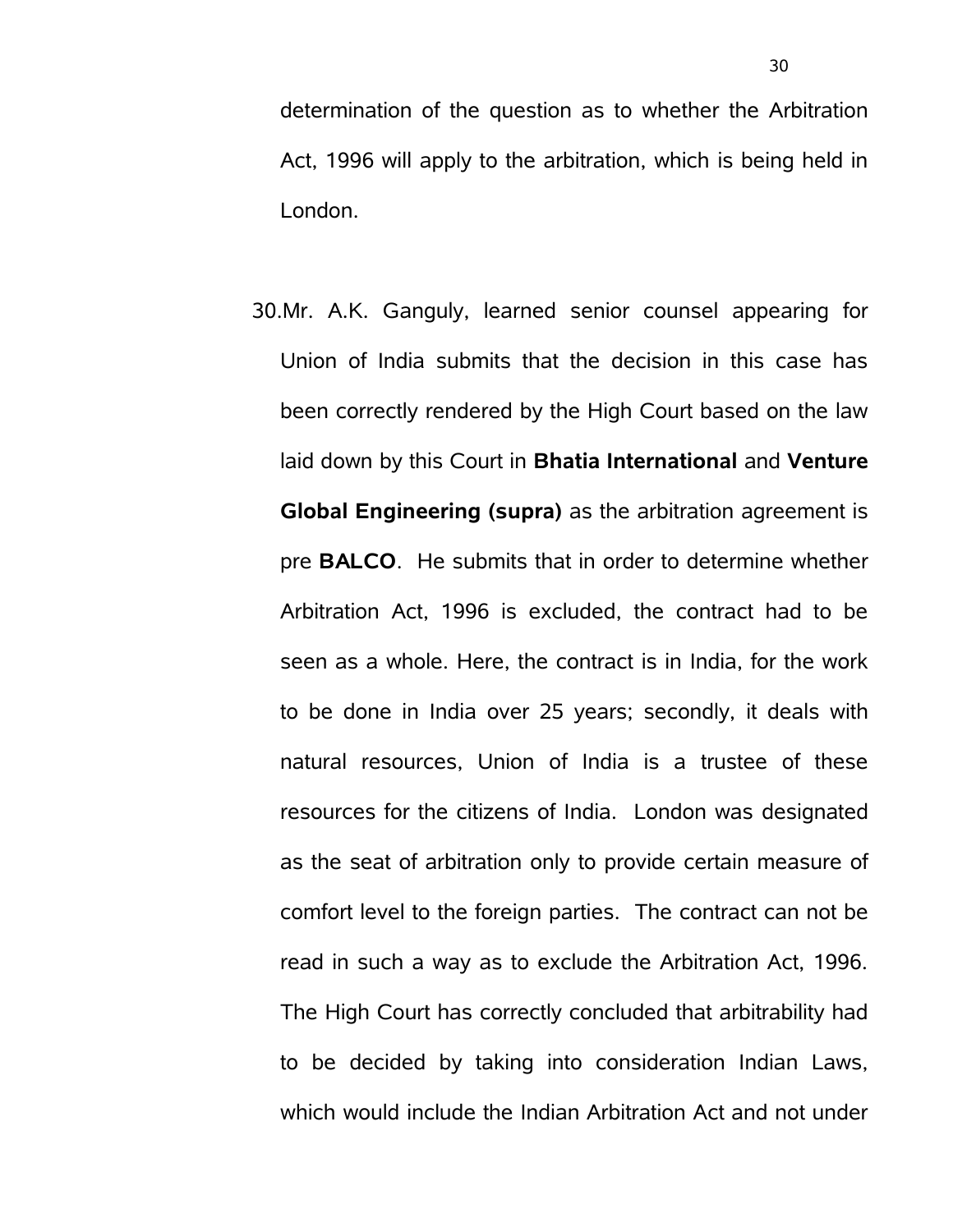determination of the question as to whether the Arbitration Act, 1996 will apply to the arbitration, which is being held in London.

30. Mr. A.K. Ganguly, learned senior counsel appearing for Union of India submits that the decision in this case has been correctly rendered by the High Court based on the law laid down by this Court in **Bhatia International** and **Venture Global Engineering (supra)** as the arbitration agreement is pre **BALCO**. He submits that in order to determine whether Arbitration Act, 1996 is excluded, the contract had to be seen as a whole. Here, the contract is in India, for the work to be done in India over 25 years; secondly, it deals with natural resources, Union of India is a trustee of these resources for the citizens of India. London was designated as the seat of arbitration only to provide certain measure of comfort level to the foreign parties. The contract can not be read in such a way as to exclude the Arbitration Act, 1996. The High Court has correctly concluded that arbitrability had to be decided by taking into consideration Indian Laws, which would include the Indian Arbitration Act and not under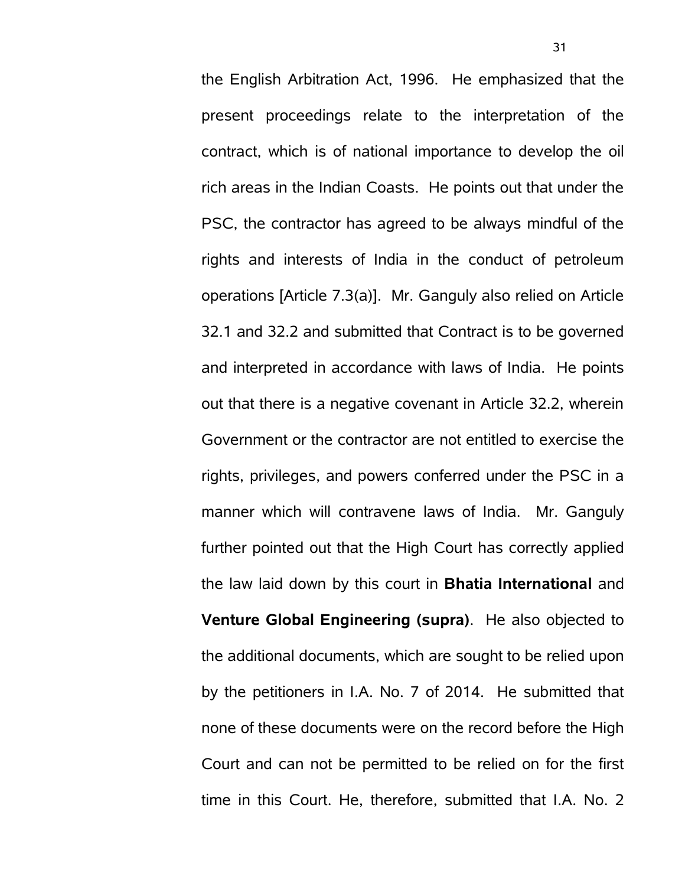the English Arbitration Act, 1996. He emphasized that the present proceedings relate to the interpretation of the contract, which is of national importance to develop the oil rich areas in the Indian Coasts. He points out that under the PSC, the contractor has agreed to be always mindful of the rights and interests of India in the conduct of petroleum operations [Article 7.3(a)]. Mr. Ganguly also relied on Article 32.1 and 32.2 and submitted that Contract is to be governed and interpreted in accordance with laws of India. He points out that there is a negative covenant in Article 32.2, wherein Government or the contractor are not entitled to exercise the rights, privileges, and powers conferred under the PSC in a manner which will contravene laws of India. Mr. Ganguly further pointed out that the High Court has correctly applied the law laid down by this court in **Bhatia International** and **Venture Global Engineering (supra)**. He also objected to the additional documents, which are sought to be relied upon by the petitioners in I.A. No. 7 of 2014. He submitted that none of these documents were on the record before the High Court and can not be permitted to be relied on for the first time in this Court. He, therefore, submitted that I.A. No. 2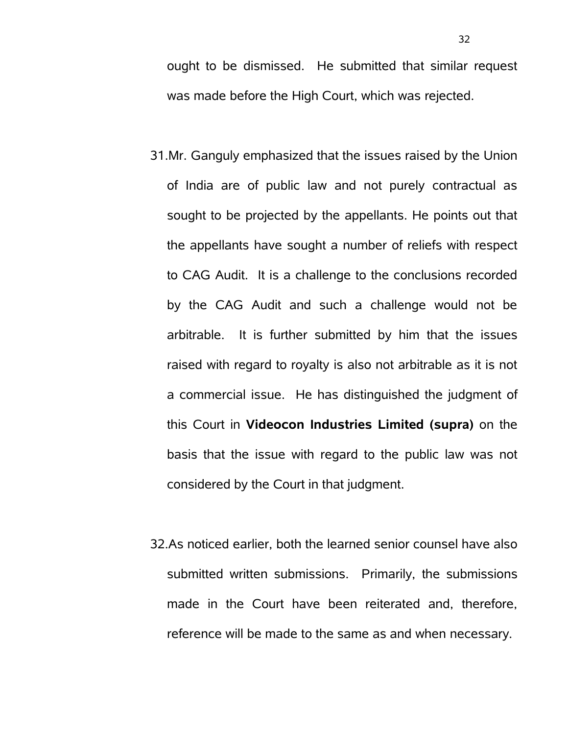ought to be dismissed. He submitted that similar request was made before the High Court, which was rejected.

31. Mr. Ganguly emphasized that the issues raised by the Union of India are of public law and not purely contractual as sought to be projected by the appellants. He points out that the appellants have sought a number of reliefs with respect to CAG Audit. It is a challenge to the conclusions recorded by the CAG Audit and such a challenge would not be arbitrable. It is further submitted by him that the issues raised with regard to royalty is also not arbitrable as it is not a commercial issue. He has distinguished the judgment of this Court in **Videocon Industries Limited (supra)** on the basis that the issue with regard to the public law was not considered by the Court in that judgment.

32. As noticed earlier, both the learned senior counsel have also submitted written submissions. Primarily, the submissions made in the Court have been reiterated and, therefore, reference will be made to the same as and when necessary.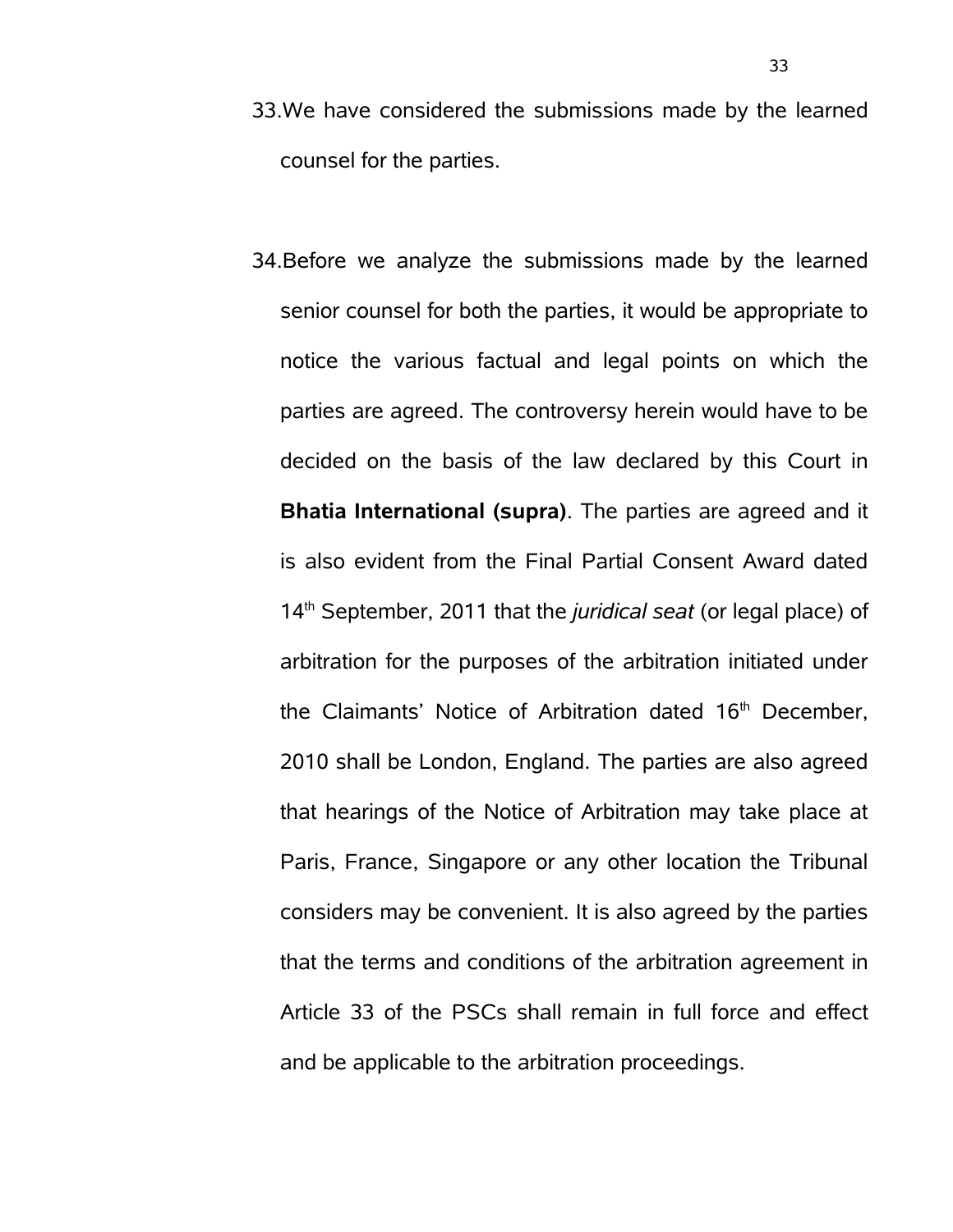33. We have considered the submissions made by the learned counsel for the parties.

34. Before we analyze the submissions made by the learned senior counsel for both the parties, it would be appropriate to notice the various factual and legal points on which the parties are agreed. The controversy herein would have to be decided on the basis of the law declared by this Court in **Bhatia International (supra)**. The parties are agreed and it is also evident from the Final Partial Consent Award dated 14th September, 2011 that the *juridical seat* (or legal place) of arbitration for the purposes of the arbitration initiated under the Claimants' Notice of Arbitration dated 16th December, 2010 shall be London, England. The parties are also agreed that hearings of the Notice of Arbitration may take place at Paris, France, Singapore or any other location the Tribunal considers may be convenient. It is also agreed by the parties that the terms and conditions of the arbitration agreement in Article 33 of the PSCs shall remain in full force and effect and be applicable to the arbitration proceedings.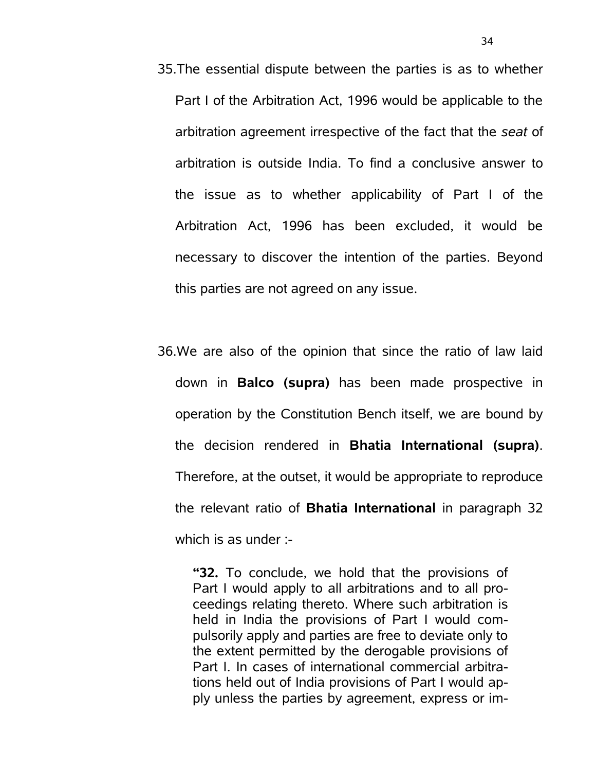35. The essential dispute between the parties is as to whether Part I of the Arbitration Act, 1996 would be applicable to the arbitration agreement irrespective of the fact that the *seat* of arbitration is outside India. To find a conclusive answer to the issue as to whether applicability of Part I of the Arbitration Act, 1996 has been excluded, it would be necessary to discover the intention of the parties. Beyond this parties are not agreed on any issue.

36. We are also of the opinion that since the ratio of law laid down in **Balco (supra)** has been made prospective in operation by the Constitution Bench itself, we are bound by the decision rendered in **Bhatia International (supra)**. Therefore, at the outset, it would be appropriate to reproduce the relevant ratio of **Bhatia International** in paragraph 32 which is as under :-

> **"32.** To conclude, we hold that the provisions of Part I would apply to all arbitrations and to all proceedings relating thereto. Where such arbitration is held in India the provisions of Part I would compulsorily apply and parties are free to deviate only to the extent permitted by the derogable provisions of Part I. In cases of international commercial arbitrations held out of India provisions of Part I would apply unless the parties by agreement, express or im-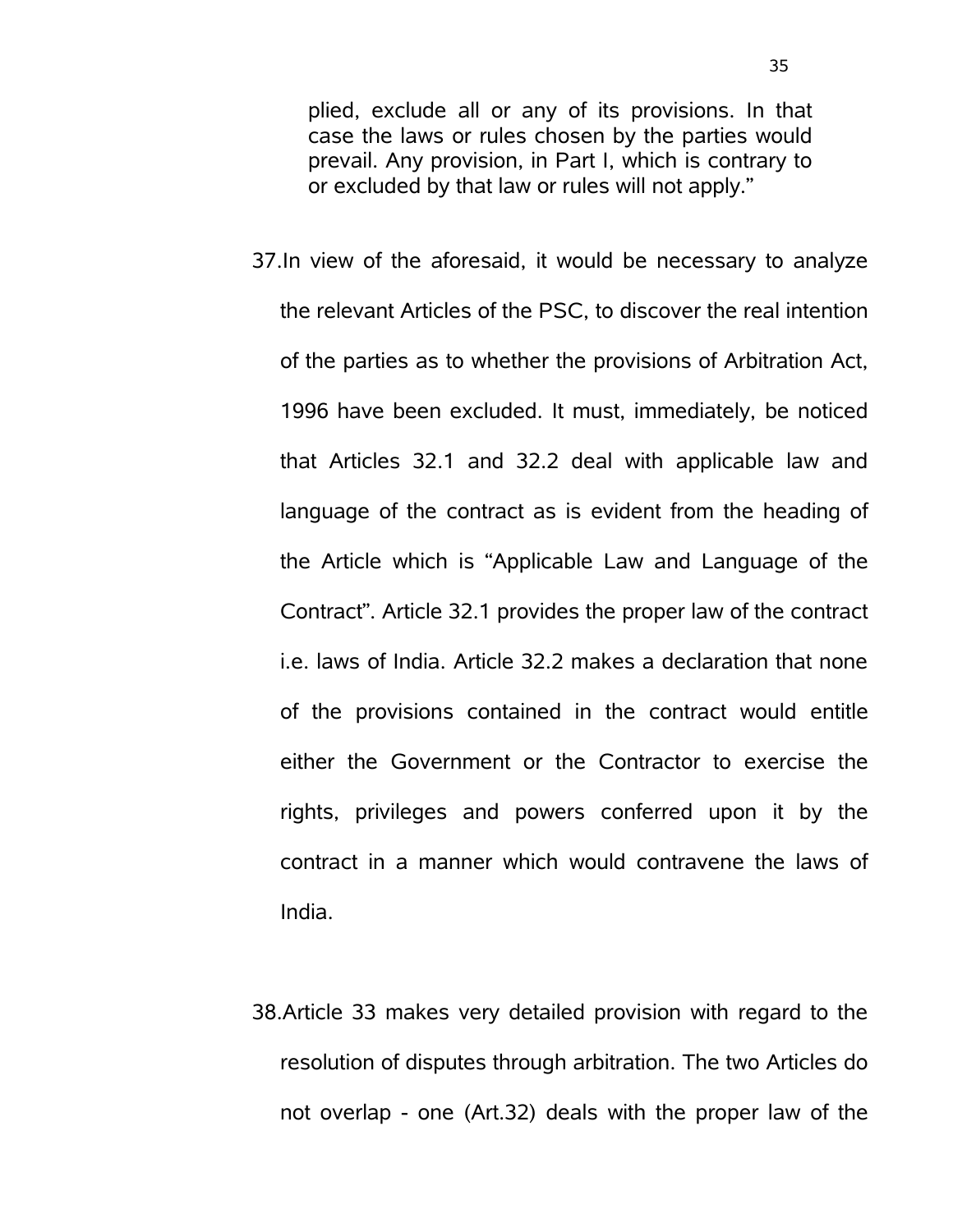> plied, exclude all or any of its provisions. In that case the laws or rules chosen by the parties would prevail. Any provision, in Part I, which is contrary to or excluded by that law or rules will not apply."

37.In view of the aforesaid, it would be necessary to analyze the relevant Articles of the PSC, to discover the real intention of the parties as to whether the provisions of Arbitration Act, 1996 have been excluded. It must, immediately, be noticed that Articles 32.1 and 32.2 deal with applicable law and language of the contract as is evident from the heading of the Article which is "Applicable Law and Language of the Contract". Article 32.1 provides the proper law of the contract i.e. laws of India. Article 32.2 makes a declaration that none of the provisions contained in the contract would entitle either the Government or the Contractor to exercise the rights, privileges and powers conferred upon it by the contract in a manner which would contravene the laws of India.

38.Article 33 makes very detailed provision with regard to the resolution of disputes through arbitration. The two Articles do not overlap - one (Art.32) deals with the proper law of the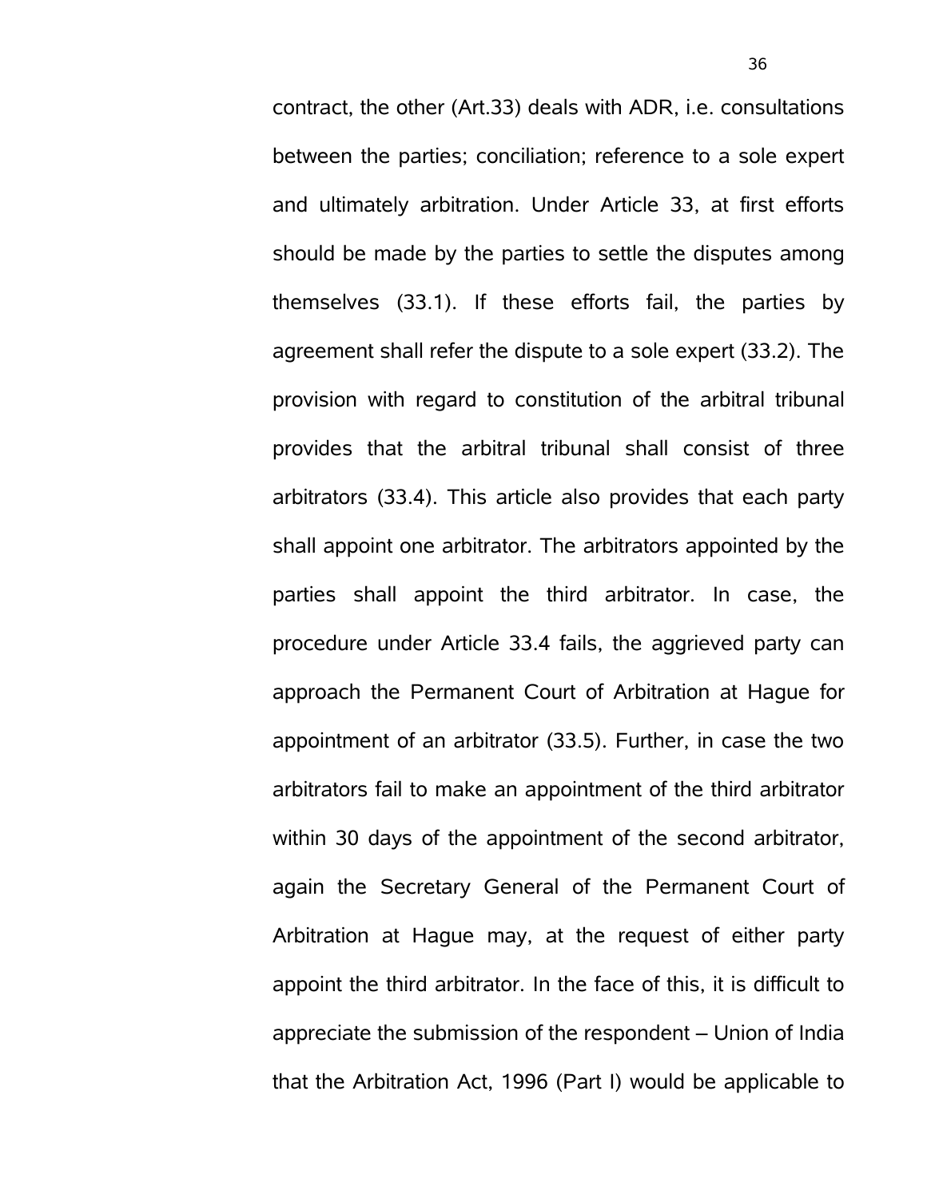contract, the other (Art.33) deals with ADR, i.e. consultations between the parties; conciliation; reference to a sole expert and ultimately arbitration. Under Article 33, at first efforts should be made by the parties to settle the disputes among themselves (33.1). If these efforts fail, the parties by agreement shall refer the dispute to a sole expert (33.2). The provision with regard to constitution of the arbitral tribunal provides that the arbitral tribunal shall consist of three arbitrators (33.4). This article also provides that each party shall appoint one arbitrator. The arbitrators appointed by the parties shall appoint the third arbitrator. In case, the procedure under Article 33.4 fails, the aggrieved party can approach the Permanent Court of Arbitration at Hague for appointment of an arbitrator (33.5). Further, in case the two arbitrators fail to make an appointment of the third arbitrator within 30 days of the appointment of the second arbitrator, again the Secretary General of the Permanent Court of Arbitration at Hague may, at the request of either party appoint the third arbitrator. In the face of this, it is difficult to appreciate the submission of the respondent – Union of India that the Arbitration Act, 1996 (Part I) would be applicable to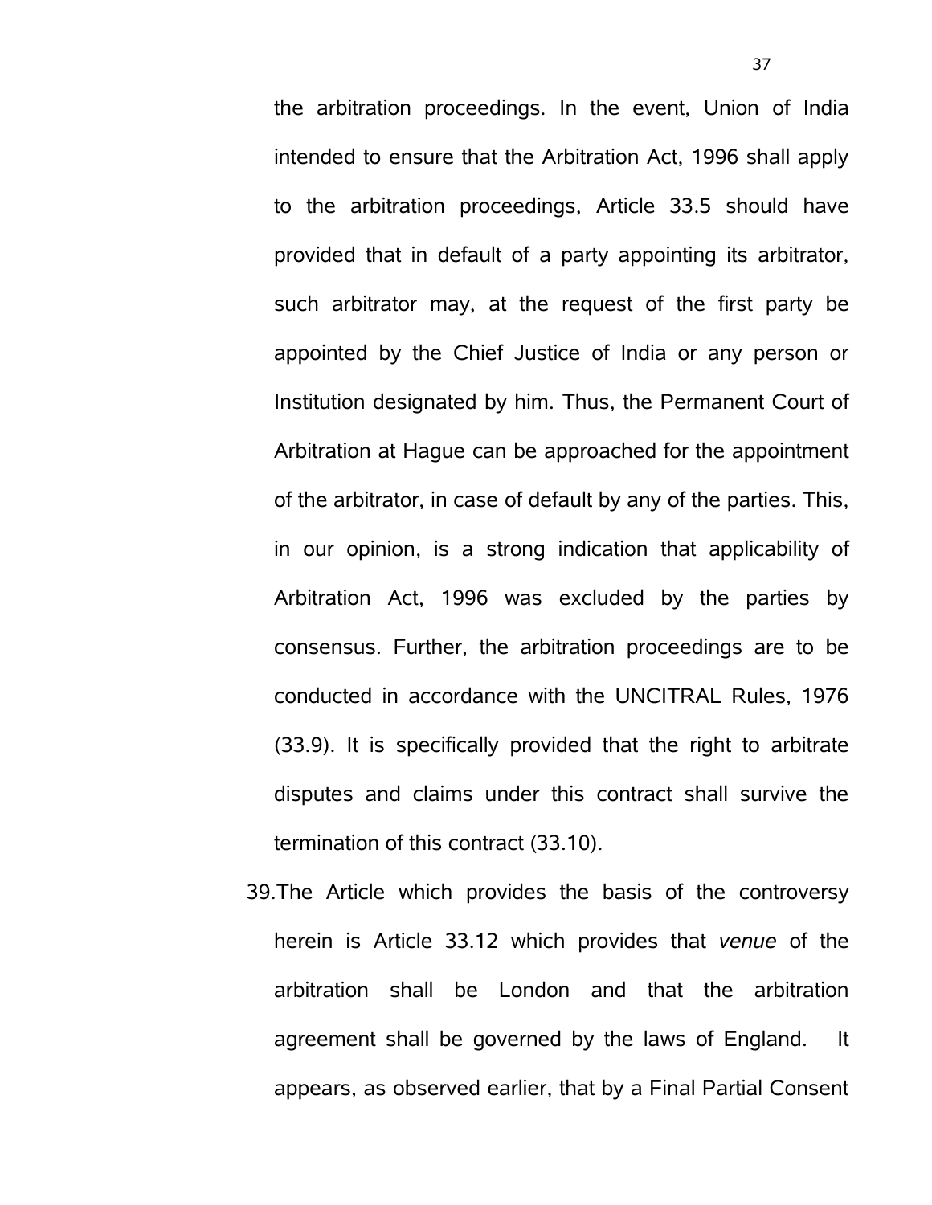the arbitration proceedings. In the event, Union of India intended to ensure that the Arbitration Act, 1996 shall apply to the arbitration proceedings, Article 33.5 should have provided that in default of a party appointing its arbitrator, such arbitrator may, at the request of the first party be appointed by the Chief Justice of India or any person or Institution designated by him. Thus, the Permanent Court of Arbitration at Hague can be approached for the appointment of the arbitrator, in case of default by any of the parties. This, in our opinion, is a strong indication that applicability of Arbitration Act, 1996 was excluded by the parties by consensus. Further, the arbitration proceedings are to be conducted in accordance with the UNCITRAL Rules, 1976 (33.9). It is specifically provided that the right to arbitrate disputes and claims under this contract shall survive the termination of this contract (33.10).

39. The Article which provides the basis of the controversy herein is Article 33.12 which provides that *venue* of the arbitration shall be London and that the arbitration agreement shall be governed by the laws of England. It appears, as observed earlier, that by a Final Partial Consent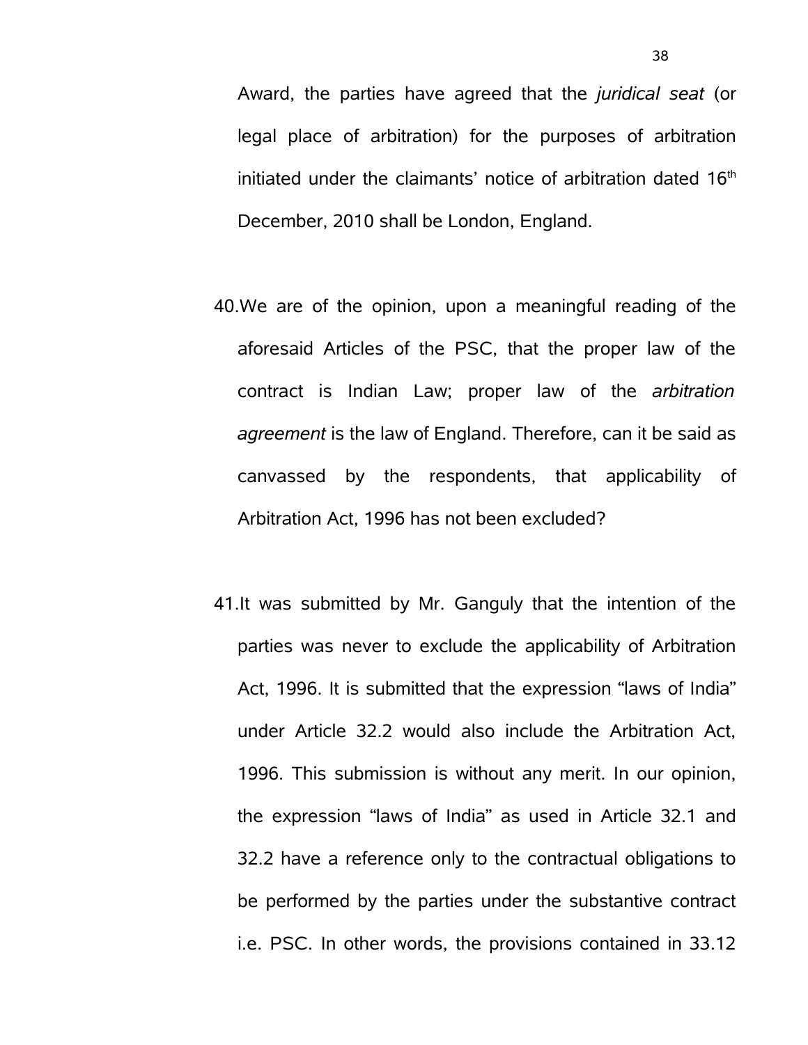Award, the parties have agreed that the *juridical seat* (or legal place of arbitration) for the purposes of arbitration initiated under the claimants' notice of arbitration dated 16th December, 2010 shall be London, England.

40. We are of the opinion, upon a meaningful reading of the aforesaid Articles of the PSC, that the proper law of the contract is Indian Law; proper law of the *arbitration agreement* is the law of England. Therefore, can it be said as canvassed by the respondents, that applicability of Arbitration Act, 1996 has not been excluded?

41. It was submitted by Mr. Ganguly that the intention of the parties was never to exclude the applicability of Arbitration Act, 1996. It is submitted that the expression "laws of India" under Article 32.2 would also include the Arbitration Act, 1996. This submission is without any merit. In our opinion, the expression "laws of India" as used in Article 32.1 and 32.2 have a reference only to the contractual obligations to be performed by the parties under the substantive contract i.e. PSC. In other words, the provisions contained in 33.12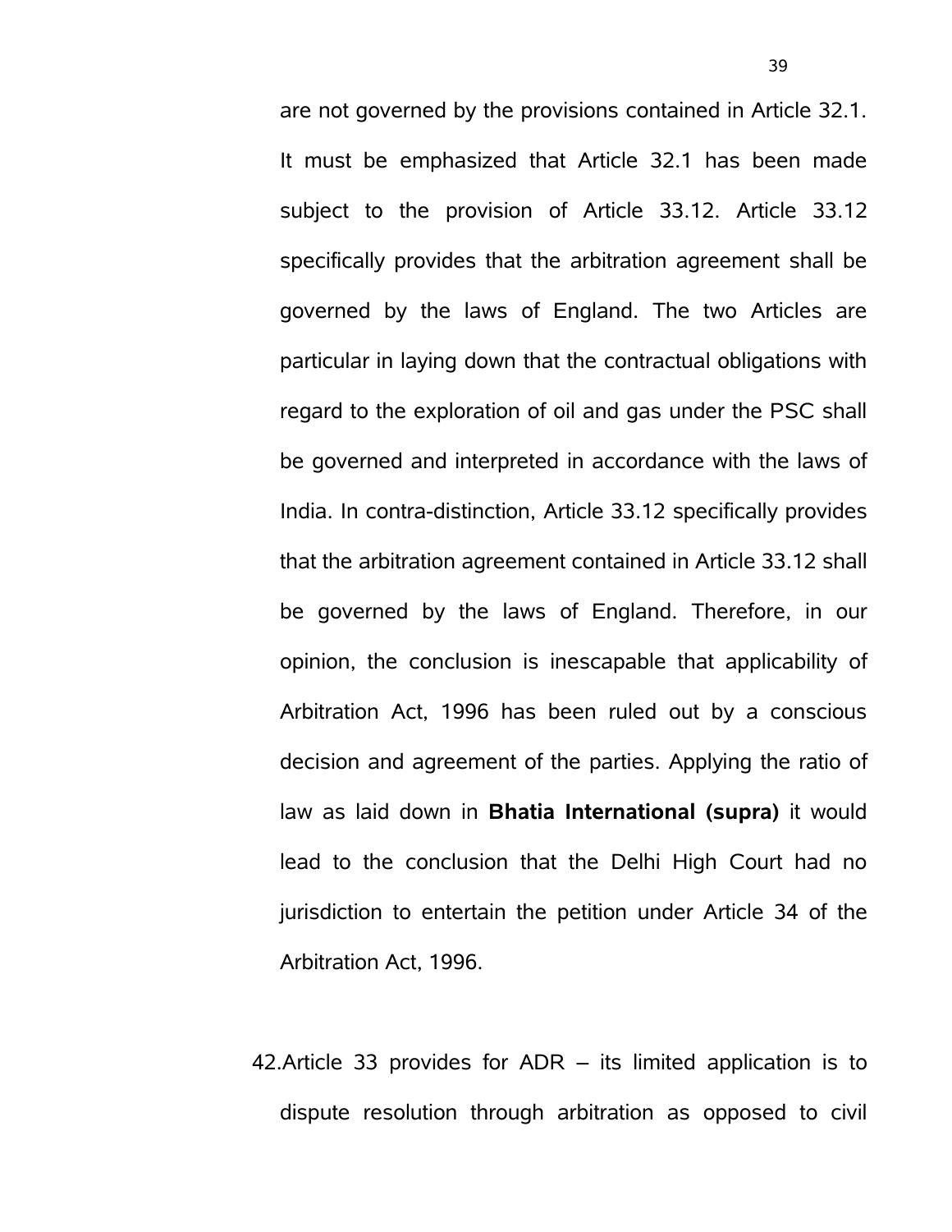are not governed by the provisions contained in Article 32.1. It must be emphasized that Article 32.1 has been made subject to the provision of Article 33.12. Article 33.12 specifically provides that the arbitration agreement shall be governed by the laws of England. The two Articles are particular in laying down that the contractual obligations with regard to the exploration of oil and gas under the PSC shall be governed and interpreted in accordance with the laws of India. In contra-distinction, Article 33.12 specifically provides that the arbitration agreement contained in Article 33.12 shall be governed by the laws of England. Therefore, in our opinion, the conclusion is inescapable that applicability of Arbitration Act, 1996 has been ruled out by a conscious decision and agreement of the parties. Applying the ratio of law as laid down in **Bhatia International (supra)** it would lead to the conclusion that the Delhi High Court had no jurisdiction to entertain the petition under Article 34 of the Arbitration Act, 1996.

42. Article 33 provides for ADR – its limited application is to dispute resolution through arbitration as opposed to civil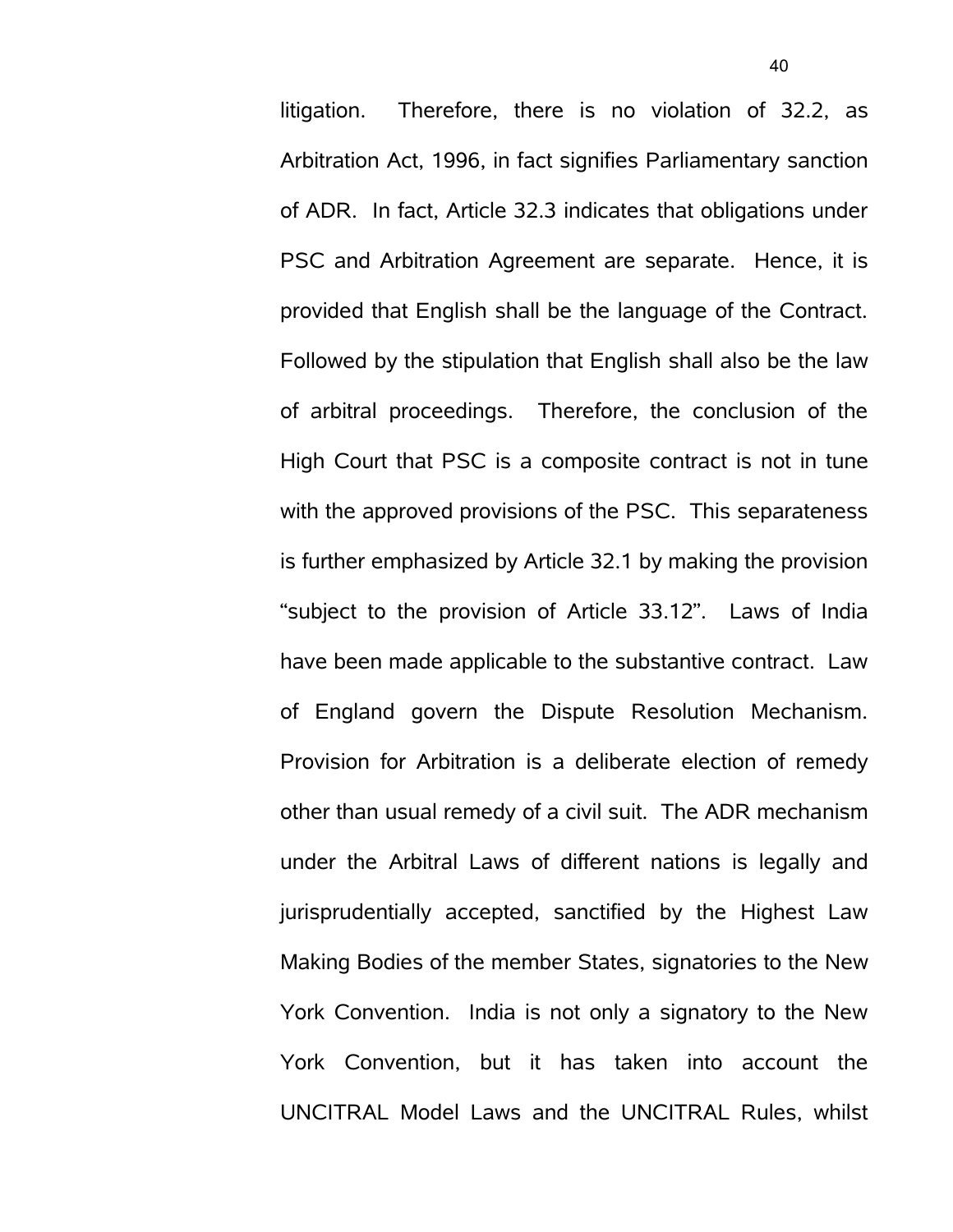litigation. Therefore, there is no violation of 32.2, as Arbitration Act, 1996, in fact signifies Parliamentary sanction of ADR. In fact, Article 32.3 indicates that obligations under PSC and Arbitration Agreement are separate. Hence, it is provided that English shall be the language of the Contract. Followed by the stipulation that English shall also be the law of arbitral proceedings. Therefore, the conclusion of the High Court that PSC is a composite contract is not in tune with the approved provisions of the PSC. This separateness is further emphasized by Article 32.1 by making the provision "subject to the provision of Article 33.12". Laws of India have been made applicable to the substantive contract. Law of England govern the Dispute Resolution Mechanism. Provision for Arbitration is a deliberate election of remedy other than usual remedy of a civil suit. The ADR mechanism under the Arbitral Laws of different nations is legally and jurisprudentially accepted, sanctified by the Highest Law Making Bodies of the member States, signatories to the New York Convention. India is not only a signatory to the New York Convention, but it has taken into account the UNCITRAL Model Laws and the UNCITRAL Rules, whilst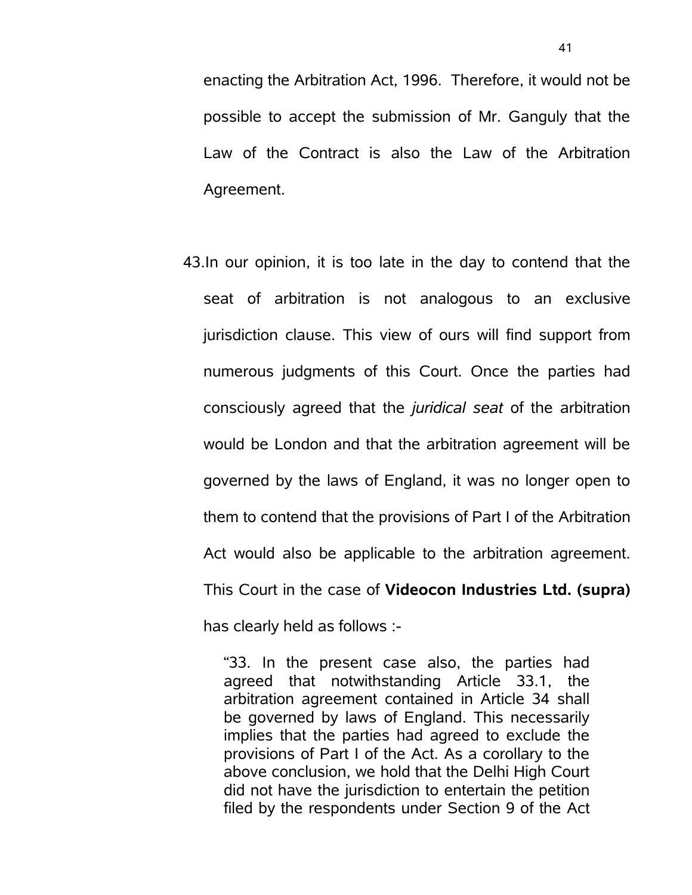enacting the Arbitration Act, 1996. Therefore, it would not be possible to accept the submission of Mr. Ganguly that the Law of the Contract is also the Law of the Arbitration Agreement.

43. In our opinion, it is too late in the day to contend that the seat of arbitration is not analogous to an exclusive jurisdiction clause. This view of ours will find support from numerous judgments of this Court. Once the parties had consciously agreed that the *juridical seat* of the arbitration would be London and that the arbitration agreement will be governed by the laws of England, it was no longer open to them to contend that the provisions of Part I of the Arbitration Act would also be applicable to the arbitration agreement. This Court in the case of **Videocon Industries Ltd. (supra)** has clearly held as follows :-

> "33. In the present case also, the parties had agreed that notwithstanding Article 33.1, the arbitration agreement contained in Article 34 shall be governed by laws of England. This necessarily implies that the parties had agreed to exclude the provisions of Part I of the Act. As a corollary to the above conclusion, we hold that the Delhi High Court did not have the jurisdiction to entertain the petition filed by the respondents under Section 9 of the Act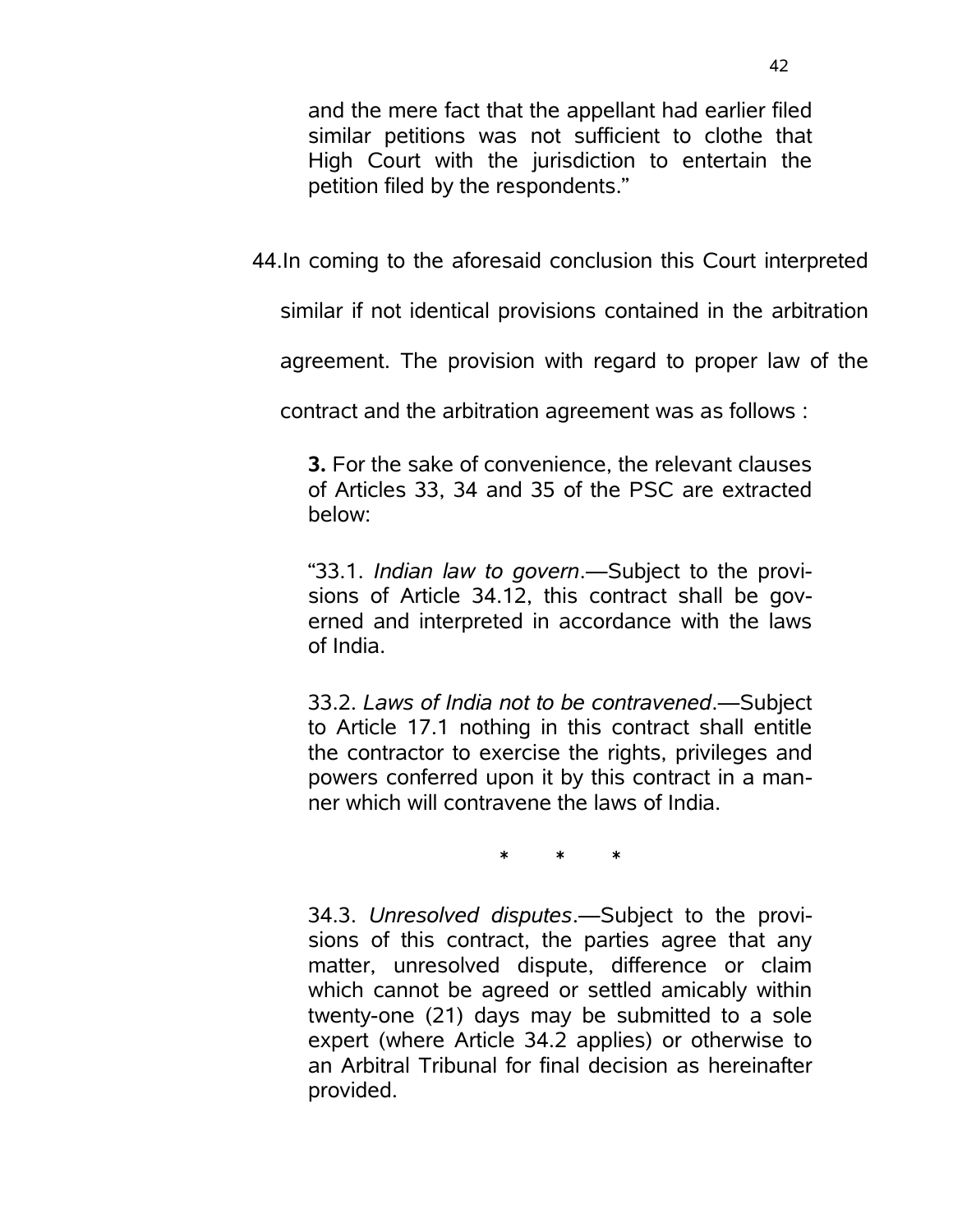and the mere fact that the appellant had earlier filed similar petitions was not sufficient to clothe that High Court with the jurisdiction to entertain the petition filed by the respondents."

44.In coming to the aforesaid conclusion this Court interpreted similar if not identical provisions contained in the arbitration agreement. The provision with regard to proper law of the contract and the arbitration agreement was as follows :

> **3.** For the sake of convenience, the relevant clauses of Articles 33, 34 and 35 of the PSC are extracted below:
>
> "33.1. *Indian law to govern*.—Subject to the provisions of Article 34.12, this contract shall be governed and interpreted in accordance with the laws of India.
>
> 33.2. *Laws of India not to be contravened*.—Subject to Article 17.1 nothing in this contract shall entitle the contractor to exercise the rights, privileges and powers conferred upon it by this contract in a manner which will contravene the laws of India.
>
> \* \* \*
>
> 34.3. *Unresolved disputes*.—Subject to the provisions of this contract, the parties agree that any matter, unresolved dispute, difference or claim which cannot be agreed or settled amicably within twenty-one (21) days may be submitted to a sole expert (where Article 34.2 applies) or otherwise to an Arbitral Tribunal for final decision as hereinafter provided.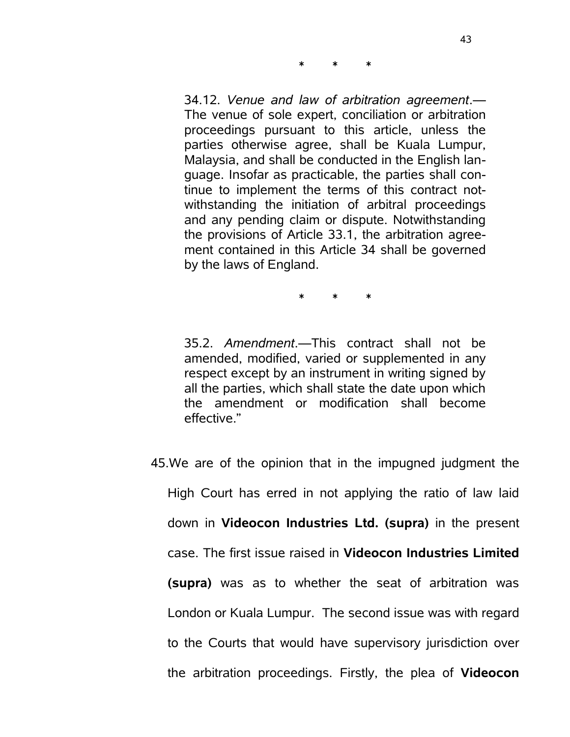*     *     *

> 34.12. *Venue and law of arbitration agreement*.— The venue of sole expert, conciliation or arbitration proceedings pursuant to this article, unless the parties otherwise agree, shall be Kuala Lumpur, Malaysia, and shall be conducted in the English language. Insofar as practicable, the parties shall continue to implement the terms of this contract notwithstanding the initiation of arbitral proceedings and any pending claim or dispute. Notwithstanding the provisions of Article 33.1, the arbitration agreement contained in this Article 34 shall be governed by the laws of England.

*     *     *

> 35.2. *Amendment*.—This contract shall not be amended, modified, varied or supplemented in any respect except by an instrument in writing signed by all the parties, which shall state the date upon which the amendment or modification shall become effective."

45. We are of the opinion that in the impugned judgment the High Court has erred in not applying the ratio of law laid down in **Videocon Industries Ltd. (supra)** in the present case. The first issue raised in **Videocon Industries Limited (supra)** was as to whether the seat of arbitration was London or Kuala Lumpur. The second issue was with regard to the Courts that would have supervisory jurisdiction over the arbitration proceedings. Firstly, the plea of **Videocon**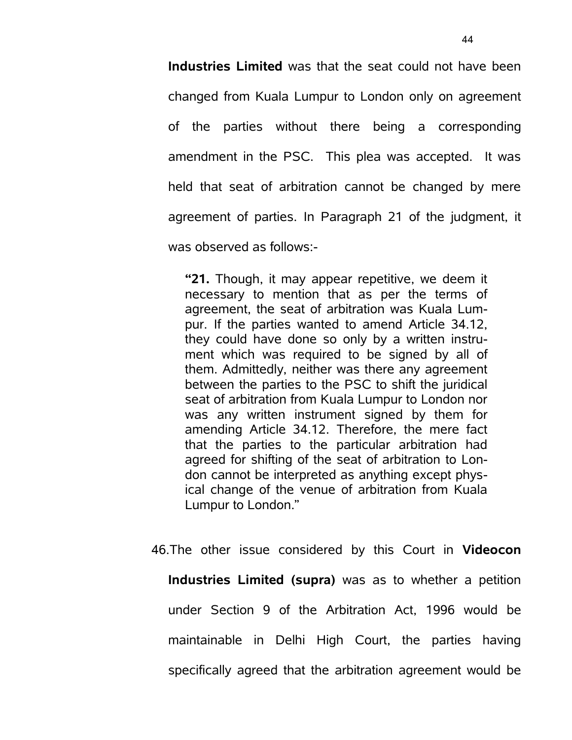**Industries Limited** was that the seat could not have been changed from Kuala Lumpur to London only on agreement of the parties without there being a corresponding amendment in the PSC. This plea was accepted. It was held that seat of arbitration cannot be changed by mere agreement of parties. In Paragraph 21 of the judgment, it was observed as follows:-

> **"21.** Though, it may appear repetitive, we deem it necessary to mention that as per the terms of agreement, the seat of arbitration was Kuala Lumpur. If the parties wanted to amend Article 34.12, they could have done so only by a written instrument which was required to be signed by all of them. Admittedly, neither was there any agreement between the parties to the PSC to shift the juridical seat of arbitration from Kuala Lumpur to London nor was any written instrument signed by them for amending Article 34.12. Therefore, the mere fact that the parties to the particular arbitration had agreed for shifting of the seat of arbitration to London cannot be interpreted as anything except physical change of the venue of arbitration from Kuala Lumpur to London."

46. The other issue considered by this Court in **Videocon Industries Limited (supra)** was as to whether a petition under Section 9 of the Arbitration Act, 1996 would be maintainable in Delhi High Court, the parties having specifically agreed that the arbitration agreement would be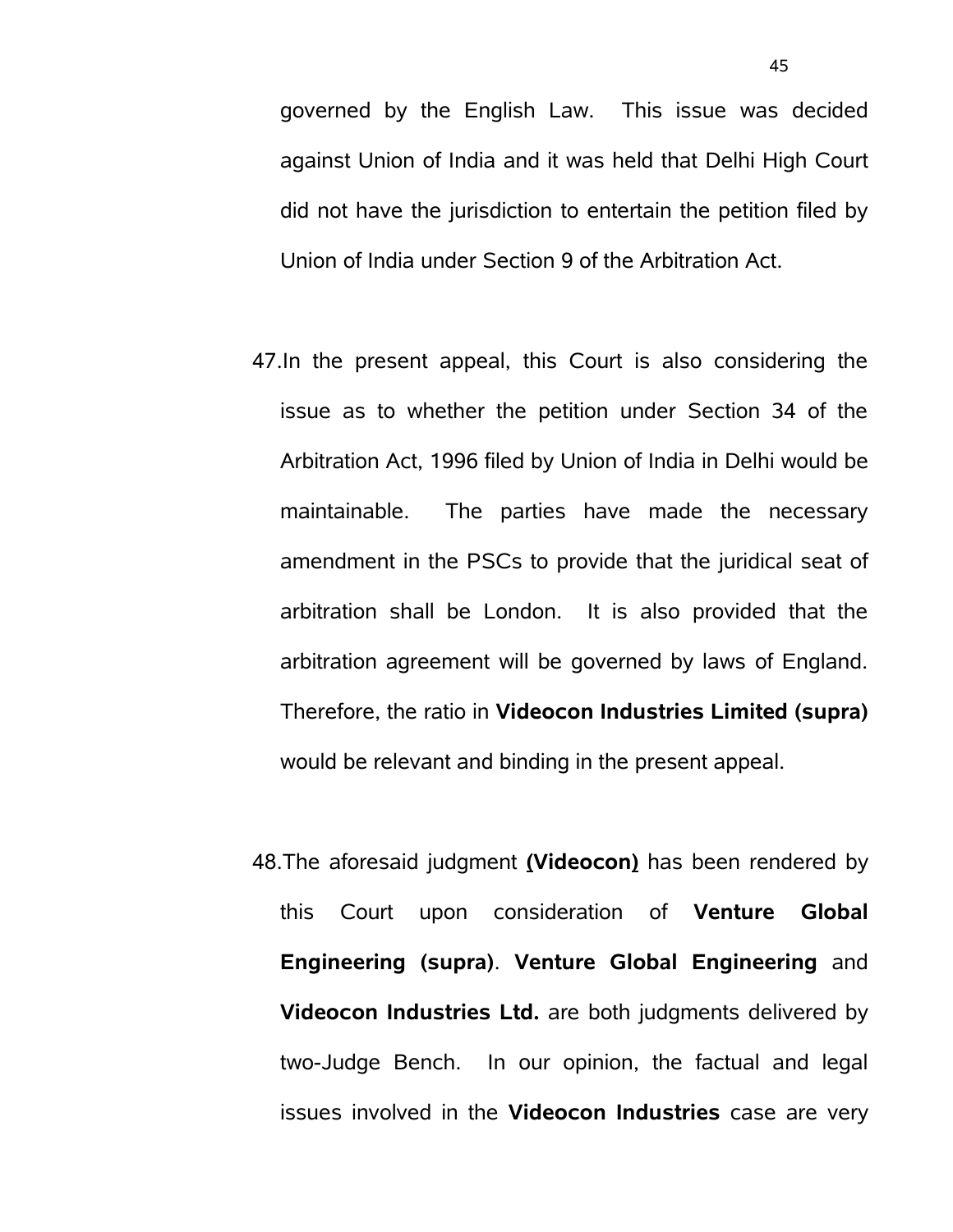governed by the English Law. This issue was decided against Union of India and it was held that Delhi High Court did not have the jurisdiction to entertain the petition filed by Union of India under Section 9 of the Arbitration Act.

47. In the present appeal, this Court is also considering the issue as to whether the petition under Section 34 of the Arbitration Act, 1996 filed by Union of India in Delhi would be maintainable. The parties have made the necessary amendment in the PSCs to provide that the juridical seat of arbitration shall be London. It is also provided that the arbitration agreement will be governed by laws of England. Therefore, the ratio in **Videocon Industries Limited (supra)** would be relevant and binding in the present appeal.

48. The aforesaid judgment **(Videocon)** has been rendered by this Court upon consideration of **Venture Global Engineering (supra)**. **Venture Global Engineering** and **Videocon Industries Ltd.** are both judgments delivered by two-Judge Bench. In our opinion, the factual and legal issues involved in the **Videocon Industries** case are very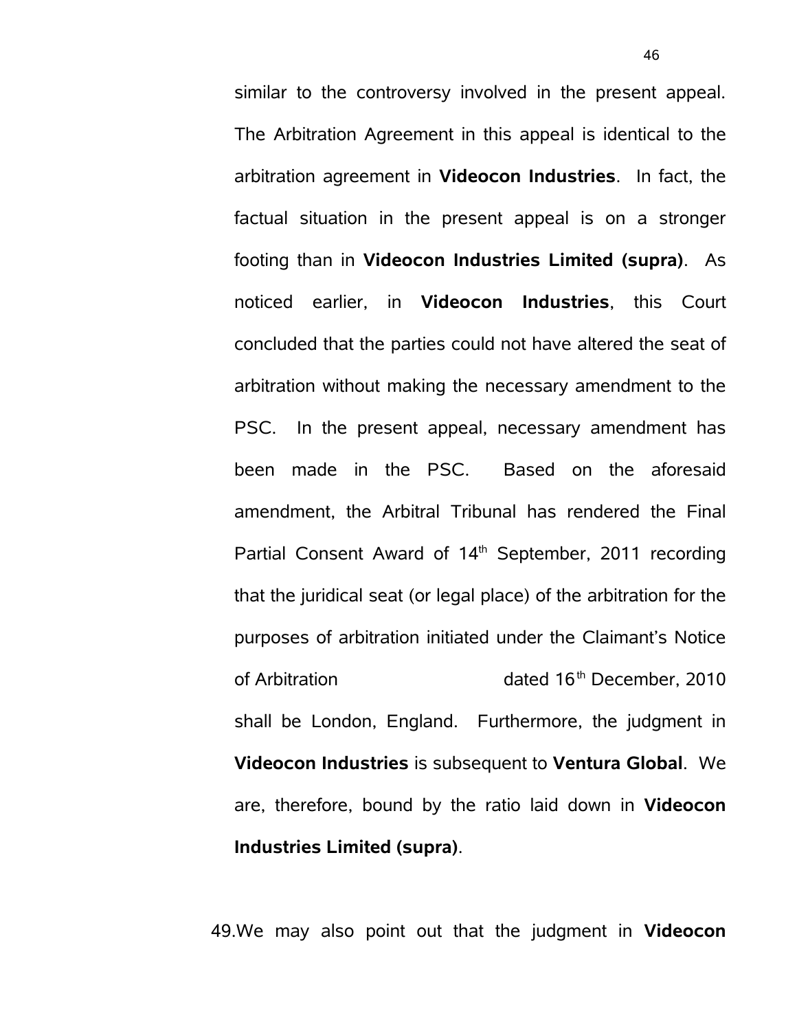similar to the controversy involved in the present appeal. The Arbitration Agreement in this appeal is identical to the arbitration agreement in **Videocon Industries**. In fact, the factual situation in the present appeal is on a stronger footing than in **Videocon Industries Limited (supra)**. As noticed earlier, in **Videocon Industries**, this Court concluded that the parties could not have altered the seat of arbitration without making the necessary amendment to the PSC. In the present appeal, necessary amendment has been made in the PSC. Based on the aforesaid amendment, the Arbitral Tribunal has rendered the Final Partial Consent Award of 14th September, 2011 recording that the juridical seat (or legal place) of the arbitration for the purposes of arbitration initiated under the Claimant's Notice of Arbitration dated 16th December, 2010 shall be London, England. Furthermore, the judgment in **Videocon Industries** is subsequent to **Ventura Global**. We are, therefore, bound by the ratio laid down in **Videocon Industries Limited (supra)**.

49. We may also point out that the judgment in **Videocon**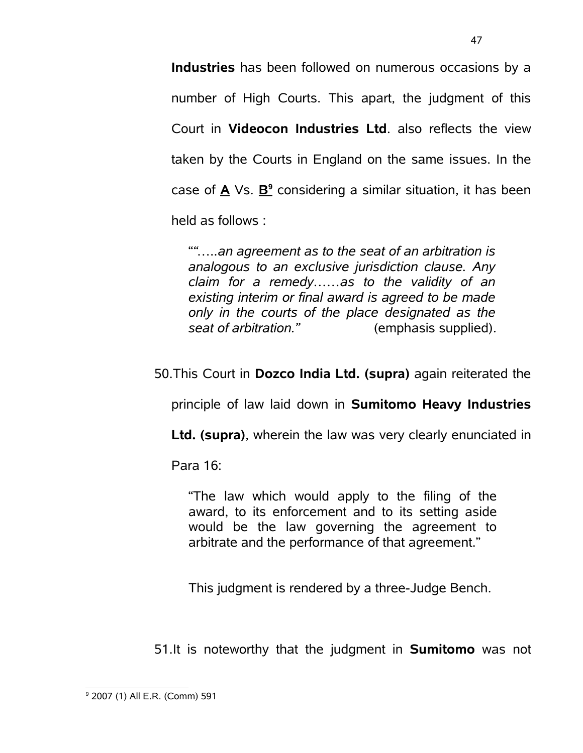**Industries** has been followed on numerous occasions by a number of High Courts. This apart, the judgment of this Court in **Videocon Industries Ltd**. also reflects the view taken by the Courts in England on the same issues. In the case of **A** Vs. **B**[9] considering a similar situation, it has been held as follows :

> ""…..*an agreement as to the seat of an arbitration is analogous to an exclusive jurisdiction clause. Any claim for a remedy……as to the validity of an existing interim or final award is agreed to be made only in the courts of the place designated as the seat of arbitration."* (emphasis supplied).

50. This Court in **Dozco India Ltd. (supra)** again reiterated the principle of law laid down in **Sumitomo Heavy Industries Ltd. (supra)**, wherein the law was very clearly enunciated in Para 16:

> "The law which would apply to the filing of the award, to its enforcement and to its setting aside would be the law governing the agreement to arbitrate and the performance of that agreement."

This judgment is rendered by a three-Judge Bench.

51. It is noteworthy that the judgment in **Sumitomo** was not

---

[9] 2007 (1) All E.R. (Comm) 591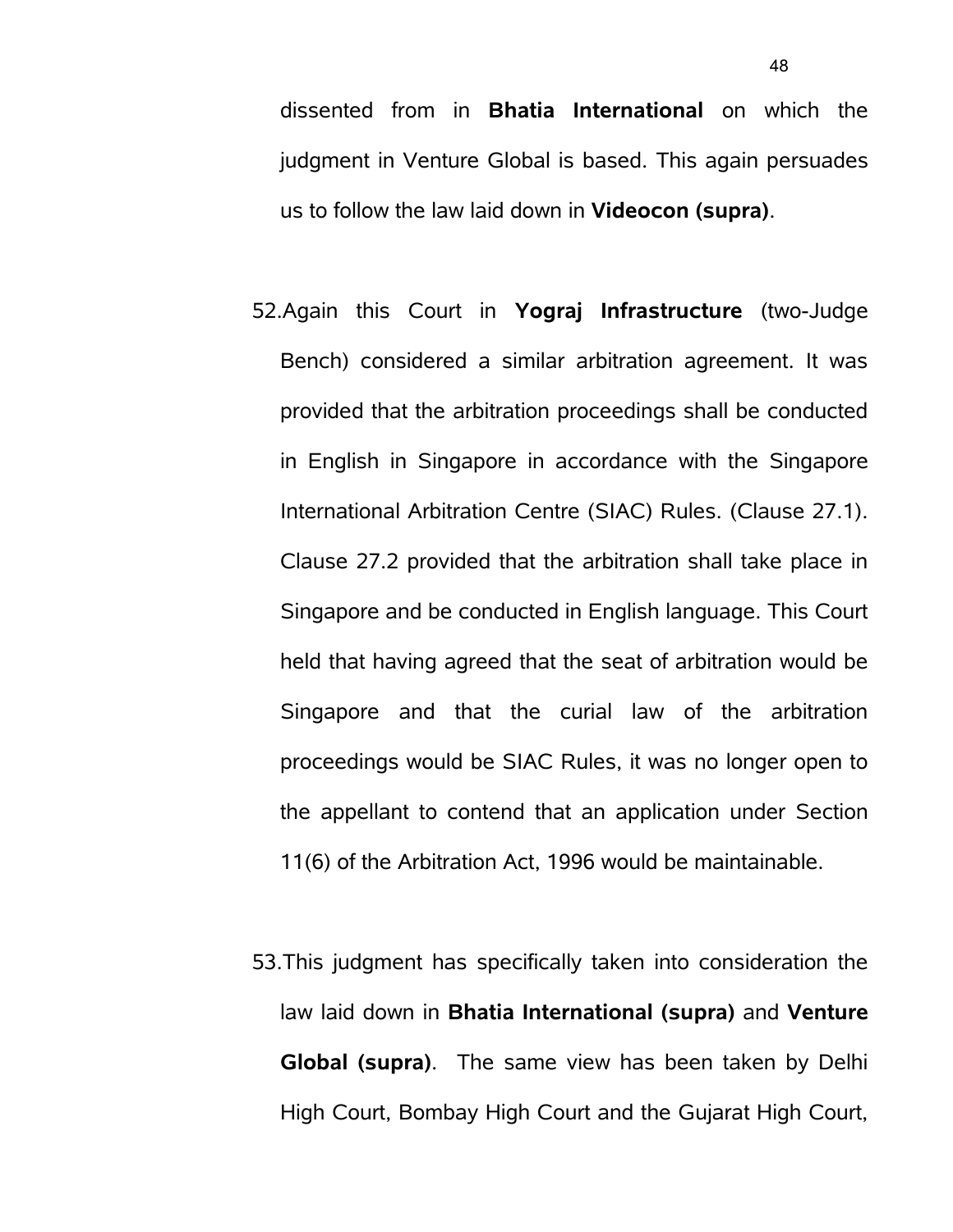dissented from in **Bhatia International** on which the judgment in Venture Global is based. This again persuades us to follow the law laid down in **Videocon (supra)**.

52.Again this Court in **Yograj Infrastructure** (two-Judge Bench) considered a similar arbitration agreement. It was provided that the arbitration proceedings shall be conducted in English in Singapore in accordance with the Singapore International Arbitration Centre (SIAC) Rules. (Clause 27.1). Clause 27.2 provided that the arbitration shall take place in Singapore and be conducted in English language. This Court held that having agreed that the seat of arbitration would be Singapore and that the curial law of the arbitration proceedings would be SIAC Rules, it was no longer open to the appellant to contend that an application under Section 11(6) of the Arbitration Act, 1996 would be maintainable.

53.This judgment has specifically taken into consideration the law laid down in **Bhatia International (supra)** and **Venture Global (supra)**. The same view has been taken by Delhi High Court, Bombay High Court and the Gujarat High Court,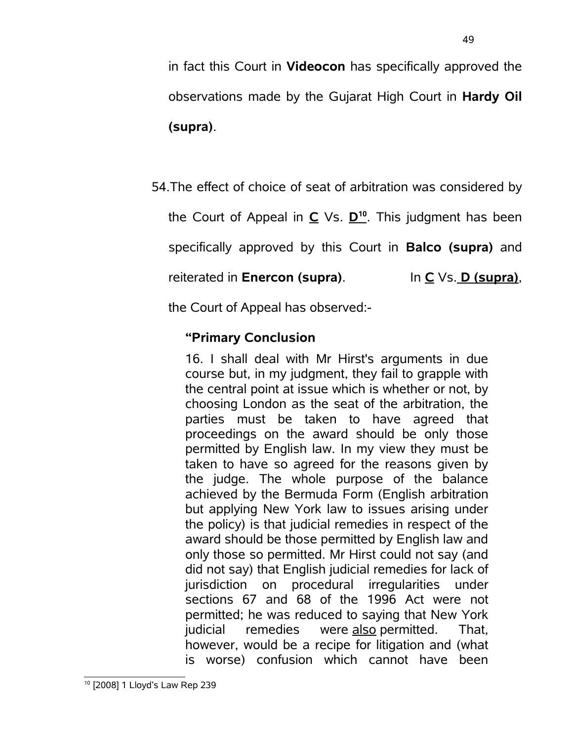in fact this Court in **Videocon** has specifically approved the observations made by the Gujarat High Court in **Hardy Oil (supra)**.

54. The effect of choice of seat of arbitration was considered by the Court of Appeal in **C** Vs. **D**[10]. This judgment has been specifically approved by this Court in **Balco (supra)** and reiterated in **Enercon (supra)**. In **C** Vs. **D (supra)**, the Court of Appeal has observed:-

> **"Primary Conclusion**
>
> 16. I shall deal with Mr Hirst's arguments in due course but, in my judgment, they fail to grapple with the central point at issue which is whether or not, by choosing London as the seat of the arbitration, the parties must be taken to have agreed that proceedings on the award should be only those permitted by English law. In my view they must be taken to have so agreed for the reasons given by the judge. The whole purpose of the balance achieved by the Bermuda Form (English arbitration but applying New York law to issues arising under the policy) is that judicial remedies in respect of the award should be those permitted by English law and only those so permitted. Mr Hirst could not say (and did not say) that English judicial remedies for lack of jurisdiction on procedural irregularities under sections 67 and 68 of the 1996 Act were not permitted; he was reduced to saying that New York judicial remedies were <u>also</u> permitted. That, however, would be a recipe for litigation and (what is worse) confusion which cannot have been

[10] [2008] 1 Lloyd's Law Rep 239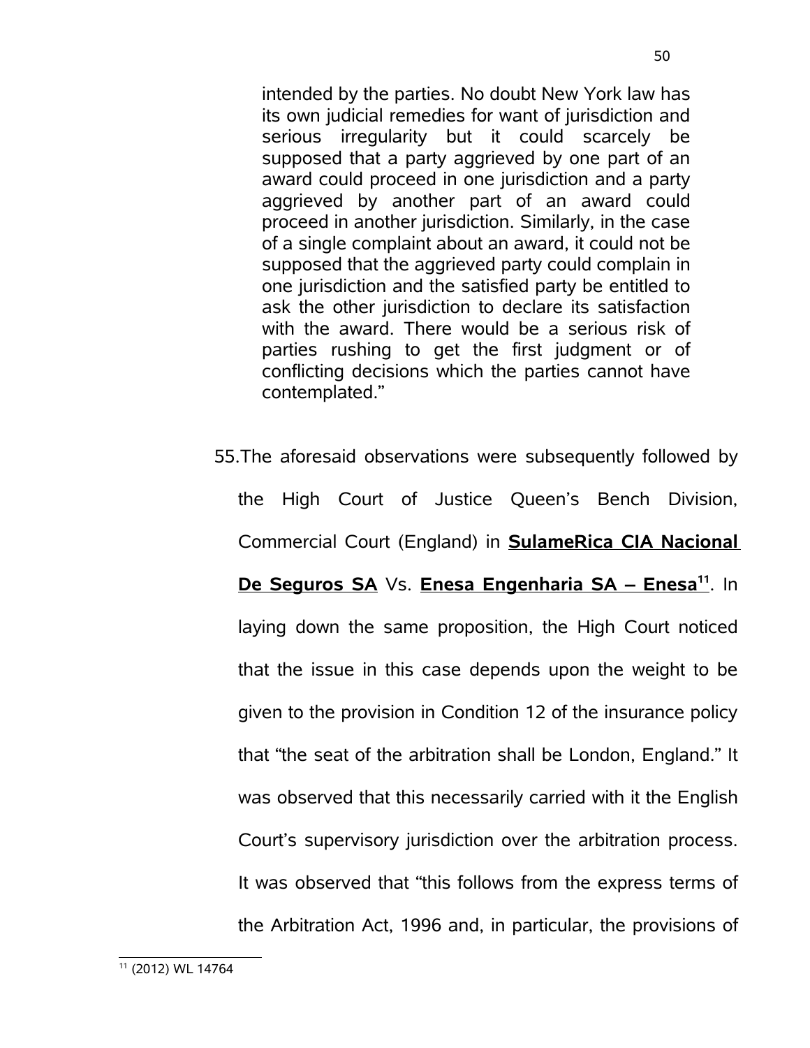> intended by the parties. No doubt New York law has its own judicial remedies for want of jurisdiction and serious irregularity but it could scarcely be supposed that a party aggrieved by one part of an award could proceed in one jurisdiction and a party aggrieved by another part of an award could proceed in another jurisdiction. Similarly, in the case of a single complaint about an award, it could not be supposed that the aggrieved party could complain in one jurisdiction and the satisfied party be entitled to ask the other jurisdiction to declare its satisfaction with the award. There would be a serious risk of parties rushing to get the first judgment or of conflicting decisions which the parties cannot have contemplated."

55. The aforesaid observations were subsequently followed by the High Court of Justice Queen's Bench Division, Commercial Court (England) in **SulameRica CIA Nacional De Seguros SA** Vs. **Enesa Engenharia SA – Enesa**[11]. In laying down the same proposition, the High Court noticed that the issue in this case depends upon the weight to be given to the provision in Condition 12 of the insurance policy that "the seat of the arbitration shall be London, England." It was observed that this necessarily carried with it the English Court's supervisory jurisdiction over the arbitration process. It was observed that "this follows from the express terms of the Arbitration Act, 1996 and, in particular, the provisions of

[11] (2012) WL 14764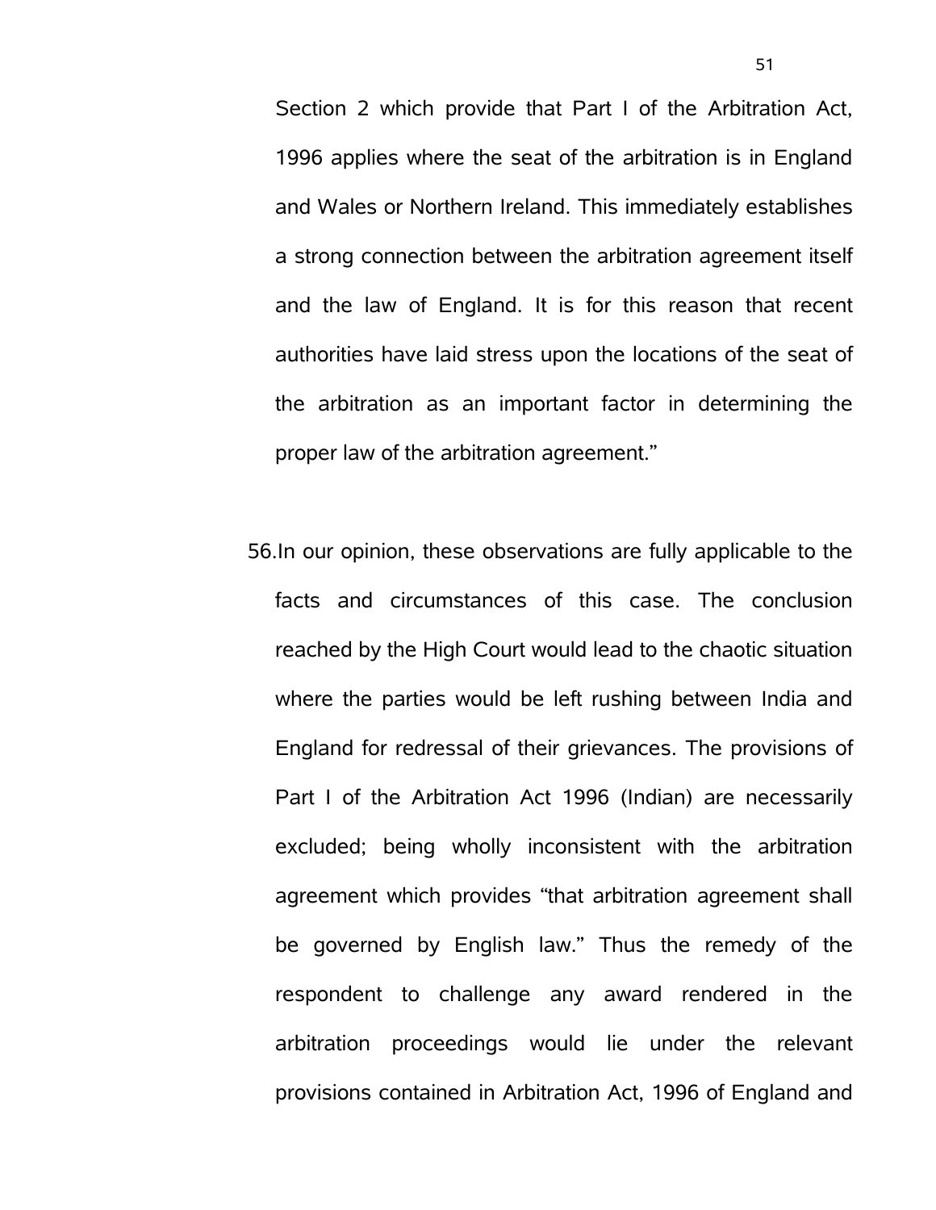Section 2 which provide that Part I of the Arbitration Act, 1996 applies where the seat of the arbitration is in England and Wales or Northern Ireland. This immediately establishes a strong connection between the arbitration agreement itself and the law of England. It is for this reason that recent authorities have laid stress upon the locations of the seat of the arbitration as an important factor in determining the proper law of the arbitration agreement."

56.In our opinion, these observations are fully applicable to the facts and circumstances of this case. The conclusion reached by the High Court would lead to the chaotic situation where the parties would be left rushing between India and England for redressal of their grievances. The provisions of Part I of the Arbitration Act 1996 (Indian) are necessarily excluded; being wholly inconsistent with the arbitration agreement which provides "that arbitration agreement shall be governed by English law." Thus the remedy of the respondent to challenge any award rendered in the arbitration proceedings would lie under the relevant provisions contained in Arbitration Act, 1996 of England and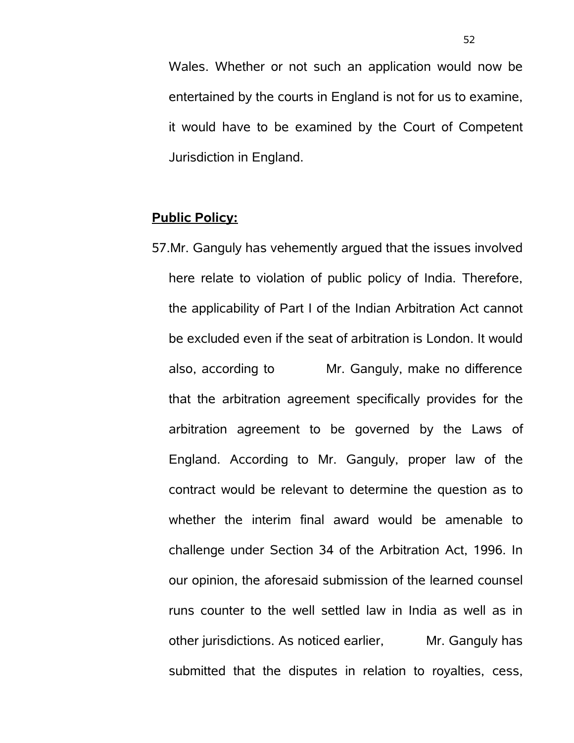Wales. Whether or not such an application would now be entertained by the courts in England is not for us to examine, it would have to be examined by the Court of Competent Jurisdiction in England.

**Public Policy:**

57. Mr. Ganguly has vehemently argued that the issues involved here relate to violation of public policy of India. Therefore, the applicability of Part I of the Indian Arbitration Act cannot be excluded even if the seat of arbitration is London. It would also, according to Mr. Ganguly, make no difference that the arbitration agreement specifically provides for the arbitration agreement to be governed by the Laws of England. According to Mr. Ganguly, proper law of the contract would be relevant to determine the question as to whether the interim final award would be amenable to challenge under Section 34 of the Arbitration Act, 1996. In our opinion, the aforesaid submission of the learned counsel runs counter to the well settled law in India as well as in other jurisdictions. As noticed earlier, Mr. Ganguly has submitted that the disputes in relation to royalties, cess,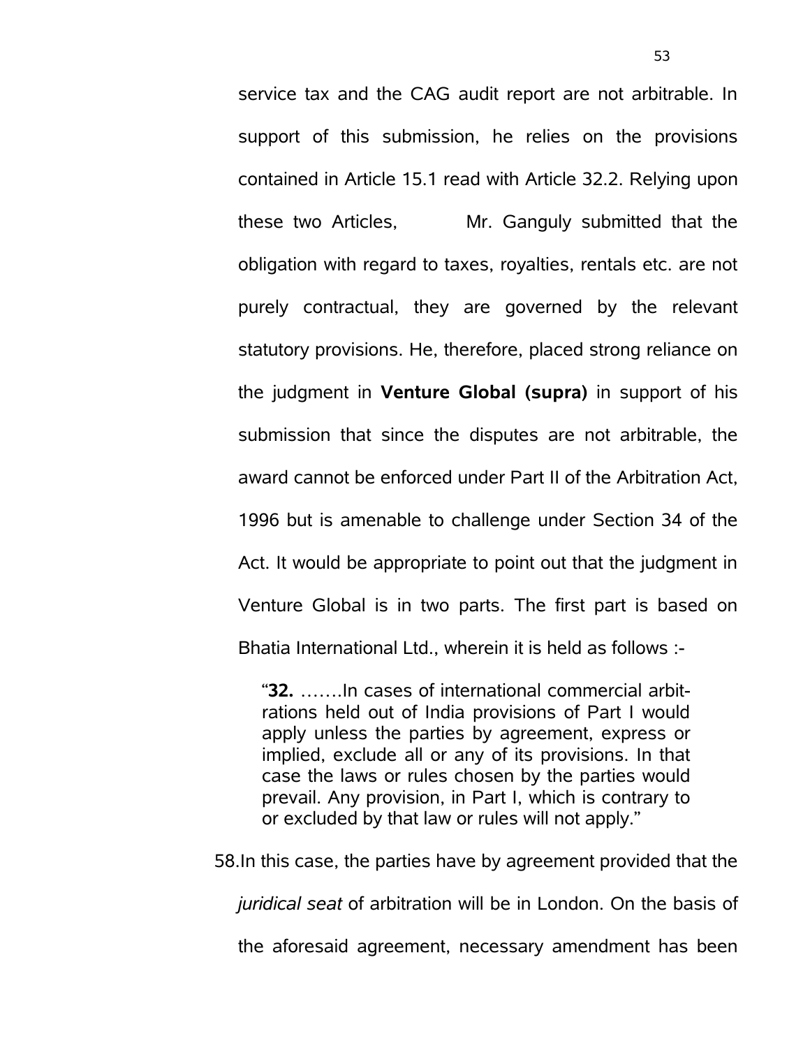service tax and the CAG audit report are not arbitrable. In support of this submission, he relies on the provisions contained in Article 15.1 read with Article 32.2. Relying upon these two Articles, Mr. Ganguly submitted that the obligation with regard to taxes, royalties, rentals etc. are not purely contractual, they are governed by the relevant statutory provisions. He, therefore, placed strong reliance on the judgment in **Venture Global (supra)** in support of his submission that since the disputes are not arbitrable, the award cannot be enforced under Part II of the Arbitration Act, 1996 but is amenable to challenge under Section 34 of the Act. It would be appropriate to point out that the judgment in Venture Global is in two parts. The first part is based on Bhatia International Ltd., wherein it is held as follows :-

> "**32.** …….In cases of international commercial arbitrations held out of India provisions of Part I would apply unless the parties by agreement, express or implied, exclude all or any of its provisions. In that case the laws or rules chosen by the parties would prevail. Any provision, in Part I, which is contrary to or excluded by that law or rules will not apply."

58.In this case, the parties have by agreement provided that the *juridical seat* of arbitration will be in London. On the basis of the aforesaid agreement, necessary amendment has been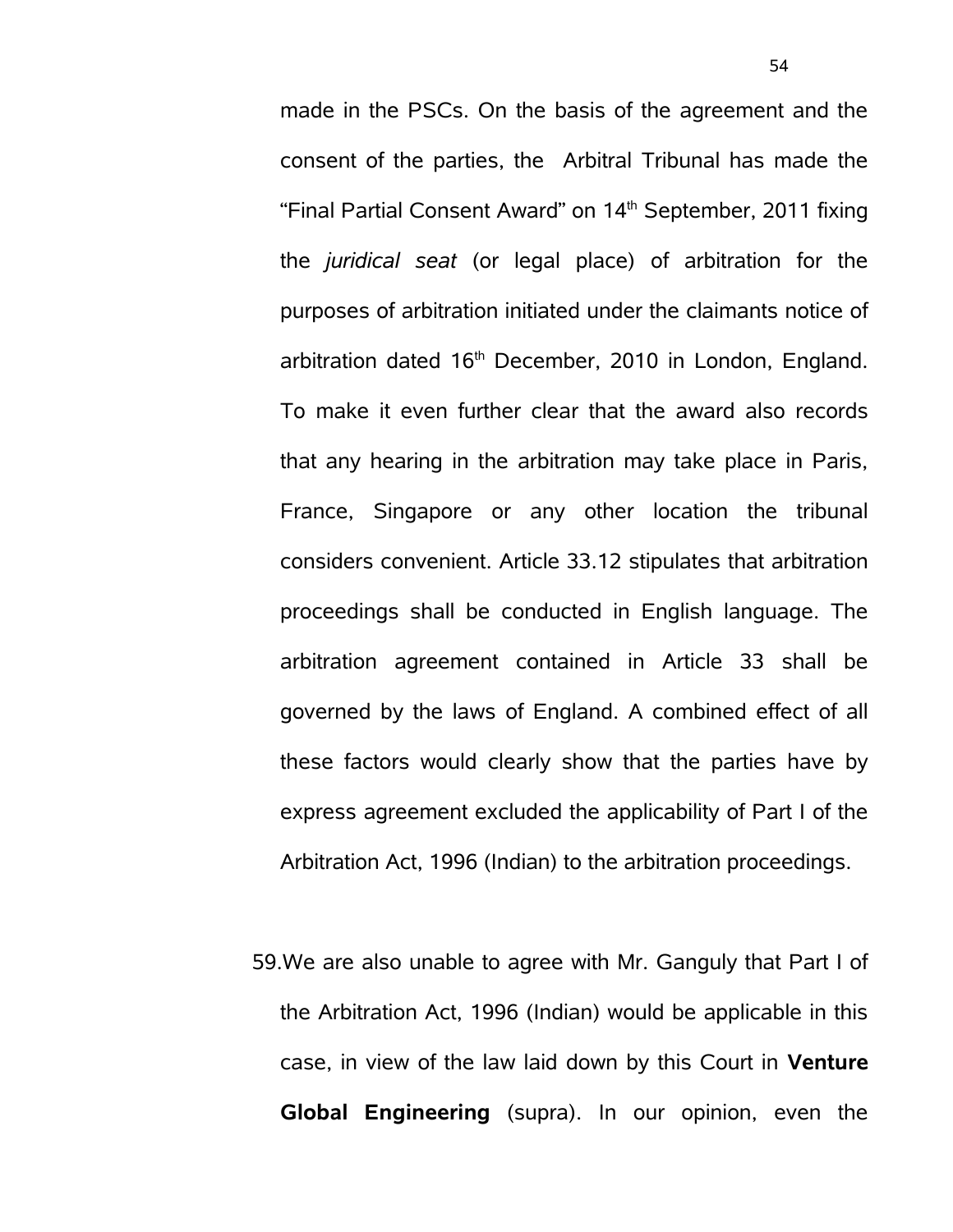made in the PSCs. On the basis of the agreement and the consent of the parties, the Arbitral Tribunal has made the "Final Partial Consent Award" on 14th September, 2011 fixing the *juridical seat* (or legal place) of arbitration for the purposes of arbitration initiated under the claimants notice of arbitration dated 16th December, 2010 in London, England. To make it even further clear that the award also records that any hearing in the arbitration may take place in Paris, France, Singapore or any other location the tribunal considers convenient. Article 33.12 stipulates that arbitration proceedings shall be conducted in English language. The arbitration agreement contained in Article 33 shall be governed by the laws of England. A combined effect of all these factors would clearly show that the parties have by express agreement excluded the applicability of Part I of the Arbitration Act, 1996 (Indian) to the arbitration proceedings.

59. We are also unable to agree with Mr. Ganguly that Part I of the Arbitration Act, 1996 (Indian) would be applicable in this case, in view of the law laid down by this Court in **Venture Global Engineering** (supra). In our opinion, even the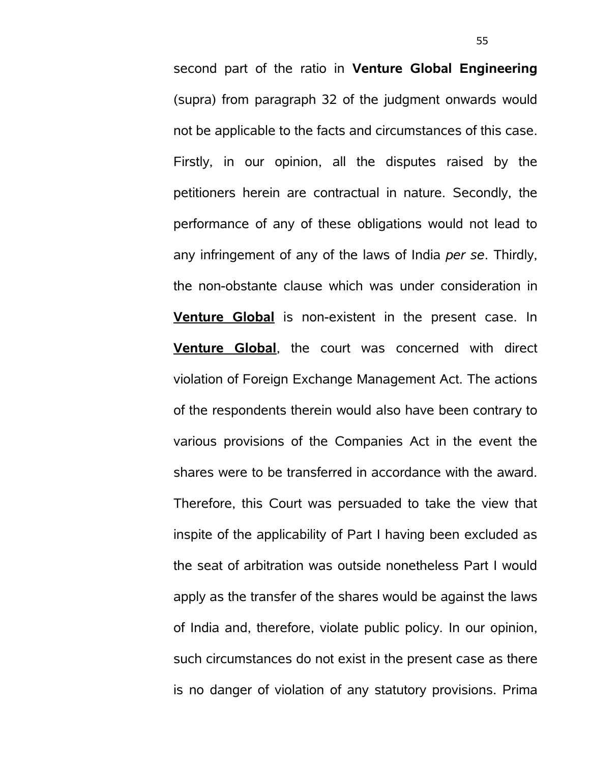second part of the ratio in **Venture Global Engineering** (supra) from paragraph 32 of the judgment onwards would not be applicable to the facts and circumstances of this case. Firstly, in our opinion, all the disputes raised by the petitioners herein are contractual in nature. Secondly, the performance of any of these obligations would not lead to any infringement of any of the laws of India *per se*. Thirdly, the non-obstante clause which was under consideration in **Venture Global** is non-existent in the present case. In **Venture Global**, the court was concerned with direct violation of Foreign Exchange Management Act. The actions of the respondents therein would also have been contrary to various provisions of the Companies Act in the event the shares were to be transferred in accordance with the award. Therefore, this Court was persuaded to take the view that inspite of the applicability of Part I having been excluded as the seat of arbitration was outside nonetheless Part I would apply as the transfer of the shares would be against the laws of India and, therefore, violate public policy. In our opinion, such circumstances do not exist in the present case as there is no danger of violation of any statutory provisions. Prima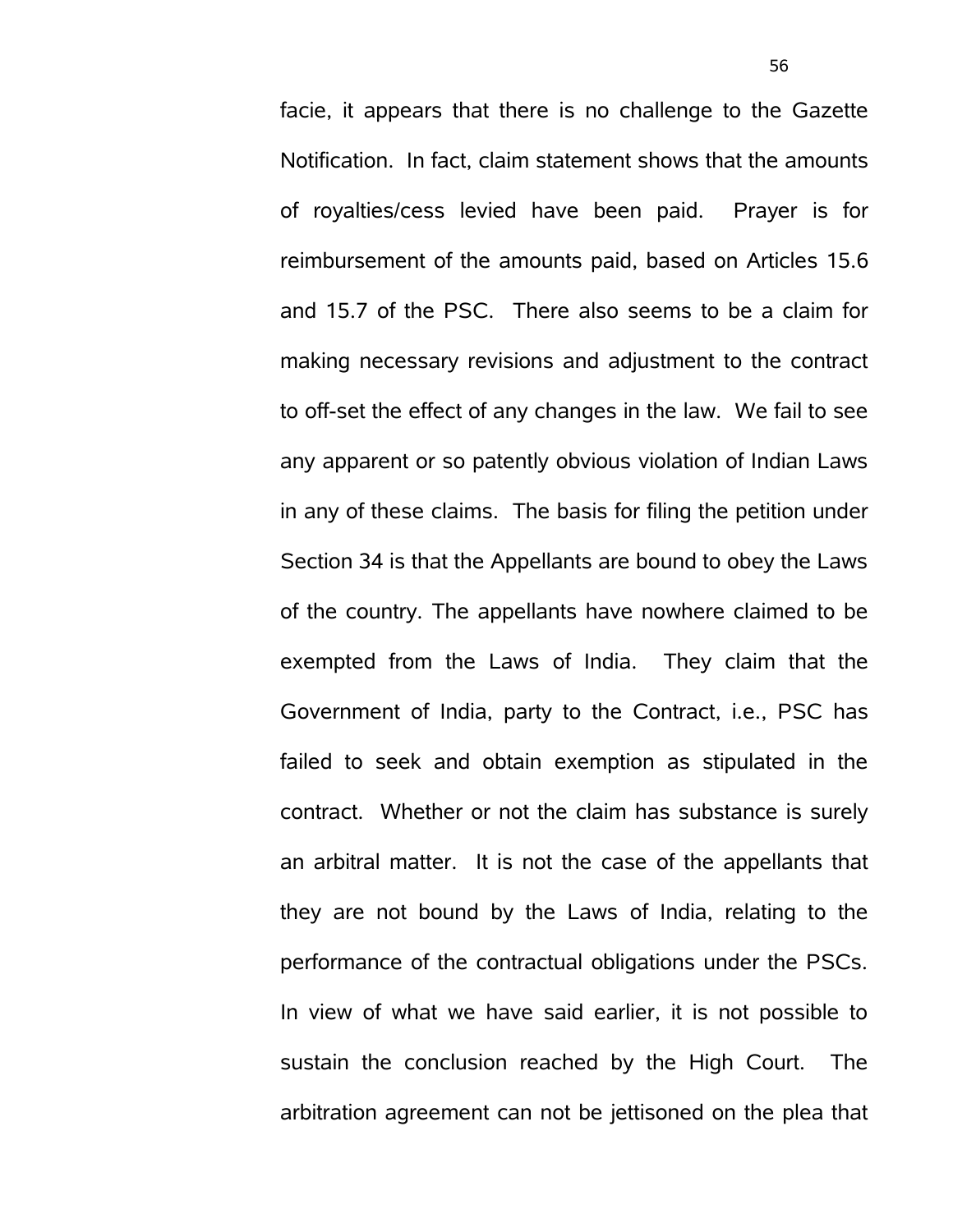facie, it appears that there is no challenge to the Gazette Notification. In fact, claim statement shows that the amounts of royalties/cess levied have been paid. Prayer is for reimbursement of the amounts paid, based on Articles 15.6 and 15.7 of the PSC. There also seems to be a claim for making necessary revisions and adjustment to the contract to off-set the effect of any changes in the law. We fail to see any apparent or so patently obvious violation of Indian Laws in any of these claims. The basis for filing the petition under Section 34 is that the Appellants are bound to obey the Laws of the country. The appellants have nowhere claimed to be exempted from the Laws of India. They claim that the Government of India, party to the Contract, i.e., PSC has failed to seek and obtain exemption as stipulated in the contract. Whether or not the claim has substance is surely an arbitral matter. It is not the case of the appellants that they are not bound by the Laws of India, relating to the performance of the contractual obligations under the PSCs. In view of what we have said earlier, it is not possible to sustain the conclusion reached by the High Court. The arbitration agreement can not be jettisoned on the plea that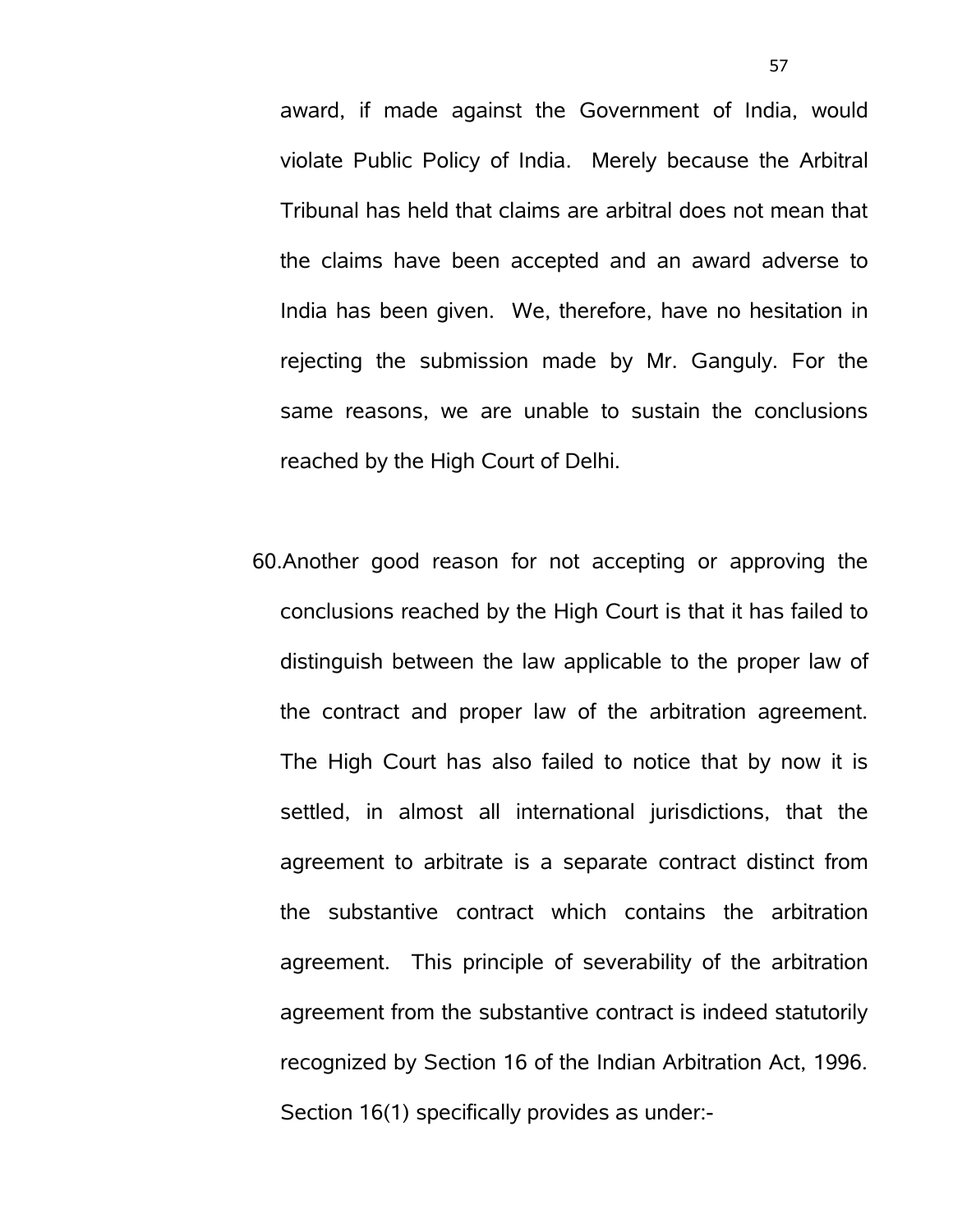award, if made against the Government of India, would violate Public Policy of India. Merely because the Arbitral Tribunal has held that claims are arbitral does not mean that the claims have been accepted and an award adverse to India has been given. We, therefore, have no hesitation in rejecting the submission made by Mr. Ganguly. For the same reasons, we are unable to sustain the conclusions reached by the High Court of Delhi.

60. Another good reason for not accepting or approving the conclusions reached by the High Court is that it has failed to distinguish between the law applicable to the proper law of the contract and proper law of the arbitration agreement. The High Court has also failed to notice that by now it is settled, in almost all international jurisdictions, that the agreement to arbitrate is a separate contract distinct from the substantive contract which contains the arbitration agreement. This principle of severability of the arbitration agreement from the substantive contract is indeed statutorily recognized by Section 16 of the Indian Arbitration Act, 1996. Section 16(1) specifically provides as under:-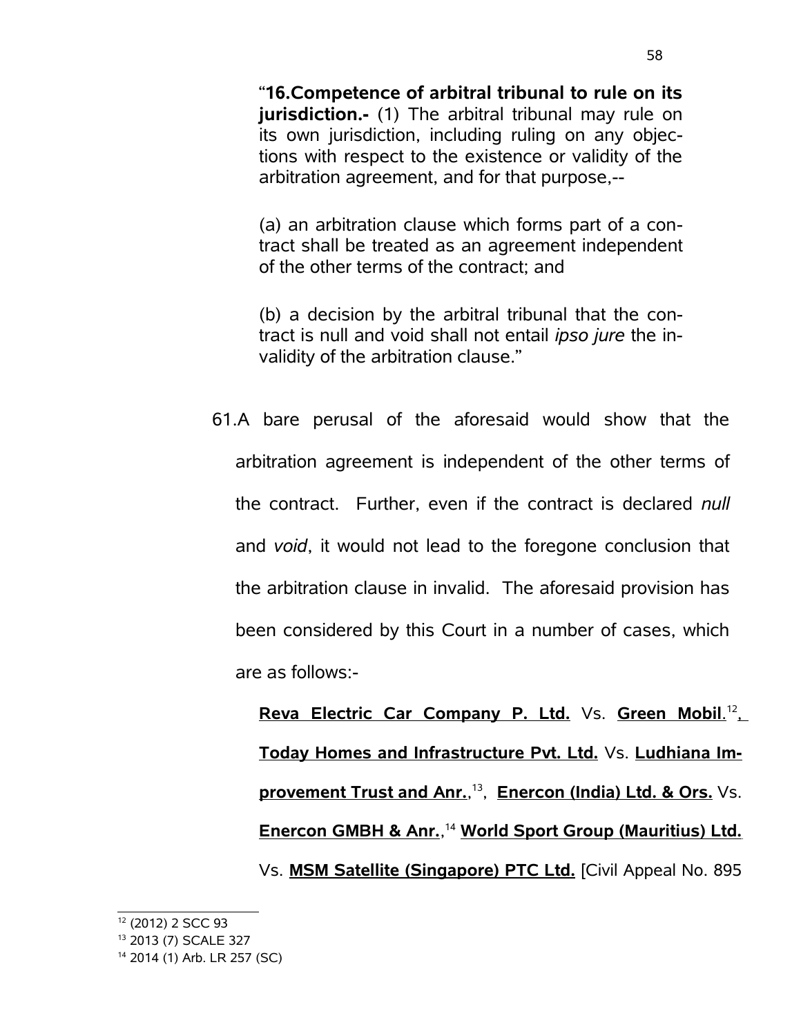"**16.Competence of arbitral tribunal to rule on its jurisdiction.-** (1) The arbitral tribunal may rule on its own jurisdiction, including ruling on any objections with respect to the existence or validity of the arbitration agreement, and for that purpose,--

(a) an arbitration clause which forms part of a contract shall be treated as an agreement independent of the other terms of the contract; and

(b) a decision by the arbitral tribunal that the contract is null and void shall not entail *ipso jure* the invalidity of the arbitration clause."

61.A bare perusal of the aforesaid would show that the arbitration agreement is independent of the other terms of the contract. Further, even if the contract is declared *null* and *void*, it would not lead to the foregone conclusion that the arbitration clause in invalid. The aforesaid provision has been considered by this Court in a number of cases, which are as follows:-

**Reva Electric Car Company P. Ltd.** Vs. **Green Mobil**.[12], **Today Homes and Infrastructure Pvt. Ltd.** Vs. **Ludhiana Improvement Trust and Anr.**,[13], **Enercon (India) Ltd. & Ors.** Vs. **Enercon GMBH & Anr.**,[14] **World Sport Group (Mauritius) Ltd.** Vs. **MSM Satellite (Singapore) PTC Ltd.** [Civil Appeal No. 895

---

[12] (2012) 2 SCC 93

[13] 2013 (7) SCALE 327

[14] 2014 (1) Arb. LR 257 (SC)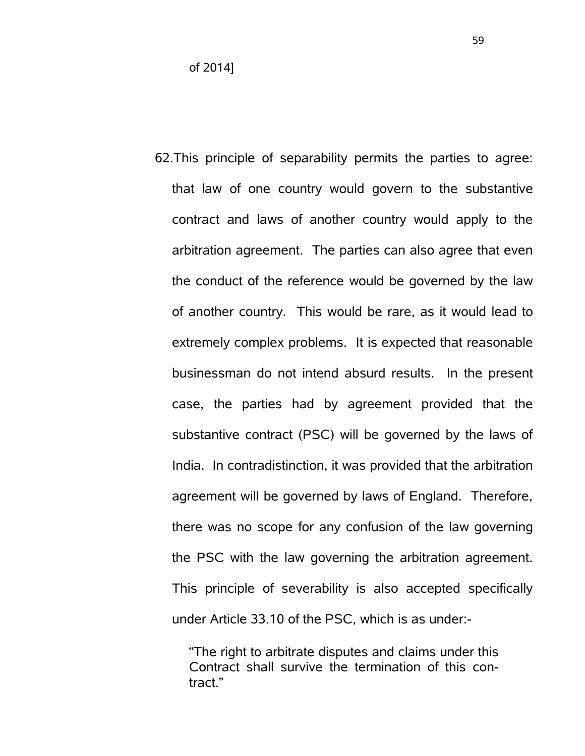of 2014]

62.This principle of separability permits the parties to agree: that law of one country would govern to the substantive contract and laws of another country would apply to the arbitration agreement. The parties can also agree that even the conduct of the reference would be governed by the law of another country. This would be rare, as it would lead to extremely complex problems. It is expected that reasonable businessman do not intend absurd results. In the present case, the parties had by agreement provided that the substantive contract (PSC) will be governed by the laws of India. In contradistinction, it was provided that the arbitration agreement will be governed by laws of England. Therefore, there was no scope for any confusion of the law governing the PSC with the law governing the arbitration agreement. This principle of severability is also accepted specifically under Article 33.10 of the PSC, which is as under:-

> "The right to arbitrate disputes and claims under this Contract shall survive the termination of this contract."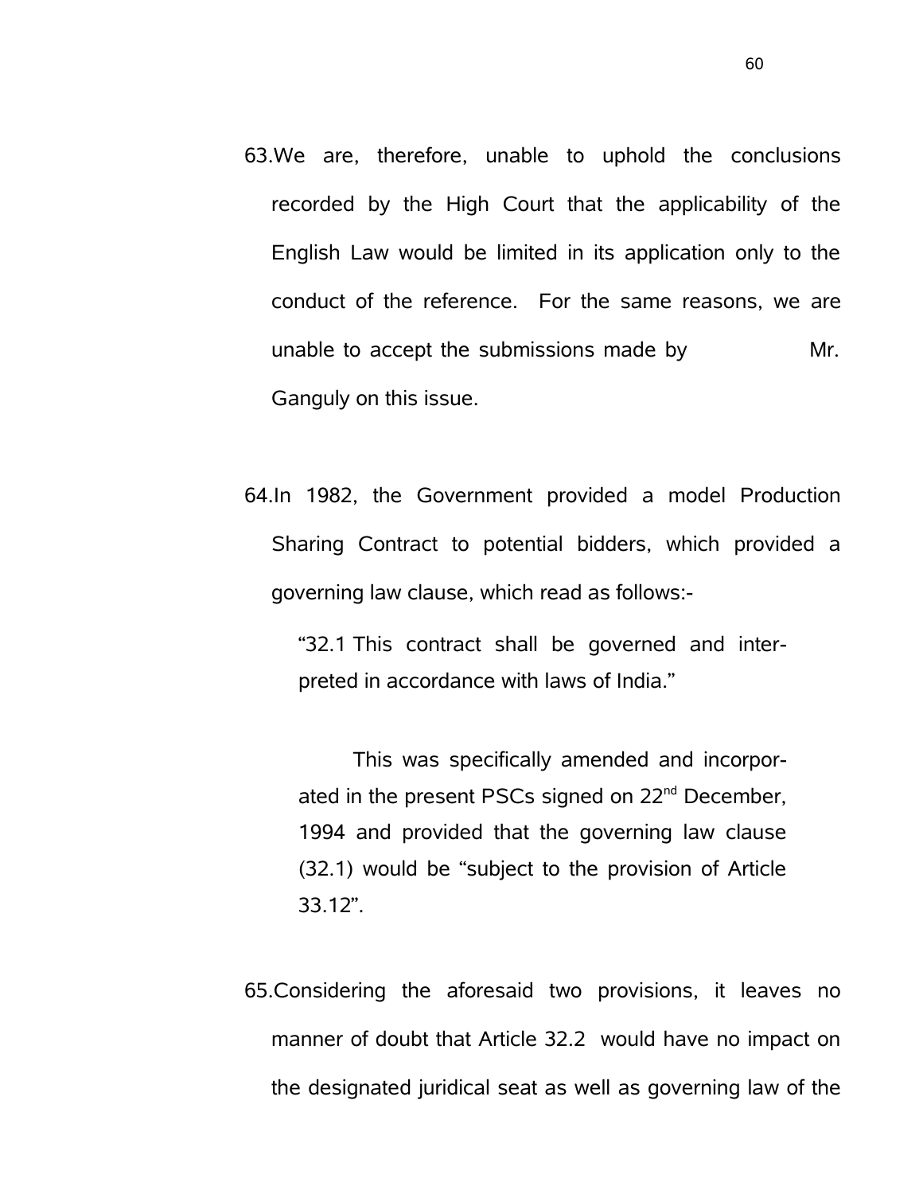63. We are, therefore, unable to uphold the conclusions recorded by the High Court that the applicability of the English Law would be limited in its application only to the conduct of the reference. For the same reasons, we are unable to accept the submissions made by Mr. Ganguly on this issue.

64. In 1982, the Government provided a model Production Sharing Contract to potential bidders, which provided a governing law clause, which read as follows:-

> "32.1 This contract shall be governed and interpreted in accordance with laws of India."
>
> This was specifically amended and incorporated in the present PSCs signed on 22nd December, 1994 and provided that the governing law clause (32.1) would be "subject to the provision of Article 33.12".

65. Considering the aforesaid two provisions, it leaves no manner of doubt that Article 32.2 would have no impact on the designated juridical seat as well as governing law of the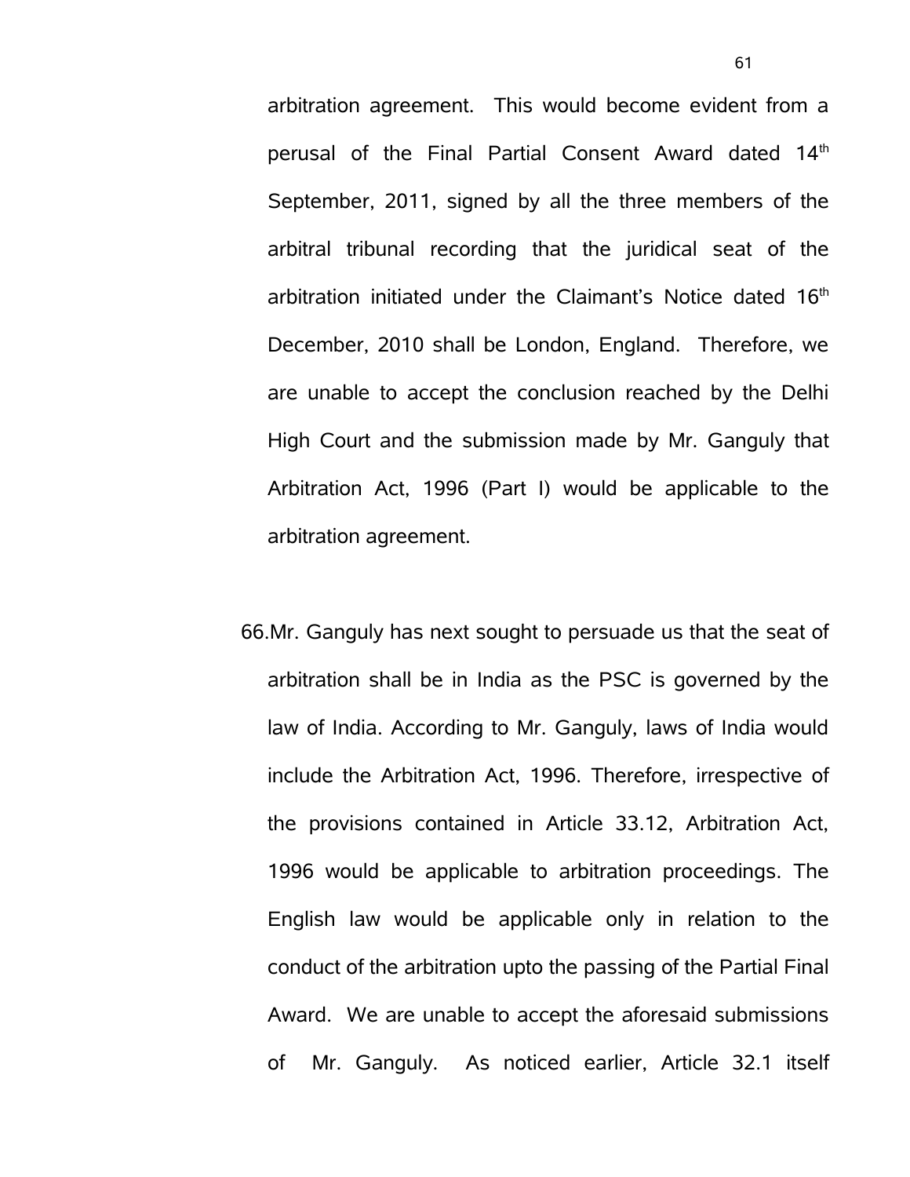arbitration agreement. This would become evident from a perusal of the Final Partial Consent Award dated 14th September, 2011, signed by all the three members of the arbitral tribunal recording that the juridical seat of the arbitration initiated under the Claimant's Notice dated 16th December, 2010 shall be London, England. Therefore, we are unable to accept the conclusion reached by the Delhi High Court and the submission made by Mr. Ganguly that Arbitration Act, 1996 (Part I) would be applicable to the arbitration agreement.

66. Mr. Ganguly has next sought to persuade us that the seat of arbitration shall be in India as the PSC is governed by the law of India. According to Mr. Ganguly, laws of India would include the Arbitration Act, 1996. Therefore, irrespective of the provisions contained in Article 33.12, Arbitration Act, 1996 would be applicable to arbitration proceedings. The English law would be applicable only in relation to the conduct of the arbitration upto the passing of the Partial Final Award. We are unable to accept the aforesaid submissions of Mr. Ganguly. As noticed earlier, Article 32.1 itself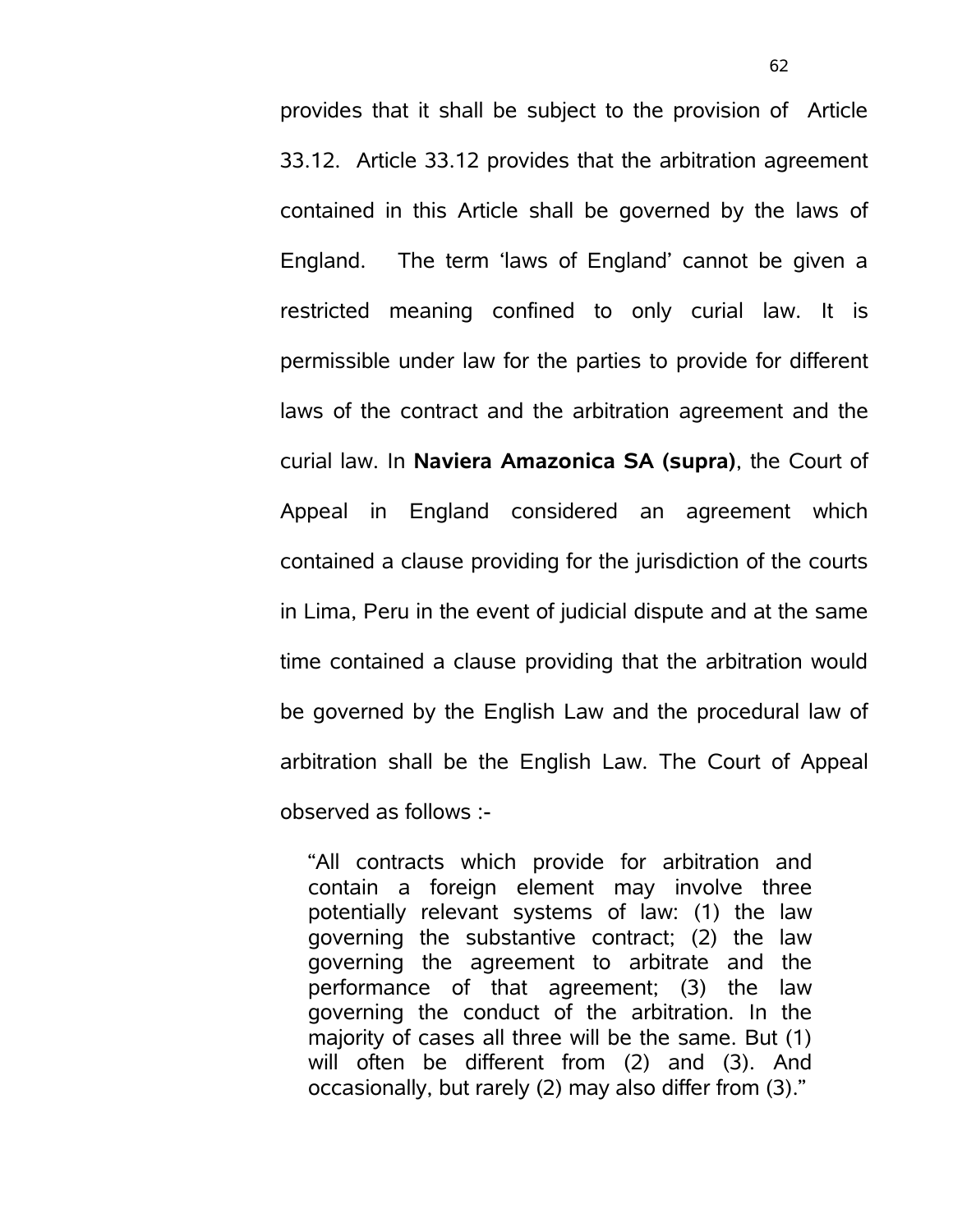provides that it shall be subject to the provision of Article 33.12. Article 33.12 provides that the arbitration agreement contained in this Article shall be governed by the laws of England. The term 'laws of England' cannot be given a restricted meaning confined to only curial law. It is permissible under law for the parties to provide for different laws of the contract and the arbitration agreement and the curial law. In **Naviera Amazonica SA (supra)**, the Court of Appeal in England considered an agreement which contained a clause providing for the jurisdiction of the courts in Lima, Peru in the event of judicial dispute and at the same time contained a clause providing that the arbitration would be governed by the English Law and the procedural law of arbitration shall be the English Law. The Court of Appeal observed as follows :-

> "All contracts which provide for arbitration and contain a foreign element may involve three potentially relevant systems of law: (1) the law governing the substantive contract; (2) the law governing the agreement to arbitrate and the performance of that agreement; (3) the law governing the conduct of the arbitration. In the majority of cases all three will be the same. But (1) will often be different from (2) and (3). And occasionally, but rarely (2) may also differ from (3)."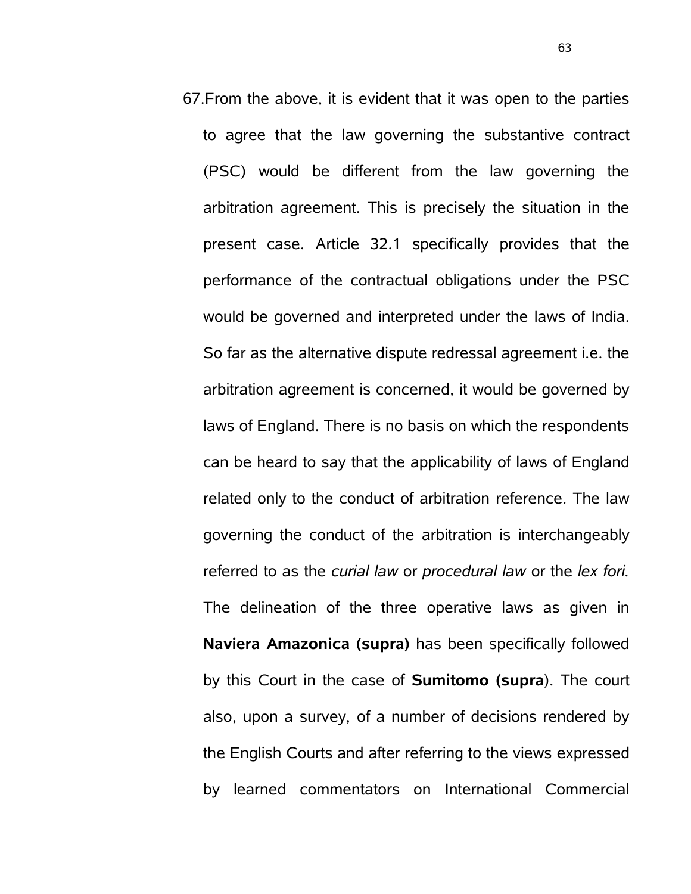67.From the above, it is evident that it was open to the parties to agree that the law governing the substantive contract (PSC) would be different from the law governing the arbitration agreement. This is precisely the situation in the present case. Article 32.1 specifically provides that the performance of the contractual obligations under the PSC would be governed and interpreted under the laws of India. So far as the alternative dispute redressal agreement i.e. the arbitration agreement is concerned, it would be governed by laws of England. There is no basis on which the respondents can be heard to say that the applicability of laws of England related only to the conduct of arbitration reference. The law governing the conduct of the arbitration is interchangeably referred to as the *curial law* or *procedural law* or the *lex fori.* The delineation of the three operative laws as given in **Naviera Amazonica (supra)** has been specifically followed by this Court in the case of **Sumitomo (supra**). The court also, upon a survey, of a number of decisions rendered by the English Courts and after referring to the views expressed by learned commentators on International Commercial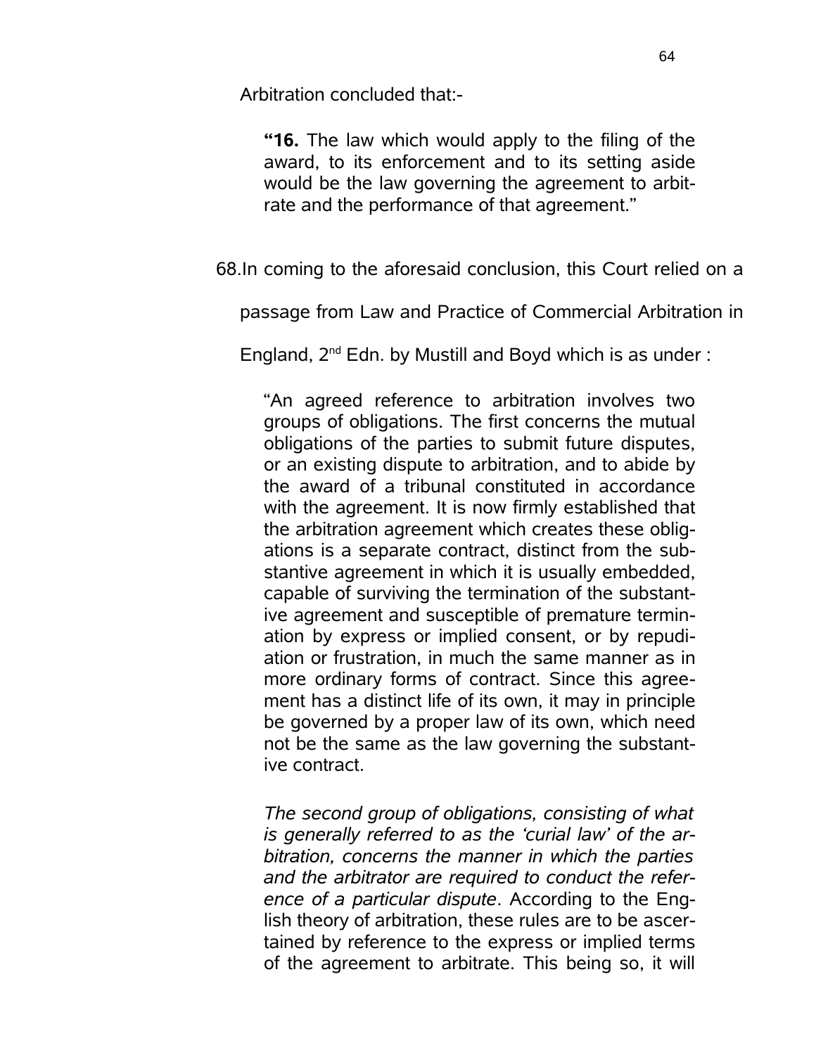Arbitration concluded that:-

> **“16.** The law which would apply to the filing of the award, to its enforcement and to its setting aside would be the law governing the agreement to arbitrate and the performance of that agreement.”

68. In coming to the aforesaid conclusion, this Court relied on a passage from Law and Practice of Commercial Arbitration in England, 2nd Edn. by Mustill and Boyd which is as under :

> “An agreed reference to arbitration involves two groups of obligations. The first concerns the mutual obligations of the parties to submit future disputes, or an existing dispute to arbitration, and to abide by the award of a tribunal constituted in accordance with the agreement. It is now firmly established that the arbitration agreement which creates these obligations is a separate contract, distinct from the substantive agreement in which it is usually embedded, capable of surviving the termination of the substantive agreement and susceptible of premature termination by express or implied consent, or by repudiation or frustration, in much the same manner as in more ordinary forms of contract. Since this agreement has a distinct life of its own, it may in principle be governed by a proper law of its own, which need not be the same as the law governing the substantive contract.
>
> *The second group of obligations, consisting of what is generally referred to as the ‘curial law’ of the arbitration, concerns the manner in which the parties and the arbitrator are required to conduct the reference of a particular dispute*. According to the English theory of arbitration, these rules are to be ascertained by reference to the express or implied terms of the agreement to arbitrate. This being so, it will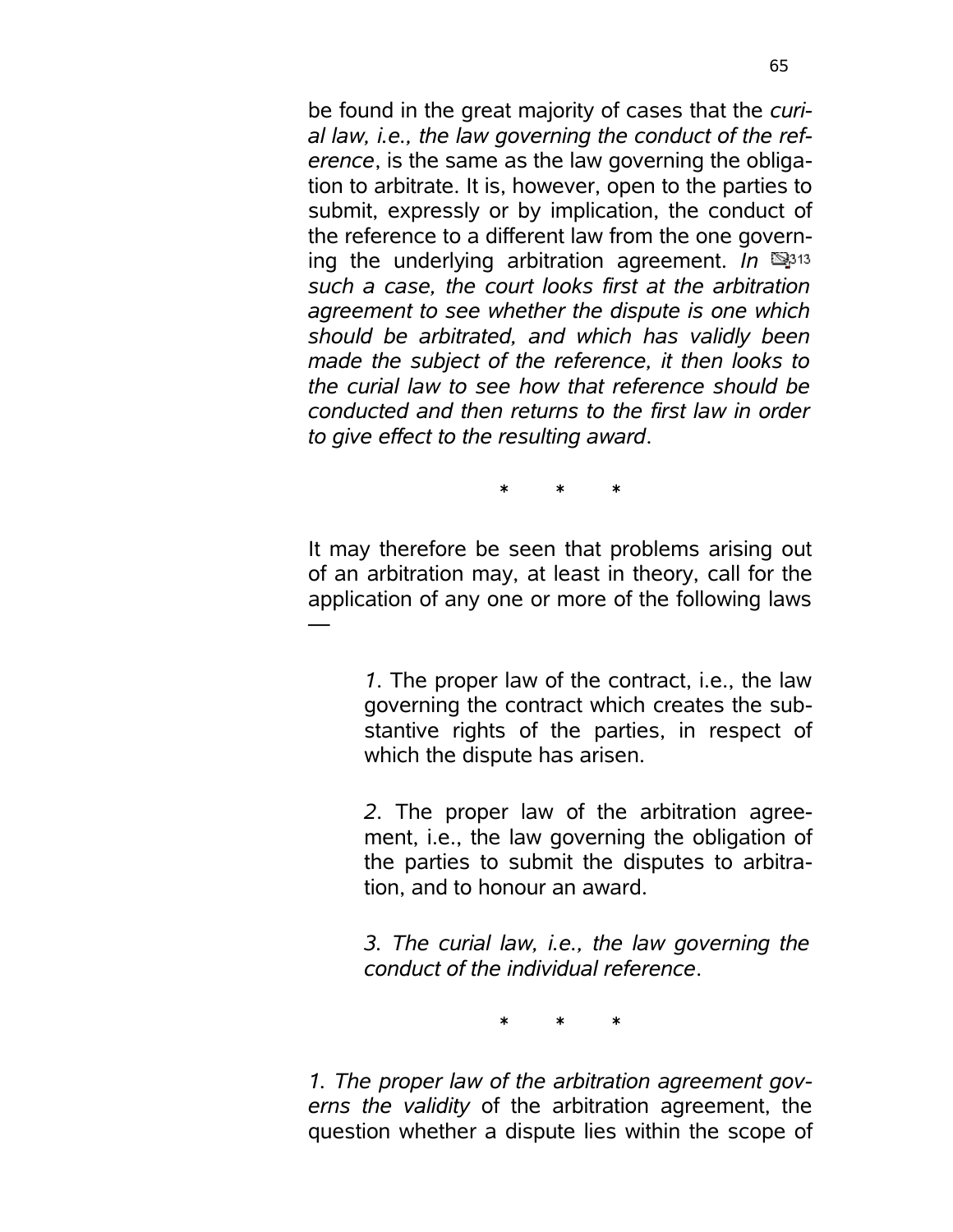be found in the great majority of cases that the *curial law, i.e., the law governing the conduct of the reference*, is the same as the law governing the obligation to arbitrate. It is, however, open to the parties to submit, expressly or by implication, the conduct of the reference to a different law from the one governing the underlying arbitration agreement. *In* 313 *such a case, the court looks first at the arbitration agreement to see whether the dispute is one which should be arbitrated, and which has validly been made the subject of the reference, it then looks to the curial law to see how that reference should be conducted and then returns to the first law in order to give effect to the resulting award*.

\* \* \*

It may therefore be seen that problems arising out of an arbitration may, at least in theory, call for the application of any one or more of the following laws —

> *1*. The proper law of the contract, i.e., the law governing the contract which creates the substantive rights of the parties, in respect of which the dispute has arisen.
>
> *2*. The proper law of the arbitration agreement, i.e., the law governing the obligation of the parties to submit the disputes to arbitration, and to honour an award.
>
> *3. The curial law, i.e., the law governing the conduct of the individual reference*.

\* \* \*

*1. The proper law of the arbitration agreement governs the validity* of the arbitration agreement, the question whether a dispute lies within the scope of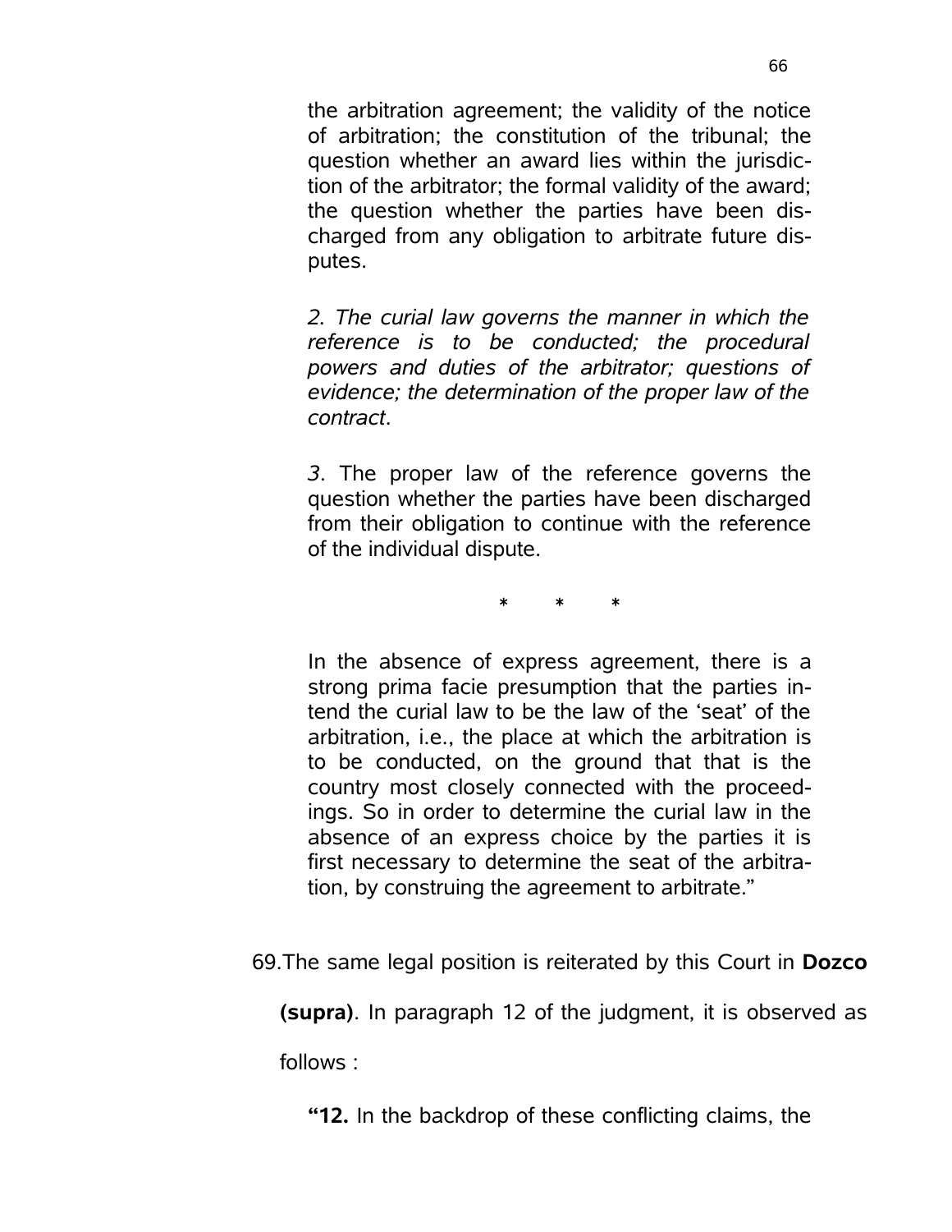the arbitration agreement; the validity of the notice of arbitration; the constitution of the tribunal; the question whether an award lies within the jurisdiction of the arbitrator; the formal validity of the award; the question whether the parties have been discharged from any obligation to arbitrate future disputes.

*2. The curial law governs the manner in which the reference is to be conducted; the procedural powers and duties of the arbitrator; questions of evidence; the determination of the proper law of the contract*.

*3*. The proper law of the reference governs the question whether the parties have been discharged from their obligation to continue with the reference of the individual dispute.

\* \* \*

In the absence of express agreement, there is a strong prima facie presumption that the parties intend the curial law to be the law of the 'seat' of the arbitration, i.e., the place at which the arbitration is to be conducted, on the ground that that is the country most closely connected with the proceedings. So in order to determine the curial law in the absence of an express choice by the parties it is first necessary to determine the seat of the arbitration, by construing the agreement to arbitrate."

69.The same legal position is reiterated by this Court in **Dozco (supra)**. In paragraph 12 of the judgment, it is observed as follows :

**"12.** In the backdrop of these conflicting claims, the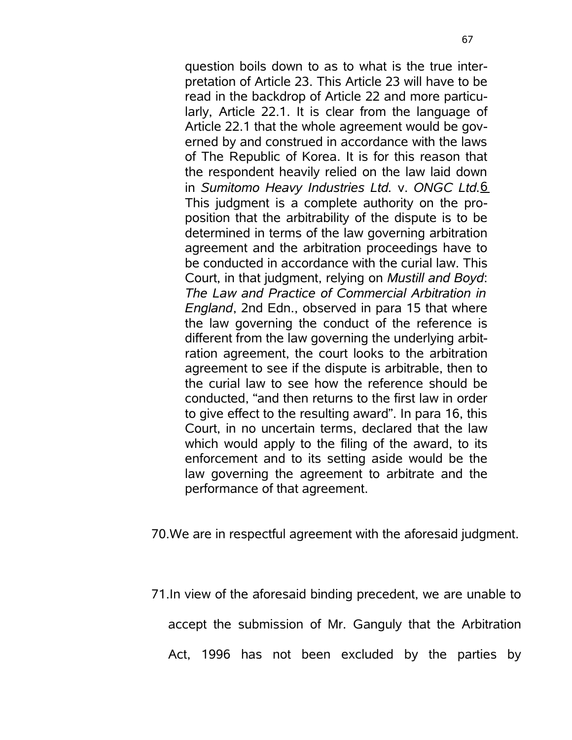> question boils down to as to what is the true interpretation of Article 23. This Article 23 will have to be read in the backdrop of Article 22 and more particularly, Article 22.1. It is clear from the language of Article 22.1 that the whole agreement would be governed by and construed in accordance with the laws of The Republic of Korea. It is for this reason that the respondent heavily relied on the law laid down in *Sumitomo Heavy Industries Ltd.* v. *ONGC Ltd.*[6] This judgment is a complete authority on the proposition that the arbitrability of the dispute is to be determined in terms of the law governing arbitration agreement and the arbitration proceedings have to be conducted in accordance with the curial law. This Court, in that judgment, relying on *Mustill and Boyd*: *The Law and Practice of Commercial Arbitration in England*, 2nd Edn., observed in para 15 that where the law governing the conduct of the reference is different from the law governing the underlying arbitration agreement, the court looks to the arbitration agreement to see if the dispute is arbitrable, then to the curial law to see how the reference should be conducted, "and then returns to the first law in order to give effect to the resulting award". In para 16, this Court, in no uncertain terms, declared that the law which would apply to the filing of the award, to its enforcement and to its setting aside would be the law governing the agreement to arbitrate and the performance of that agreement.

70. We are in respectful agreement with the aforesaid judgment.

71. In view of the aforesaid binding precedent, we are unable to accept the submission of Mr. Ganguly that the Arbitration Act, 1996 has not been excluded by the parties by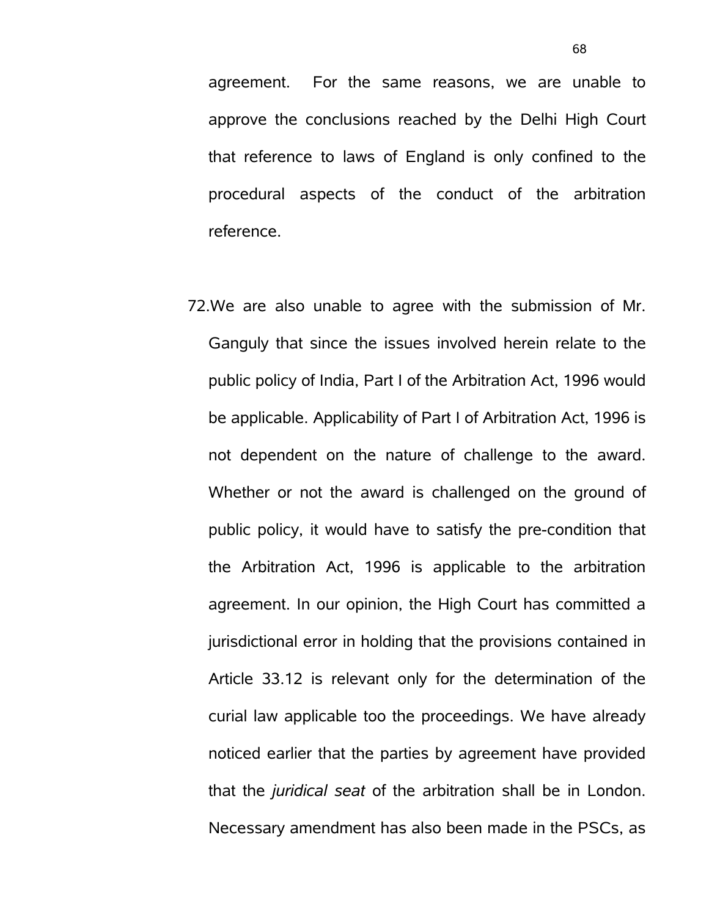agreement. For the same reasons, we are unable to approve the conclusions reached by the Delhi High Court that reference to laws of England is only confined to the procedural aspects of the conduct of the arbitration reference.

72. We are also unable to agree with the submission of Mr. Ganguly that since the issues involved herein relate to the public policy of India, Part I of the Arbitration Act, 1996 would be applicable. Applicability of Part I of Arbitration Act, 1996 is not dependent on the nature of challenge to the award. Whether or not the award is challenged on the ground of public policy, it would have to satisfy the pre-condition that the Arbitration Act, 1996 is applicable to the arbitration agreement. In our opinion, the High Court has committed a jurisdictional error in holding that the provisions contained in Article 33.12 is relevant only for the determination of the curial law applicable too the proceedings. We have already noticed earlier that the parties by agreement have provided that the *juridical seat* of the arbitration shall be in London. Necessary amendment has also been made in the PSCs, as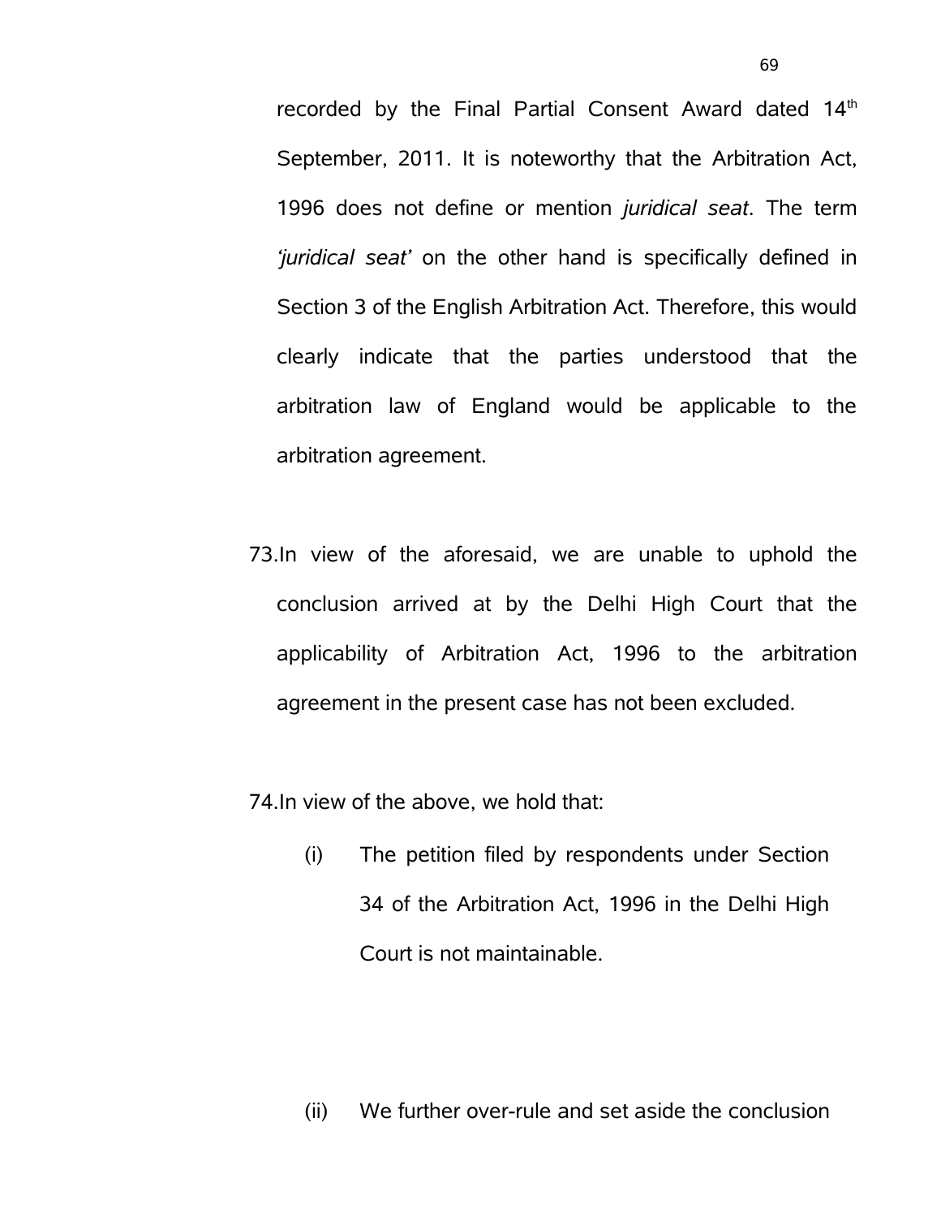recorded by the Final Partial Consent Award dated 14th September, 2011. It is noteworthy that the Arbitration Act, 1996 does not define or mention *juridical seat*. The term *'juridical seat'* on the other hand is specifically defined in Section 3 of the English Arbitration Act. Therefore, this would clearly indicate that the parties understood that the arbitration law of England would be applicable to the arbitration agreement.

73. In view of the aforesaid, we are unable to uphold the conclusion arrived at by the Delhi High Court that the applicability of Arbitration Act, 1996 to the arbitration agreement in the present case has not been excluded.

74. In view of the above, we hold that:

   (i) The petition filed by respondents under Section 34 of the Arbitration Act, 1996 in the Delhi High Court is not maintainable.

   (ii) We further over-rule and set aside the conclusion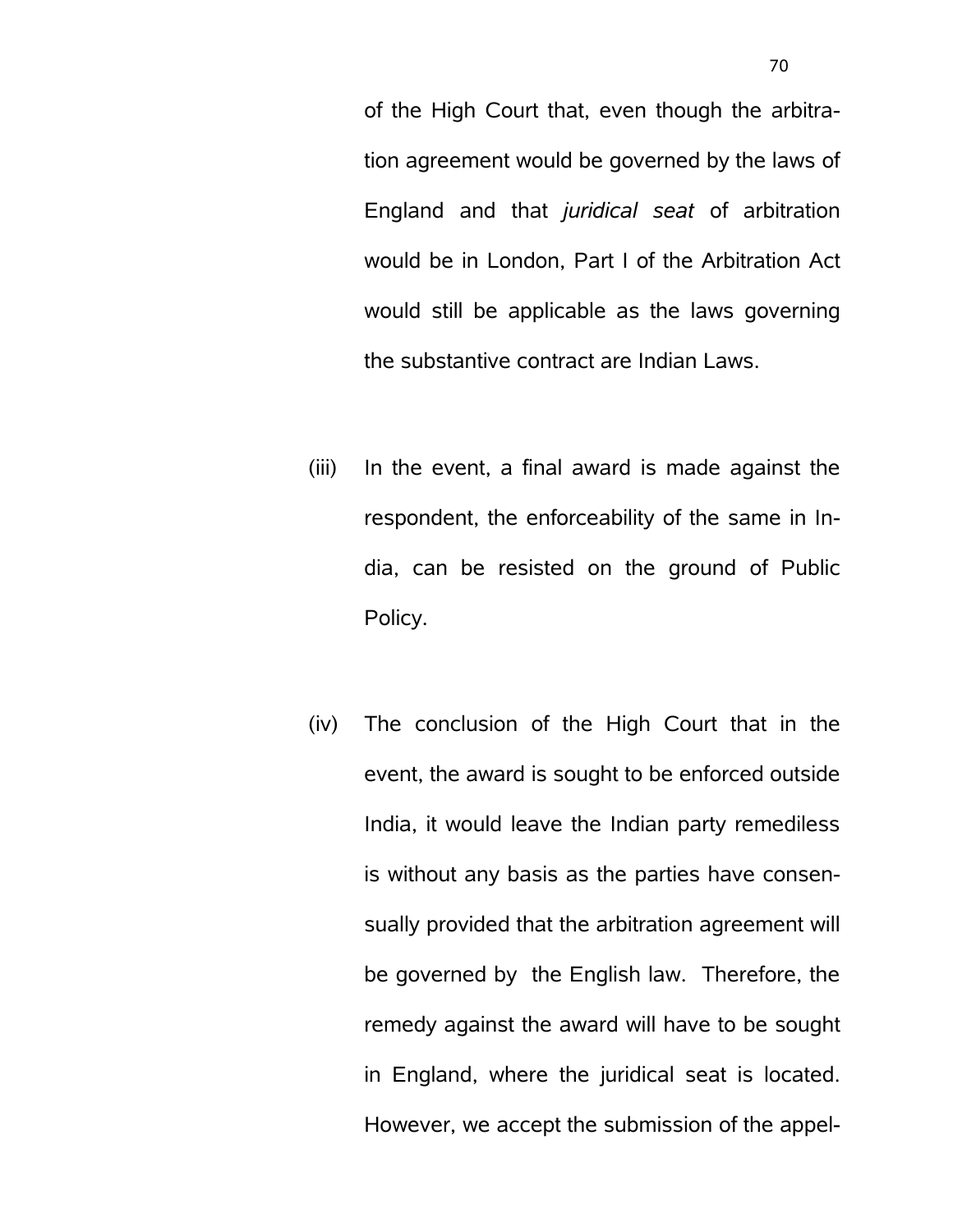of the High Court that, even though the arbitration agreement would be governed by the laws of England and that *juridical seat* of arbitration would be in London, Part I of the Arbitration Act would still be applicable as the laws governing the substantive contract are Indian Laws.

(iii) In the event, a final award is made against the respondent, the enforceability of the same in India, can be resisted on the ground of Public Policy.

(iv) The conclusion of the High Court that in the event, the award is sought to be enforced outside India, it would leave the Indian party remediless is without any basis as the parties have consensually provided that the arbitration agreement will be governed by the English law. Therefore, the remedy against the award will have to be sought in England, where the juridical seat is located. However, we accept the submission of the appel-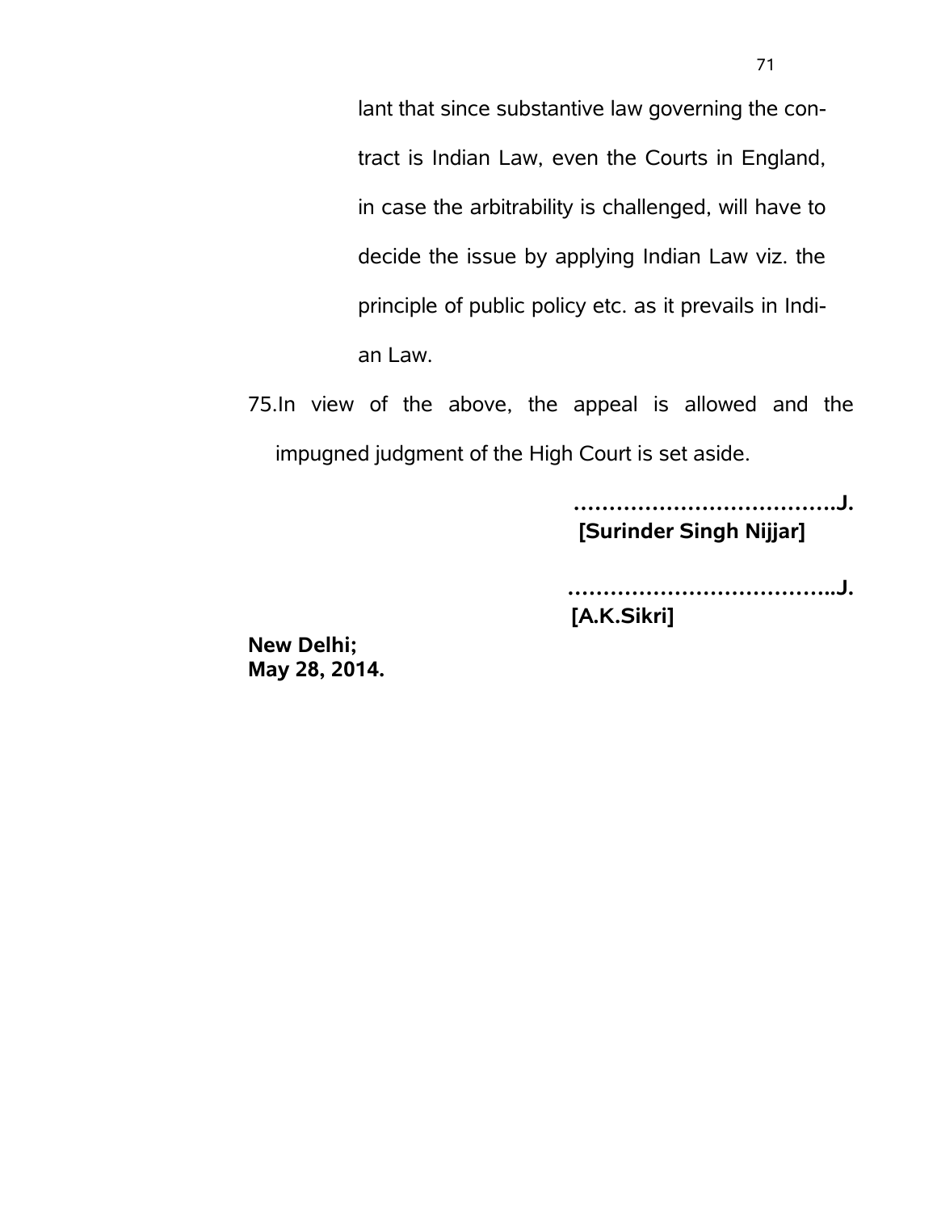lant that since substantive law governing the contract is Indian Law, even the Courts in England, in case the arbitrability is challenged, will have to decide the issue by applying Indian Law viz. the principle of public policy etc. as it prevails in Indian Law.

75. In view of the above, the appeal is allowed and the impugned judgment of the High Court is set aside.

**……………………………….J.**
**[Surinder Singh Nijjar]**

**………………………………..J.**
**[A.K.Sikri]**

**New Delhi;**
**May 28, 2014.**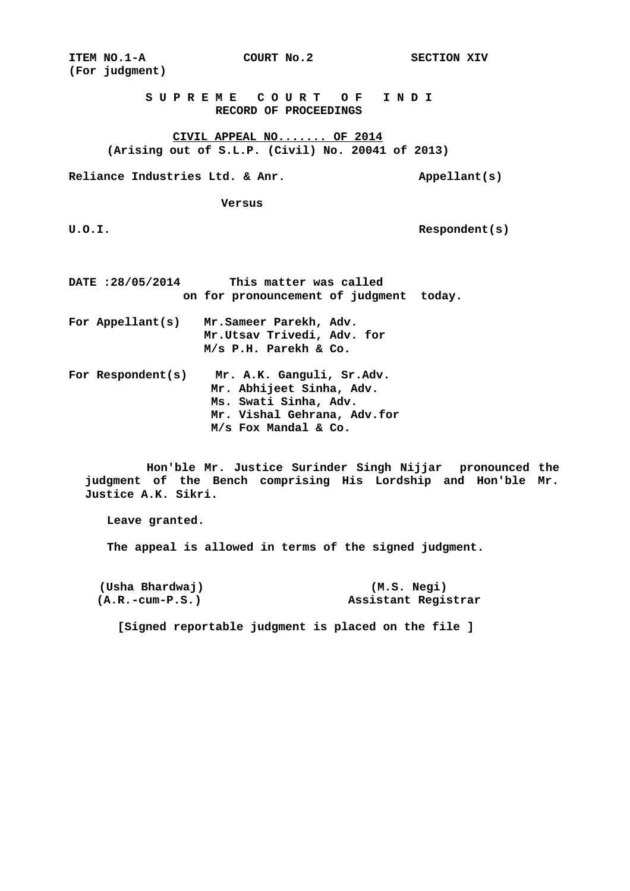ITEM NO.1-A          COURT No.2          SECTION XIV
(For judgment)

**S U P R E M E   C O U R T   O F   I N D I**
**RECORD OF PROCEEDINGS**

**CIVIL APPEAL NO....... OF 2014**
**(Arising out of S.L.P. (Civil) No. 20041 of 2013)**

Reliance Industries Ltd. & Anr.          Appellant(s)

Versus

U.O.I.          Respondent(s)

DATE :28/05/2014     This matter was called on for pronouncement of judgment today.

For Appellant(s)     Mr.Sameer Parekh, Adv.
Mr.Utsav Trivedi, Adv. for
M/s P.H. Parekh & Co.

For Respondent(s)     Mr. A.K. Ganguli, Sr.Adv.
Mr. Abhijeet Sinha, Adv.
Ms. Swati Sinha, Adv.
Mr. Vishal Gehrana, Adv.for
M/s Fox Mandal & Co.

Hon'ble Mr. Justice Surinder Singh Nijjar pronounced the judgment of the Bench comprising His Lordship and Hon'ble Mr. Justice A.K. Sikri.

Leave granted.

The appeal is allowed in terms of the signed judgment.

(Usha Bhardwaj)          (M.S. Negi)
(A.R.-cum-P.S.)          Assistant Registrar

[Signed reportable judgment is placed on the file ]